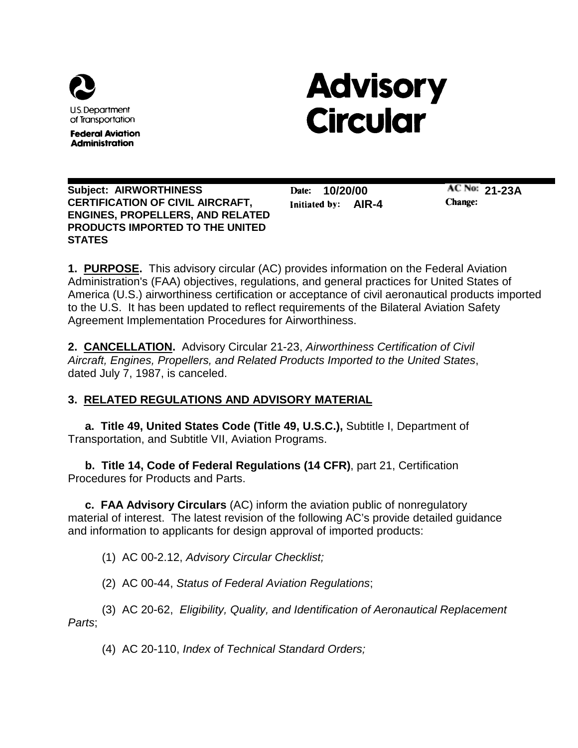U.S. Department of Transportation

**Federal Aviation Administration**

# Advisory Circular

**Subject: AIRWORTHINESS CERTIFICATION OF CIVIL AIRCRAFT, ENGINES, PROPELLERS, AND RELATED PRODUCTS IMPORTED TO THE UNITED STATES**

**Date: 10/20/00**
**Initiated by: AIR-4**

**AC No: 21-23A**
**Change:**

**1. PURPOSE.** This advisory circular (AC) provides information on the Federal Aviation Administration's (FAA) objectives, regulations, and general practices for United States of America (U.S.) airworthiness certification or acceptance of civil aeronautical products imported to the U.S. It has been updated to reflect requirements of the Bilateral Aviation Safety Agreement Implementation Procedures for Airworthiness.

**2. CANCELLATION.** Advisory Circular 21-23, *Airworthiness Certification of Civil Aircraft, Engines, Propellers, and Related Products Imported to the United States*, dated July 7, 1987, is canceled.

**3. RELATED REGULATIONS AND ADVISORY MATERIAL**

**a. Title 49, United States Code (Title 49, U.S.C.),** Subtitle I, Department of Transportation, and Subtitle VII, Aviation Programs.

**b. Title 14, Code of Federal Regulations (14 CFR)**, part 21, Certification Procedures for Products and Parts.

**c. FAA Advisory Circulars** (AC) inform the aviation public of nonregulatory material of interest. The latest revision of the following AC's provide detailed guidance and information to applicants for design approval of imported products:

(1) AC 00-2.12, *Advisory Circular Checklist;*

(2) AC 00-44, *Status of Federal Aviation Regulations*;

(3) AC 20-62, *Eligibility, Quality, and Identification of Aeronautical Replacement Parts*;

(4) AC 20-110, *Index of Technical Standard Orders;*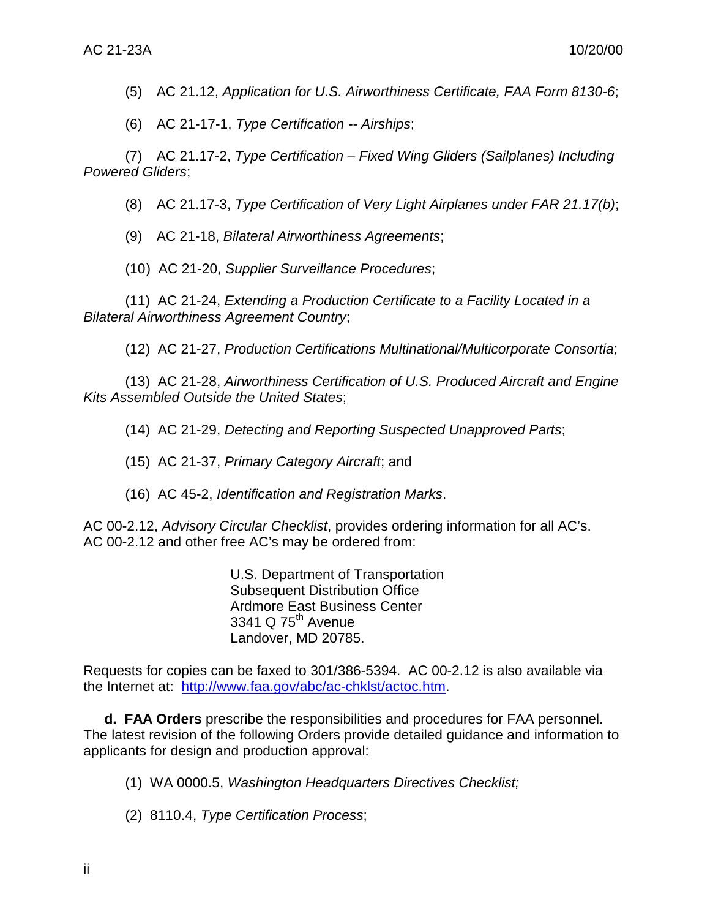(5) AC 21.12, *Application for U.S. Airworthiness Certificate, FAA Form 8130-6*;

(6) AC 21-17-1, *Type Certification -- Airships*;

(7) AC 21.17-2, *Type Certification – Fixed Wing Gliders (Sailplanes) Including Powered Gliders*;

(8) AC 21.17-3, *Type Certification of Very Light Airplanes under FAR 21.17(b)*;

(9) AC 21-18, *Bilateral Airworthiness Agreements*;

(10) AC 21-20, *Supplier Surveillance Procedures*;

(11) AC 21-24, *Extending a Production Certificate to a Facility Located in a Bilateral Airworthiness Agreement Country*;

(12) AC 21-27, *Production Certifications Multinational/Multicorporate Consortia*;

(13) AC 21-28, *Airworthiness Certification of U.S. Produced Aircraft and Engine Kits Assembled Outside the United States*;

(14) AC 21-29, *Detecting and Reporting Suspected Unapproved Parts*;

(15) AC 21-37, *Primary Category Aircraft*; and

(16) AC 45-2, *Identification and Registration Marks*.

AC 00-2.12, *Advisory Circular Checklist*, provides ordering information for all AC's. AC 00-2.12 and other free AC's may be ordered from:

U.S. Department of Transportation
Subsequent Distribution Office
Ardmore East Business Center
3341 Q 75th Avenue
Landover, MD 20785.

Requests for copies can be faxed to 301/386-5394. AC 00-2.12 is also available via the Internet at: http://www.faa.gov/abc/ac-chklst/actoc.htm.

**d. FAA Orders** prescribe the responsibilities and procedures for FAA personnel. The latest revision of the following Orders provide detailed guidance and information to applicants for design and production approval:

(1) WA 0000.5, *Washington Headquarters Directives Checklist;*

(2) 8110.4, *Type Certification Process*;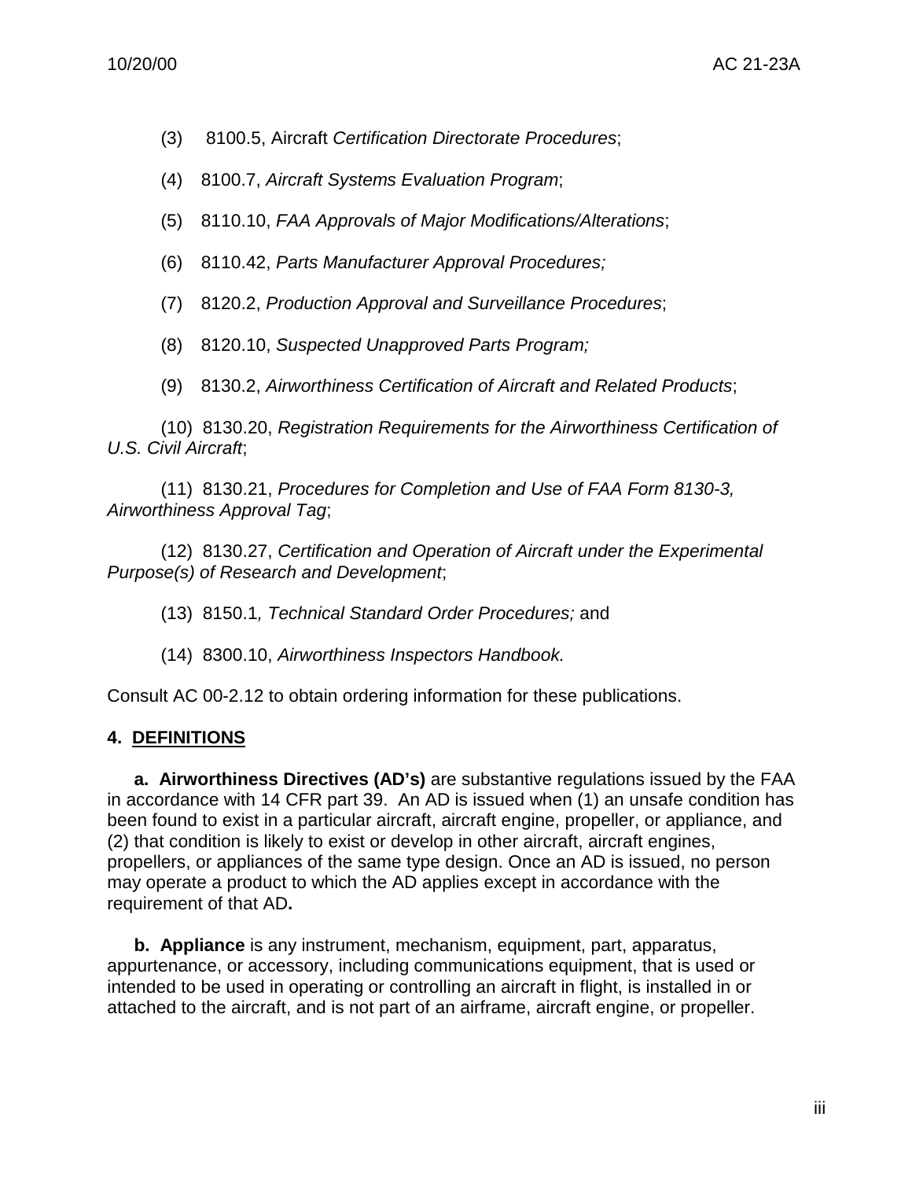(3) 8100.5, Aircraft *Certification Directorate Procedures*;

(4) 8100.7, *Aircraft Systems Evaluation Program*;

(5) 8110.10, *FAA Approvals of Major Modifications/Alterations*;

(6) 8110.42, *Parts Manufacturer Approval Procedures;*

(7) 8120.2, *Production Approval and Surveillance Procedures*;

(8) 8120.10, *Suspected Unapproved Parts Program;*

(9) 8130.2, *Airworthiness Certification of Aircraft and Related Products*;

(10) 8130.20, *Registration Requirements for the Airworthiness Certification of U.S. Civil Aircraft*;

(11) 8130.21, *Procedures for Completion and Use of FAA Form 8130-3, Airworthiness Approval Tag*;

(12) 8130.27, *Certification and Operation of Aircraft under the Experimental Purpose(s) of Research and Development*;

(13) 8150.1*, Technical Standard Order Procedures;* and

(14) 8300.10, *Airworthiness Inspectors Handbook.*

Consult AC 00-2.12 to obtain ordering information for these publications.

## 4. DEFINITIONS

**a. Airworthiness Directives (AD's)** are substantive regulations issued by the FAA in accordance with 14 CFR part 39. An AD is issued when (1) an unsafe condition has been found to exist in a particular aircraft, aircraft engine, propeller, or appliance, and (2) that condition is likely to exist or develop in other aircraft, aircraft engines, propellers, or appliances of the same type design. Once an AD is issued, no person may operate a product to which the AD applies except in accordance with the requirement of that AD**.**

**b. Appliance** is any instrument, mechanism, equipment, part, apparatus, appurtenance, or accessory, including communications equipment, that is used or intended to be used in operating or controlling an aircraft in flight, is installed in or attached to the aircraft, and is not part of an airframe, aircraft engine, or propeller.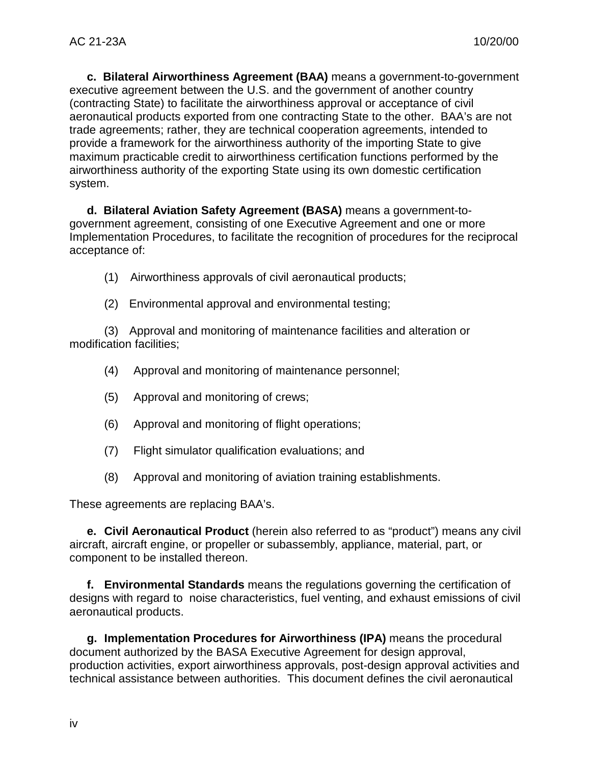**c. Bilateral Airworthiness Agreement (BAA)** means a government-to-government executive agreement between the U.S. and the government of another country (contracting State) to facilitate the airworthiness approval or acceptance of civil aeronautical products exported from one contracting State to the other. BAA's are not trade agreements; rather, they are technical cooperation agreements, intended to provide a framework for the airworthiness authority of the importing State to give maximum practicable credit to airworthiness certification functions performed by the airworthiness authority of the exporting State using its own domestic certification system.

**d. Bilateral Aviation Safety Agreement (BASA)** means a government-to-government agreement, consisting of one Executive Agreement and one or more Implementation Procedures, to facilitate the recognition of procedures for the reciprocal acceptance of:

(1) Airworthiness approvals of civil aeronautical products;

(2) Environmental approval and environmental testing;

(3) Approval and monitoring of maintenance facilities and alteration or modification facilities;

(4) Approval and monitoring of maintenance personnel;

(5) Approval and monitoring of crews;

(6) Approval and monitoring of flight operations;

(7) Flight simulator qualification evaluations; and

(8) Approval and monitoring of aviation training establishments.

These agreements are replacing BAA's.

**e. Civil Aeronautical Product** (herein also referred to as "product") means any civil aircraft, aircraft engine, or propeller or subassembly, appliance, material, part, or component to be installed thereon.

**f. Environmental Standards** means the regulations governing the certification of designs with regard to noise characteristics, fuel venting, and exhaust emissions of civil aeronautical products.

**g. Implementation Procedures for Airworthiness (IPA)** means the procedural document authorized by the BASA Executive Agreement for design approval, production activities, export airworthiness approvals, post-design approval activities and technical assistance between authorities. This document defines the civil aeronautical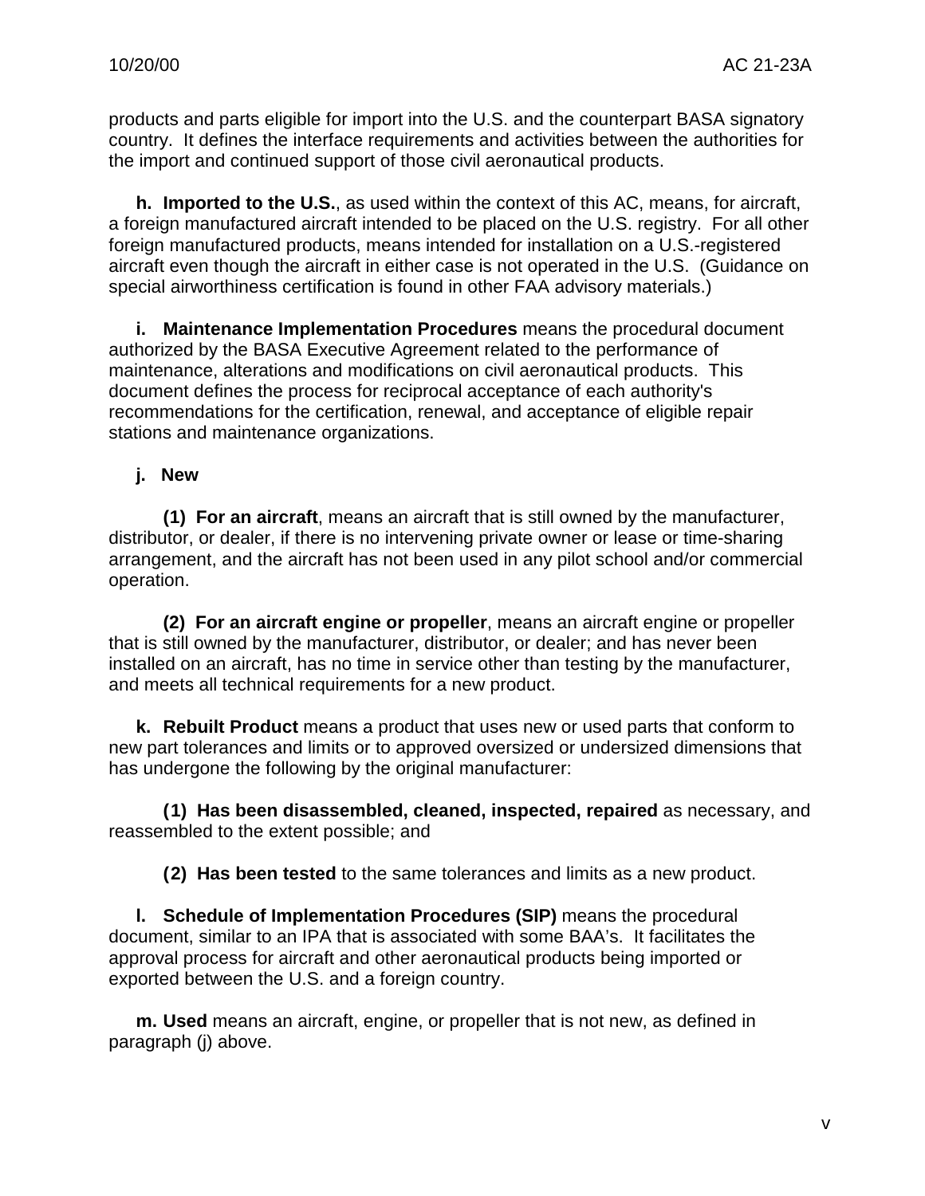products and parts eligible for import into the U.S. and the counterpart BASA signatory country. It defines the interface requirements and activities between the authorities for the import and continued support of those civil aeronautical products.

**h. Imported to the U.S.**, as used within the context of this AC, means, for aircraft, a foreign manufactured aircraft intended to be placed on the U.S. registry. For all other foreign manufactured products, means intended for installation on a U.S.-registered aircraft even though the aircraft in either case is not operated in the U.S. (Guidance on special airworthiness certification is found in other FAA advisory materials.)

**i. Maintenance Implementation Procedures** means the procedural document authorized by the BASA Executive Agreement related to the performance of maintenance, alterations and modifications on civil aeronautical products. This document defines the process for reciprocal acceptance of each authority's recommendations for the certification, renewal, and acceptance of eligible repair stations and maintenance organizations.

**j. New**

**(1) For an aircraft**, means an aircraft that is still owned by the manufacturer, distributor, or dealer, if there is no intervening private owner or lease or time-sharing arrangement, and the aircraft has not been used in any pilot school and/or commercial operation.

**(2) For an aircraft engine or propeller**, means an aircraft engine or propeller that is still owned by the manufacturer, distributor, or dealer; and has never been installed on an aircraft, has no time in service other than testing by the manufacturer, and meets all technical requirements for a new product.

**k. Rebuilt Product** means a product that uses new or used parts that conform to new part tolerances and limits or to approved oversized or undersized dimensions that has undergone the following by the original manufacturer:

**(1) Has been disassembled, cleaned, inspected, repaired** as necessary, and reassembled to the extent possible; and

**(2) Has been tested** to the same tolerances and limits as a new product.

**l. Schedule of Implementation Procedures (SIP)** means the procedural document, similar to an IPA that is associated with some BAA's. It facilitates the approval process for aircraft and other aeronautical products being imported or exported between the U.S. and a foreign country.

**m. Used** means an aircraft, engine, or propeller that is not new, as defined in paragraph (j) above.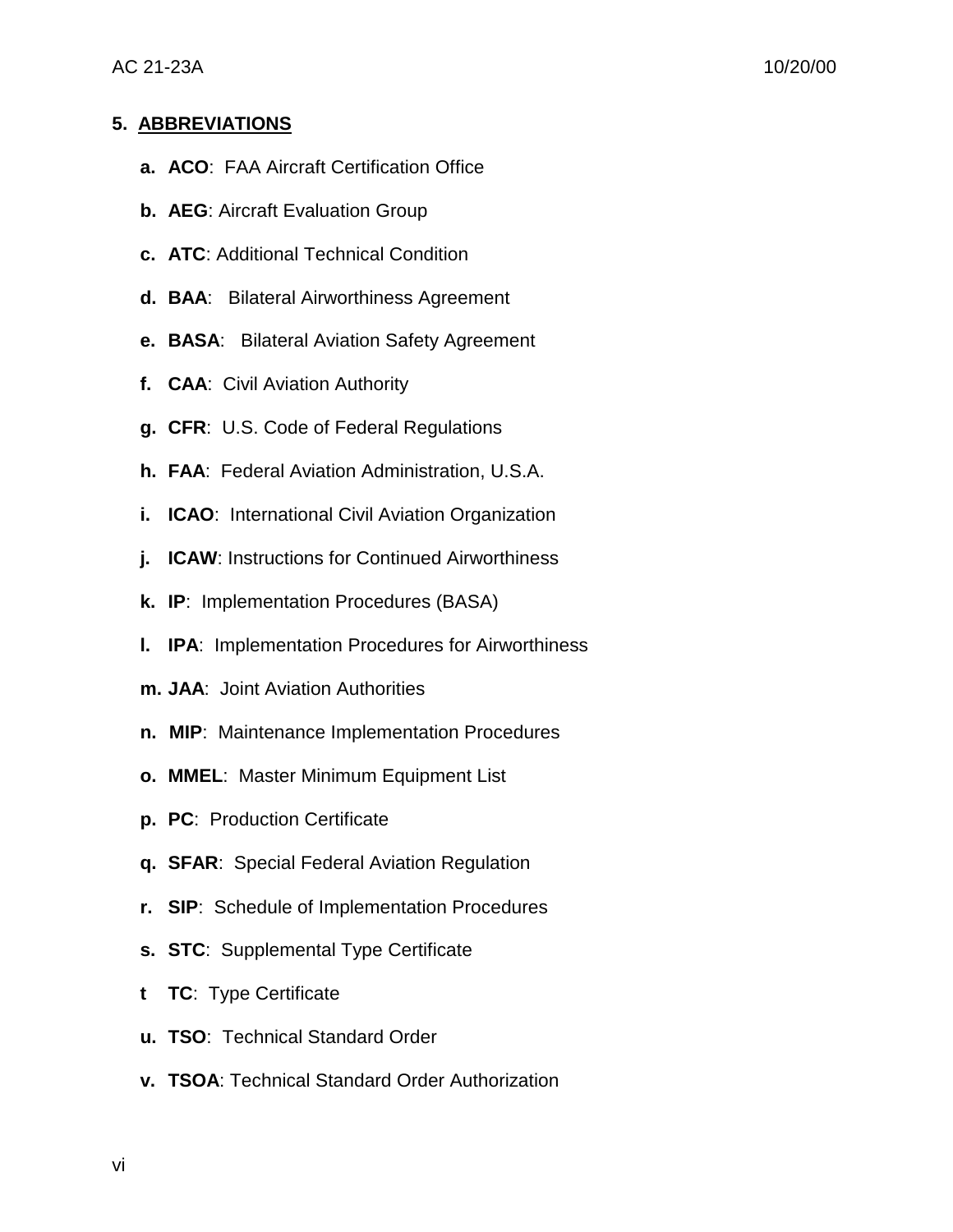## 5. ABBREVIATIONS

**a. ACO**: FAA Aircraft Certification Office

**b. AEG**: Aircraft Evaluation Group

**c. ATC**: Additional Technical Condition

**d. BAA**: Bilateral Airworthiness Agreement

**e. BASA**: Bilateral Aviation Safety Agreement

**f. CAA**: Civil Aviation Authority

**g. CFR**: U.S. Code of Federal Regulations

**h. FAA**: Federal Aviation Administration, U.S.A.

**i. ICAO**: International Civil Aviation Organization

**j. ICAW**: Instructions for Continued Airworthiness

**k. IP**: Implementation Procedures (BASA)

**l. IPA**: Implementation Procedures for Airworthiness

**m. JAA**: Joint Aviation Authorities

**n. MIP**: Maintenance Implementation Procedures

**o. MMEL**: Master Minimum Equipment List

**p. PC**: Production Certificate

**q. SFAR**: Special Federal Aviation Regulation

**r. SIP**: Schedule of Implementation Procedures

**s. STC**: Supplemental Type Certificate

**t TC**: Type Certificate

**u. TSO**: Technical Standard Order

**v. TSOA**: Technical Standard Order Authorization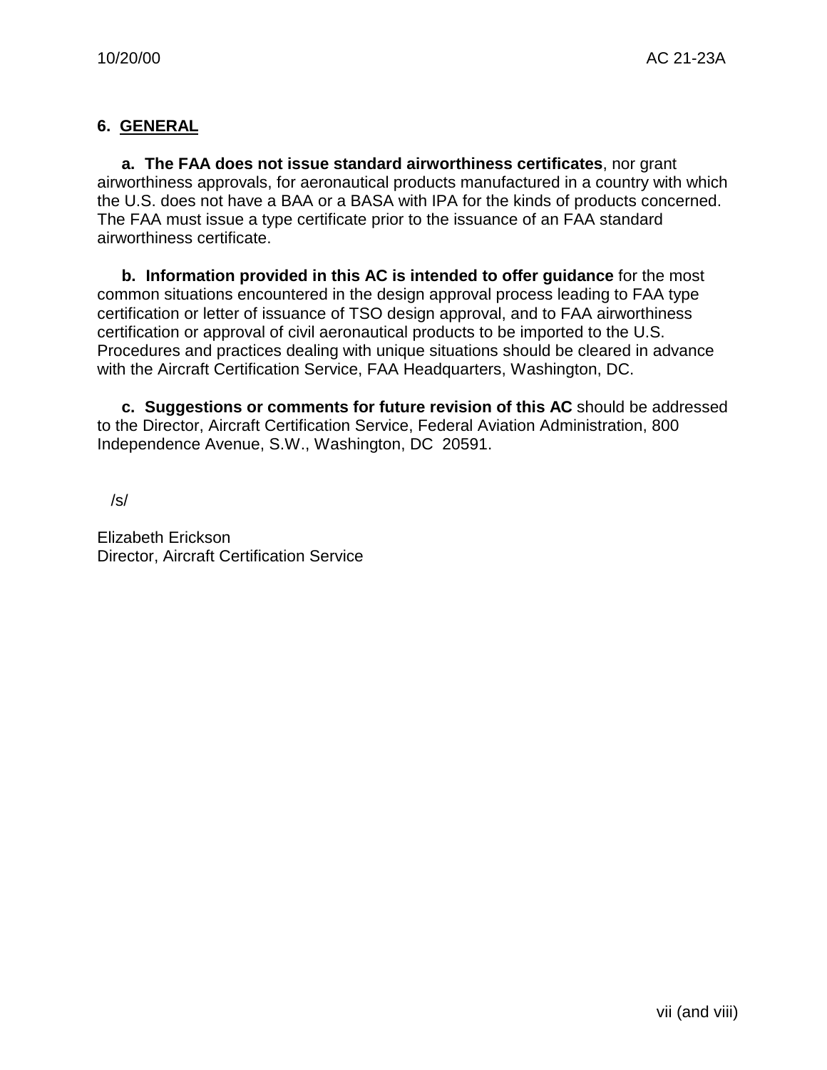## 6. GENERAL

**a. The FAA does not issue standard airworthiness certificates**, nor grant airworthiness approvals, for aeronautical products manufactured in a country with which the U.S. does not have a BAA or a BASA with IPA for the kinds of products concerned. The FAA must issue a type certificate prior to the issuance of an FAA standard airworthiness certificate.

**b. Information provided in this AC is intended to offer guidance** for the most common situations encountered in the design approval process leading to FAA type certification or letter of issuance of TSO design approval, and to FAA airworthiness certification or approval of civil aeronautical products to be imported to the U.S. Procedures and practices dealing with unique situations should be cleared in advance with the Aircraft Certification Service, FAA Headquarters, Washington, DC.

**c. Suggestions or comments for future revision of this AC** should be addressed to the Director, Aircraft Certification Service, Federal Aviation Administration, 800 Independence Avenue, S.W., Washington, DC 20591.

/s/

Elizabeth Erickson
Director, Aircraft Certification Service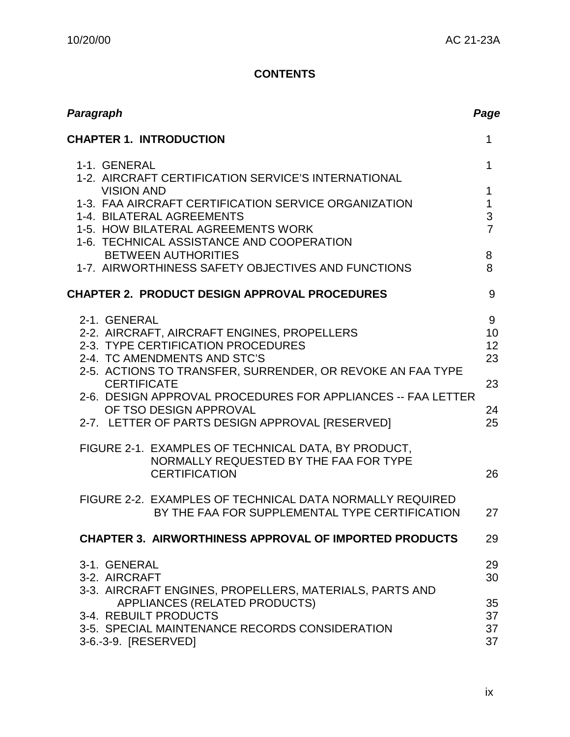# CONTENTS

| *Paragraph* | *Page* |
|---|---|
| **CHAPTER 1. INTRODUCTION** | 1 |
| 1-1. GENERAL | 1 |
| 1-2. AIRCRAFT CERTIFICATION SERVICE'S INTERNATIONAL VISION AND | 1 |
| 1-3. FAA AIRCRAFT CERTIFICATION SERVICE ORGANIZATION | 1 |
| 1-4. BILATERAL AGREEMENTS | 3 |
| 1-5. HOW BILATERAL AGREEMENTS WORK | 7 |
| 1-6. TECHNICAL ASSISTANCE AND COOPERATION BETWEEN AUTHORITIES | 8 |
| 1-7. AIRWORTHINESS SAFETY OBJECTIVES AND FUNCTIONS | 8 |
| **CHAPTER 2. PRODUCT DESIGN APPROVAL PROCEDURES** | 9 |
| 2-1. GENERAL | 9 |
| 2-2. AIRCRAFT, AIRCRAFT ENGINES, PROPELLERS | 10 |
| 2-3. TYPE CERTIFICATION PROCEDURES | 12 |
| 2-4. TC AMENDMENTS AND STC'S | 23 |
| 2-5. ACTIONS TO TRANSFER, SURRENDER, OR REVOKE AN FAA TYPE CERTIFICATE | 23 |
| 2-6. DESIGN APPROVAL PROCEDURES FOR APPLIANCES -- FAA LETTER OF TSO DESIGN APPROVAL | 24 |
| 2-7. LETTER OF PARTS DESIGN APPROVAL [RESERVED] | 25 |
| FIGURE 2-1. EXAMPLES OF TECHNICAL DATA, BY PRODUCT, NORMALLY REQUESTED BY THE FAA FOR TYPE CERTIFICATION | 26 |
| FIGURE 2-2. EXAMPLES OF TECHNICAL DATA NORMALLY REQUIRED BY THE FAA FOR SUPPLEMENTAL TYPE CERTIFICATION | 27 |
| **CHAPTER 3. AIRWORTHINESS APPROVAL OF IMPORTED PRODUCTS** | 29 |
| 3-1. GENERAL | 29 |
| 3-2. AIRCRAFT | 30 |
| 3-3. AIRCRAFT ENGINES, PROPELLERS, MATERIALS, PARTS AND APPLIANCES (RELATED PRODUCTS) | 35 |
| 3-4. REBUILT PRODUCTS | 37 |
| 3-5. SPECIAL MAINTENANCE RECORDS CONSIDERATION | 37 |
| 3-6.-3-9. [RESERVED] | 37 |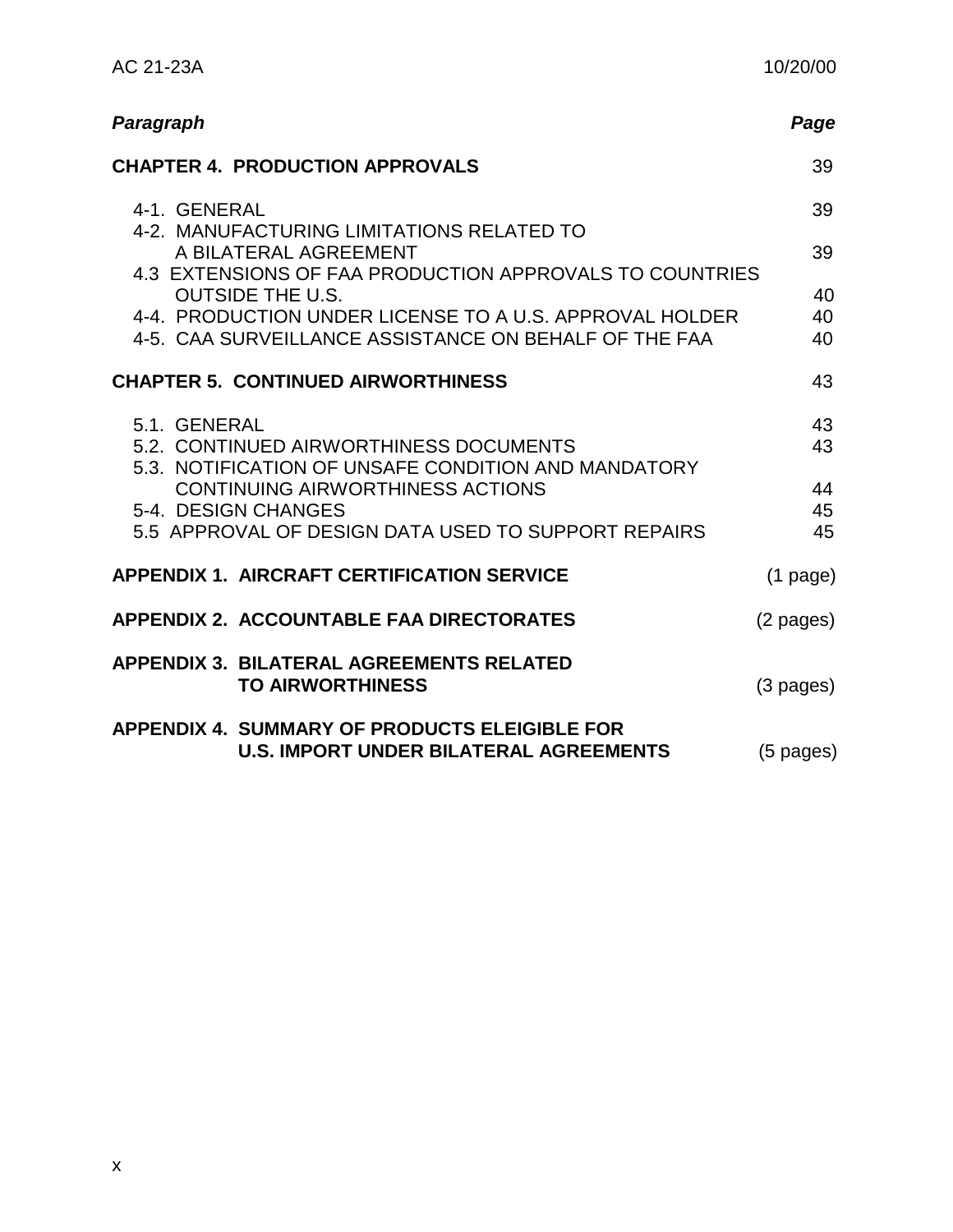| *Paragraph* | *Page* |
|---|---|
| **CHAPTER 4. PRODUCTION APPROVALS** | 39 |
| 4-1. GENERAL | 39 |
| 4-2. MANUFACTURING LIMITATIONS RELATED TO A BILATERAL AGREEMENT | 39 |
| 4.3 EXTENSIONS OF FAA PRODUCTION APPROVALS TO COUNTRIES OUTSIDE THE U.S. | 40 |
| 4-4. PRODUCTION UNDER LICENSE TO A U.S. APPROVAL HOLDER | 40 |
| 4-5. CAA SURVEILLANCE ASSISTANCE ON BEHALF OF THE FAA | 40 |
| **CHAPTER 5. CONTINUED AIRWORTHINESS** | 43 |
| 5.1. GENERAL | 43 |
| 5.2. CONTINUED AIRWORTHINESS DOCUMENTS | 43 |
| 5.3. NOTIFICATION OF UNSAFE CONDITION AND MANDATORY CONTINUING AIRWORTHINESS ACTIONS | 44 |
| 5-4. DESIGN CHANGES | 45 |
| 5.5 APPROVAL OF DESIGN DATA USED TO SUPPORT REPAIRS | 45 |
| **APPENDIX 1. AIRCRAFT CERTIFICATION SERVICE** | (1 page) |
| **APPENDIX 2. ACCOUNTABLE FAA DIRECTORATES** | (2 pages) |
| **APPENDIX 3. BILATERAL AGREEMENTS RELATED TO AIRWORTHINESS** | (3 pages) |
| **APPENDIX 4. SUMMARY OF PRODUCTS ELEIGIBLE FOR U.S. IMPORT UNDER BILATERAL AGREEMENTS** | (5 pages) |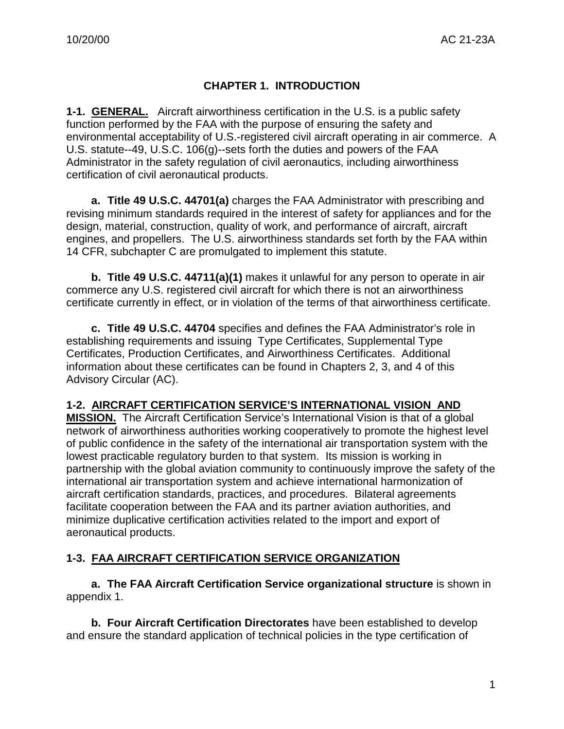# CHAPTER 1. INTRODUCTION

**1-1. GENERAL.** Aircraft airworthiness certification in the U.S. is a public safety function performed by the FAA with the purpose of ensuring the safety and environmental acceptability of U.S.-registered civil aircraft operating in air commerce. A U.S. statute--49, U.S.C. 106(g)--sets forth the duties and powers of the FAA Administrator in the safety regulation of civil aeronautics, including airworthiness certification of civil aeronautical products.

**a. Title 49 U.S.C. 44701(a)** charges the FAA Administrator with prescribing and revising minimum standards required in the interest of safety for appliances and for the design, material, construction, quality of work, and performance of aircraft, aircraft engines, and propellers. The U.S. airworthiness standards set forth by the FAA within 14 CFR, subchapter C are promulgated to implement this statute.

**b. Title 49 U.S.C. 44711(a)(1)** makes it unlawful for any person to operate in air commerce any U.S. registered civil aircraft for which there is not an airworthiness certificate currently in effect, or in violation of the terms of that airworthiness certificate.

**c. Title 49 U.S.C. 44704** specifies and defines the FAA Administrator's role in establishing requirements and issuing Type Certificates, Supplemental Type Certificates, Production Certificates, and Airworthiness Certificates. Additional information about these certificates can be found in Chapters 2, 3, and 4 of this Advisory Circular (AC).

**1-2. AIRCRAFT CERTIFICATION SERVICE'S INTERNATIONAL VISION AND MISSION.** The Aircraft Certification Service's International Vision is that of a global network of airworthiness authorities working cooperatively to promote the highest level of public confidence in the safety of the international air transportation system with the lowest practicable regulatory burden to that system. Its mission is working in partnership with the global aviation community to continuously improve the safety of the international air transportation system and achieve international harmonization of aircraft certification standards, practices, and procedures. Bilateral agreements facilitate cooperation between the FAA and its partner aviation authorities, and minimize duplicative certification activities related to the import and export of aeronautical products.

**1-3. FAA AIRCRAFT CERTIFICATION SERVICE ORGANIZATION**

**a. The FAA Aircraft Certification Service organizational structure** is shown in appendix 1.

**b. Four Aircraft Certification Directorates** have been established to develop and ensure the standard application of technical policies in the type certification of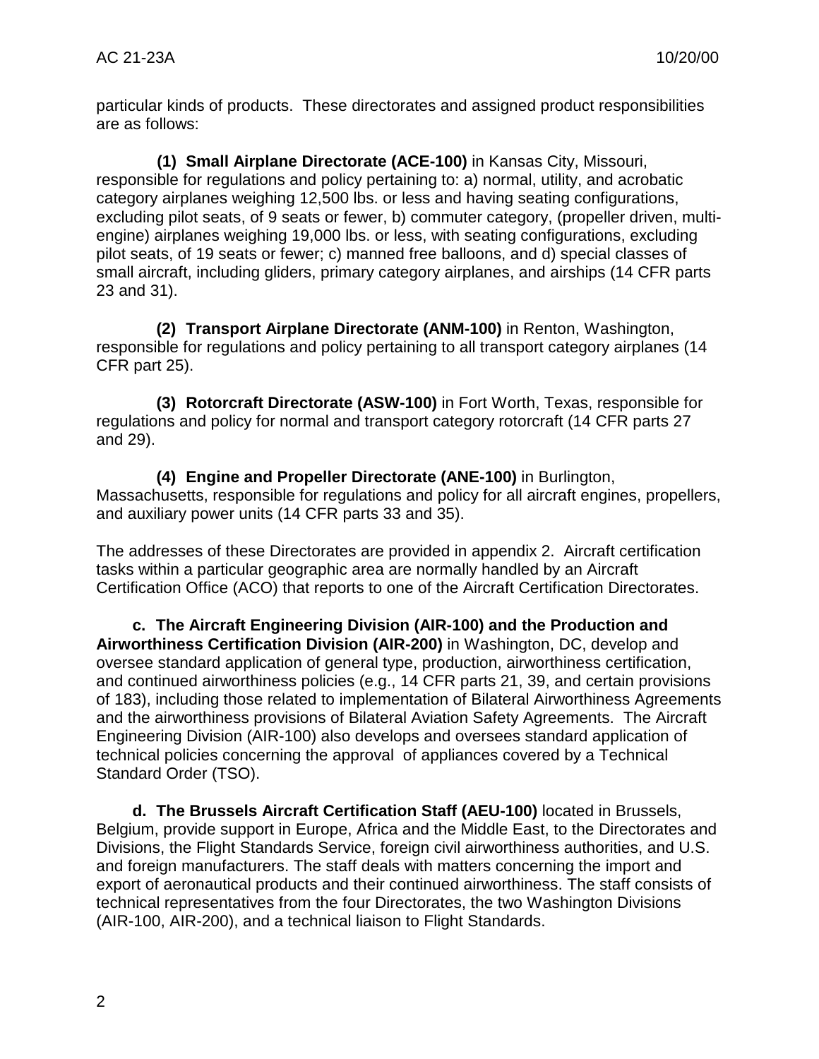particular kinds of products. These directorates and assigned product responsibilities are as follows:

**(1) Small Airplane Directorate (ACE-100)** in Kansas City, Missouri, responsible for regulations and policy pertaining to: a) normal, utility, and acrobatic category airplanes weighing 12,500 lbs. or less and having seating configurations, excluding pilot seats, of 9 seats or fewer, b) commuter category, (propeller driven, multi-engine) airplanes weighing 19,000 lbs. or less, with seating configurations, excluding pilot seats, of 19 seats or fewer; c) manned free balloons, and d) special classes of small aircraft, including gliders, primary category airplanes, and airships (14 CFR parts 23 and 31).

**(2) Transport Airplane Directorate (ANM-100)** in Renton, Washington, responsible for regulations and policy pertaining to all transport category airplanes (14 CFR part 25).

**(3) Rotorcraft Directorate (ASW-100)** in Fort Worth, Texas, responsible for regulations and policy for normal and transport category rotorcraft (14 CFR parts 27 and 29).

**(4) Engine and Propeller Directorate (ANE-100)** in Burlington, Massachusetts, responsible for regulations and policy for all aircraft engines, propellers, and auxiliary power units (14 CFR parts 33 and 35).

The addresses of these Directorates are provided in appendix 2. Aircraft certification tasks within a particular geographic area are normally handled by an Aircraft Certification Office (ACO) that reports to one of the Aircraft Certification Directorates.

**c. The Aircraft Engineering Division (AIR-100) and the Production and Airworthiness Certification Division (AIR-200)** in Washington, DC, develop and oversee standard application of general type, production, airworthiness certification, and continued airworthiness policies (e.g., 14 CFR parts 21, 39, and certain provisions of 183), including those related to implementation of Bilateral Airworthiness Agreements and the airworthiness provisions of Bilateral Aviation Safety Agreements. The Aircraft Engineering Division (AIR-100) also develops and oversees standard application of technical policies concerning the approval of appliances covered by a Technical Standard Order (TSO).

**d. The Brussels Aircraft Certification Staff (AEU-100)** located in Brussels, Belgium, provide support in Europe, Africa and the Middle East, to the Directorates and Divisions, the Flight Standards Service, foreign civil airworthiness authorities, and U.S. and foreign manufacturers. The staff deals with matters concerning the import and export of aeronautical products and their continued airworthiness. The staff consists of technical representatives from the four Directorates, the two Washington Divisions (AIR-100, AIR-200), and a technical liaison to Flight Standards.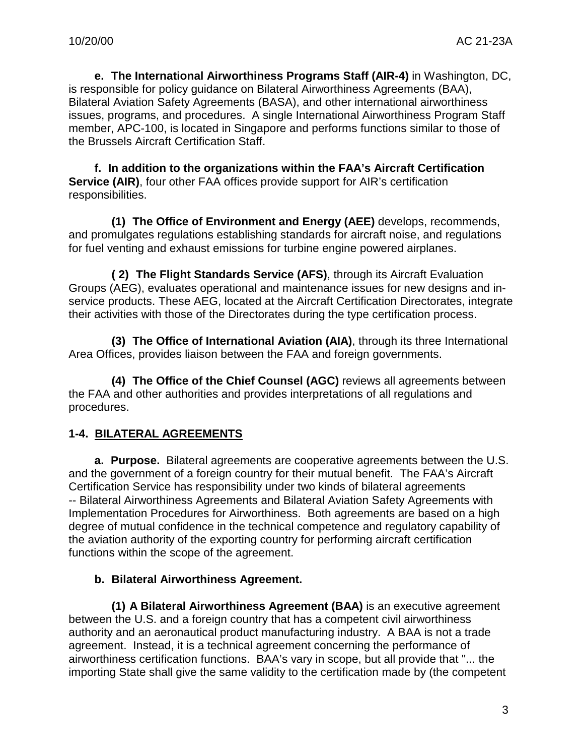**e. The International Airworthiness Programs Staff (AIR-4)** in Washington, DC, is responsible for policy guidance on Bilateral Airworthiness Agreements (BAA), Bilateral Aviation Safety Agreements (BASA), and other international airworthiness issues, programs, and procedures. A single International Airworthiness Program Staff member, APC-100, is located in Singapore and performs functions similar to those of the Brussels Aircraft Certification Staff.

**f. In addition to the organizations within the FAA's Aircraft Certification Service (AIR)**, four other FAA offices provide support for AIR's certification responsibilities.

**(1) The Office of Environment and Energy (AEE)** develops, recommends, and promulgates regulations establishing standards for aircraft noise, and regulations for fuel venting and exhaust emissions for turbine engine powered airplanes.

**( 2) The Flight Standards Service (AFS)**, through its Aircraft Evaluation Groups (AEG), evaluates operational and maintenance issues for new designs and in-service products. These AEG, located at the Aircraft Certification Directorates, integrate their activities with those of the Directorates during the type certification process.

**(3) The Office of International Aviation (AIA)**, through its three International Area Offices, provides liaison between the FAA and foreign governments.

**(4) The Office of the Chief Counsel (AGC)** reviews all agreements between the FAA and other authorities and provides interpretations of all regulations and procedures.

## 1-4. BILATERAL AGREEMENTS

**a. Purpose.** Bilateral agreements are cooperative agreements between the U.S. and the government of a foreign country for their mutual benefit. The FAA's Aircraft Certification Service has responsibility under two kinds of bilateral agreements -- Bilateral Airworthiness Agreements and Bilateral Aviation Safety Agreements with Implementation Procedures for Airworthiness. Both agreements are based on a high degree of mutual confidence in the technical competence and regulatory capability of the aviation authority of the exporting country for performing aircraft certification functions within the scope of the agreement.

**b. Bilateral Airworthiness Agreement.**

**(1) A Bilateral Airworthiness Agreement (BAA)** is an executive agreement between the U.S. and a foreign country that has a competent civil airworthiness authority and an aeronautical product manufacturing industry. A BAA is not a trade agreement. Instead, it is a technical agreement concerning the performance of airworthiness certification functions. BAA's vary in scope, but all provide that "... the importing State shall give the same validity to the certification made by (the competent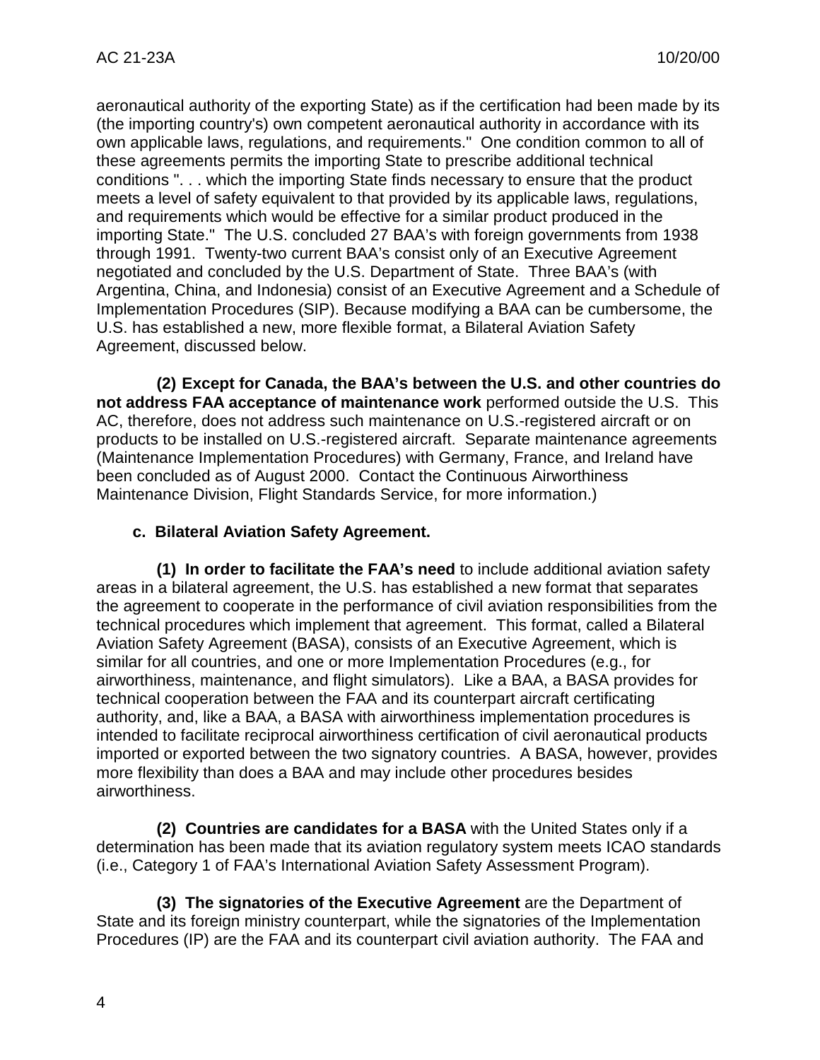aeronautical authority of the exporting State) as if the certification had been made by its (the importing country's) own competent aeronautical authority in accordance with its own applicable laws, regulations, and requirements." One condition common to all of these agreements permits the importing State to prescribe additional technical conditions ". . . which the importing State finds necessary to ensure that the product meets a level of safety equivalent to that provided by its applicable laws, regulations, and requirements which would be effective for a similar product produced in the importing State." The U.S. concluded 27 BAA's with foreign governments from 1938 through 1991. Twenty-two current BAA's consist only of an Executive Agreement negotiated and concluded by the U.S. Department of State. Three BAA's (with Argentina, China, and Indonesia) consist of an Executive Agreement and a Schedule of Implementation Procedures (SIP). Because modifying a BAA can be cumbersome, the U.S. has established a new, more flexible format, a Bilateral Aviation Safety Agreement, discussed below.

**(2) Except for Canada, the BAA's between the U.S. and other countries do not address FAA acceptance of maintenance work** performed outside the U.S. This AC, therefore, does not address such maintenance on U.S.-registered aircraft or on products to be installed on U.S.-registered aircraft. Separate maintenance agreements (Maintenance Implementation Procedures) with Germany, France, and Ireland have been concluded as of August 2000. Contact the Continuous Airworthiness Maintenance Division, Flight Standards Service, for more information.)

**c. Bilateral Aviation Safety Agreement.**

**(1) In order to facilitate the FAA's need** to include additional aviation safety areas in a bilateral agreement, the U.S. has established a new format that separates the agreement to cooperate in the performance of civil aviation responsibilities from the technical procedures which implement that agreement. This format, called a Bilateral Aviation Safety Agreement (BASA), consists of an Executive Agreement, which is similar for all countries, and one or more Implementation Procedures (e.g., for airworthiness, maintenance, and flight simulators). Like a BAA, a BASA provides for technical cooperation between the FAA and its counterpart aircraft certificating authority, and, like a BAA, a BASA with airworthiness implementation procedures is intended to facilitate reciprocal airworthiness certification of civil aeronautical products imported or exported between the two signatory countries. A BASA, however, provides more flexibility than does a BAA and may include other procedures besides airworthiness.

**(2) Countries are candidates for a BASA** with the United States only if a determination has been made that its aviation regulatory system meets ICAO standards (i.e., Category 1 of FAA's International Aviation Safety Assessment Program).

**(3) The signatories of the Executive Agreement** are the Department of State and its foreign ministry counterpart, while the signatories of the Implementation Procedures (IP) are the FAA and its counterpart civil aviation authority. The FAA and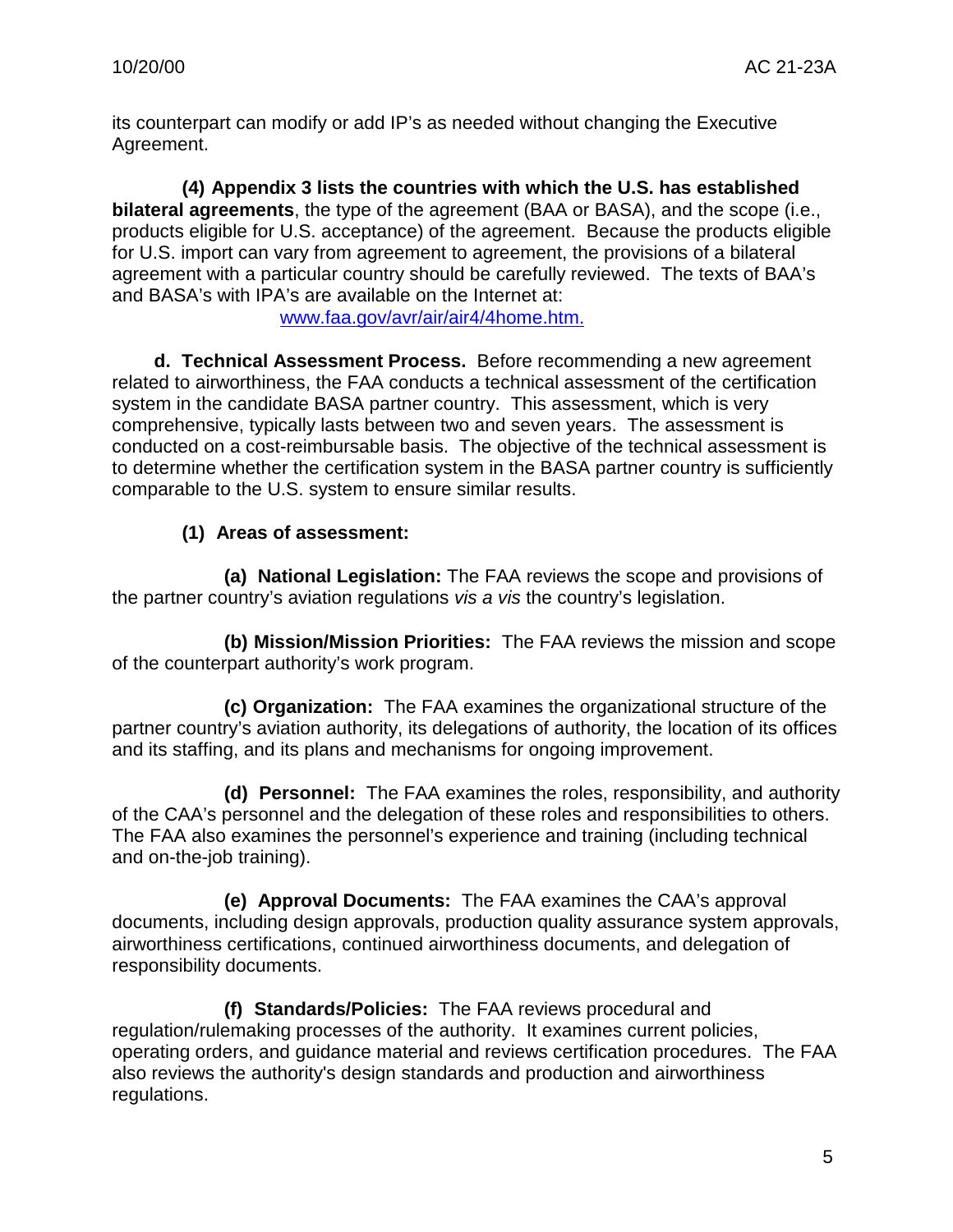its counterpart can modify or add IP's as needed without changing the Executive Agreement.

**(4) Appendix 3 lists the countries with which the U.S. has established bilateral agreements**, the type of the agreement (BAA or BASA), and the scope (i.e., products eligible for U.S. acceptance) of the agreement. Because the products eligible for U.S. import can vary from agreement to agreement, the provisions of a bilateral agreement with a particular country should be carefully reviewed. The texts of BAA's and BASA's with IPA's are available on the Internet at: www.faa.gov/avr/air/air4/4home.htm.

**d. Technical Assessment Process.** Before recommending a new agreement related to airworthiness, the FAA conducts a technical assessment of the certification system in the candidate BASA partner country. This assessment, which is very comprehensive, typically lasts between two and seven years. The assessment is conducted on a cost-reimbursable basis. The objective of the technical assessment is to determine whether the certification system in the BASA partner country is sufficiently comparable to the U.S. system to ensure similar results.

**(1) Areas of assessment:**

**(a) National Legislation:** The FAA reviews the scope and provisions of the partner country's aviation regulations *vis a vis* the country's legislation.

**(b) Mission/Mission Priorities:** The FAA reviews the mission and scope of the counterpart authority's work program.

**(c) Organization:** The FAA examines the organizational structure of the partner country's aviation authority, its delegations of authority, the location of its offices and its staffing, and its plans and mechanisms for ongoing improvement.

**(d) Personnel:** The FAA examines the roles, responsibility, and authority of the CAA's personnel and the delegation of these roles and responsibilities to others. The FAA also examines the personnel's experience and training (including technical and on-the-job training).

**(e) Approval Documents:** The FAA examines the CAA's approval documents, including design approvals, production quality assurance system approvals, airworthiness certifications, continued airworthiness documents, and delegation of responsibility documents.

**(f) Standards/Policies:** The FAA reviews procedural and regulation/rulemaking processes of the authority. It examines current policies, operating orders, and guidance material and reviews certification procedures. The FAA also reviews the authority's design standards and production and airworthiness regulations.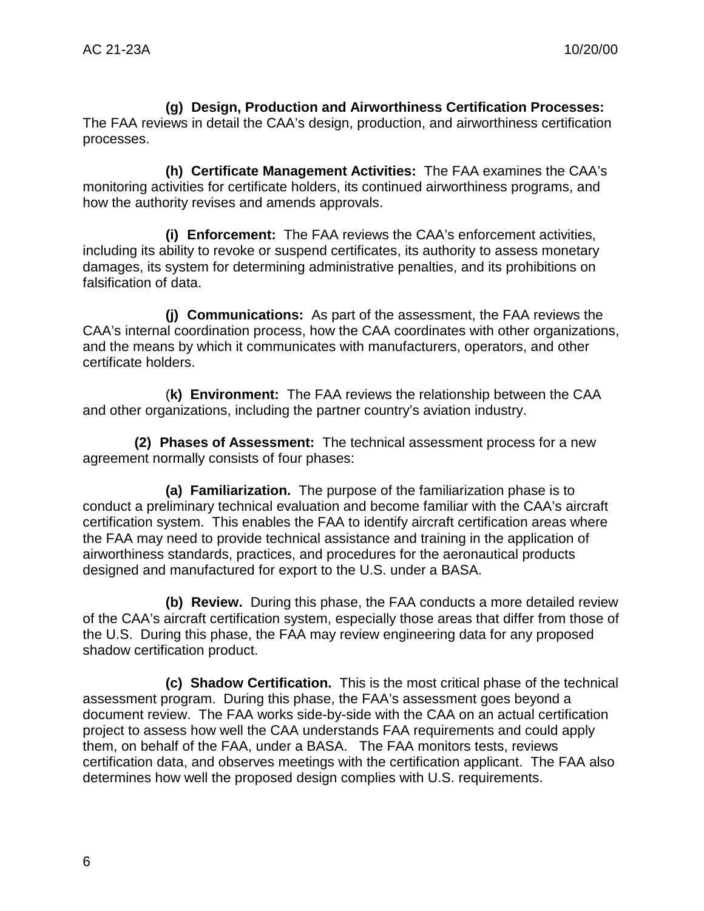**(g) Design, Production and Airworthiness Certification Processes:** The FAA reviews in detail the CAA's design, production, and airworthiness certification processes.

**(h) Certificate Management Activities:** The FAA examines the CAA's monitoring activities for certificate holders, its continued airworthiness programs, and how the authority revises and amends approvals.

**(i) Enforcement:** The FAA reviews the CAA's enforcement activities, including its ability to revoke or suspend certificates, its authority to assess monetary damages, its system for determining administrative penalties, and its prohibitions on falsification of data.

**(j) Communications:** As part of the assessment, the FAA reviews the CAA's internal coordination process, how the CAA coordinates with other organizations, and the means by which it communicates with manufacturers, operators, and other certificate holders.

(**k) Environment:** The FAA reviews the relationship between the CAA and other organizations, including the partner country's aviation industry.

**(2) Phases of Assessment:** The technical assessment process for a new agreement normally consists of four phases:

**(a) Familiarization.** The purpose of the familiarization phase is to conduct a preliminary technical evaluation and become familiar with the CAA's aircraft certification system. This enables the FAA to identify aircraft certification areas where the FAA may need to provide technical assistance and training in the application of airworthiness standards, practices, and procedures for the aeronautical products designed and manufactured for export to the U.S. under a BASA.

**(b) Review.** During this phase, the FAA conducts a more detailed review of the CAA's aircraft certification system, especially those areas that differ from those of the U.S. During this phase, the FAA may review engineering data for any proposed shadow certification product.

**(c) Shadow Certification.** This is the most critical phase of the technical assessment program. During this phase, the FAA's assessment goes beyond a document review. The FAA works side-by-side with the CAA on an actual certification project to assess how well the CAA understands FAA requirements and could apply them, on behalf of the FAA, under a BASA. The FAA monitors tests, reviews certification data, and observes meetings with the certification applicant. The FAA also determines how well the proposed design complies with U.S. requirements.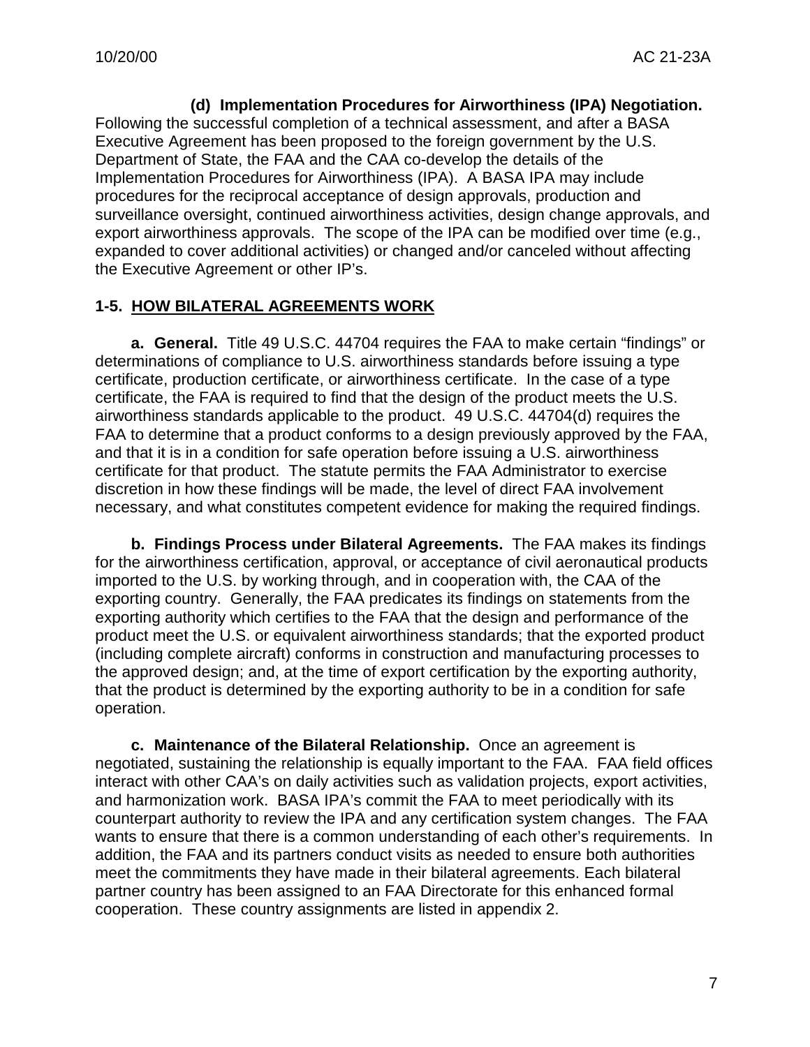**(d) Implementation Procedures for Airworthiness (IPA) Negotiation.** Following the successful completion of a technical assessment, and after a BASA Executive Agreement has been proposed to the foreign government by the U.S. Department of State, the FAA and the CAA co-develop the details of the Implementation Procedures for Airworthiness (IPA). A BASA IPA may include procedures for the reciprocal acceptance of design approvals, production and surveillance oversight, continued airworthiness activities, design change approvals, and export airworthiness approvals. The scope of the IPA can be modified over time (e.g., expanded to cover additional activities) or changed and/or canceled without affecting the Executive Agreement or other IP's.

## 1-5. HOW BILATERAL AGREEMENTS WORK

**a. General.** Title 49 U.S.C. 44704 requires the FAA to make certain "findings" or determinations of compliance to U.S. airworthiness standards before issuing a type certificate, production certificate, or airworthiness certificate. In the case of a type certificate, the FAA is required to find that the design of the product meets the U.S. airworthiness standards applicable to the product. 49 U.S.C. 44704(d) requires the FAA to determine that a product conforms to a design previously approved by the FAA, and that it is in a condition for safe operation before issuing a U.S. airworthiness certificate for that product. The statute permits the FAA Administrator to exercise discretion in how these findings will be made, the level of direct FAA involvement necessary, and what constitutes competent evidence for making the required findings.

**b. Findings Process under Bilateral Agreements.** The FAA makes its findings for the airworthiness certification, approval, or acceptance of civil aeronautical products imported to the U.S. by working through, and in cooperation with, the CAA of the exporting country. Generally, the FAA predicates its findings on statements from the exporting authority which certifies to the FAA that the design and performance of the product meet the U.S. or equivalent airworthiness standards; that the exported product (including complete aircraft) conforms in construction and manufacturing processes to the approved design; and, at the time of export certification by the exporting authority, that the product is determined by the exporting authority to be in a condition for safe operation.

**c. Maintenance of the Bilateral Relationship.** Once an agreement is negotiated, sustaining the relationship is equally important to the FAA. FAA field offices interact with other CAA's on daily activities such as validation projects, export activities, and harmonization work. BASA IPA's commit the FAA to meet periodically with its counterpart authority to review the IPA and any certification system changes. The FAA wants to ensure that there is a common understanding of each other's requirements. In addition, the FAA and its partners conduct visits as needed to ensure both authorities meet the commitments they have made in their bilateral agreements. Each bilateral partner country has been assigned to an FAA Directorate for this enhanced formal cooperation. These country assignments are listed in appendix 2.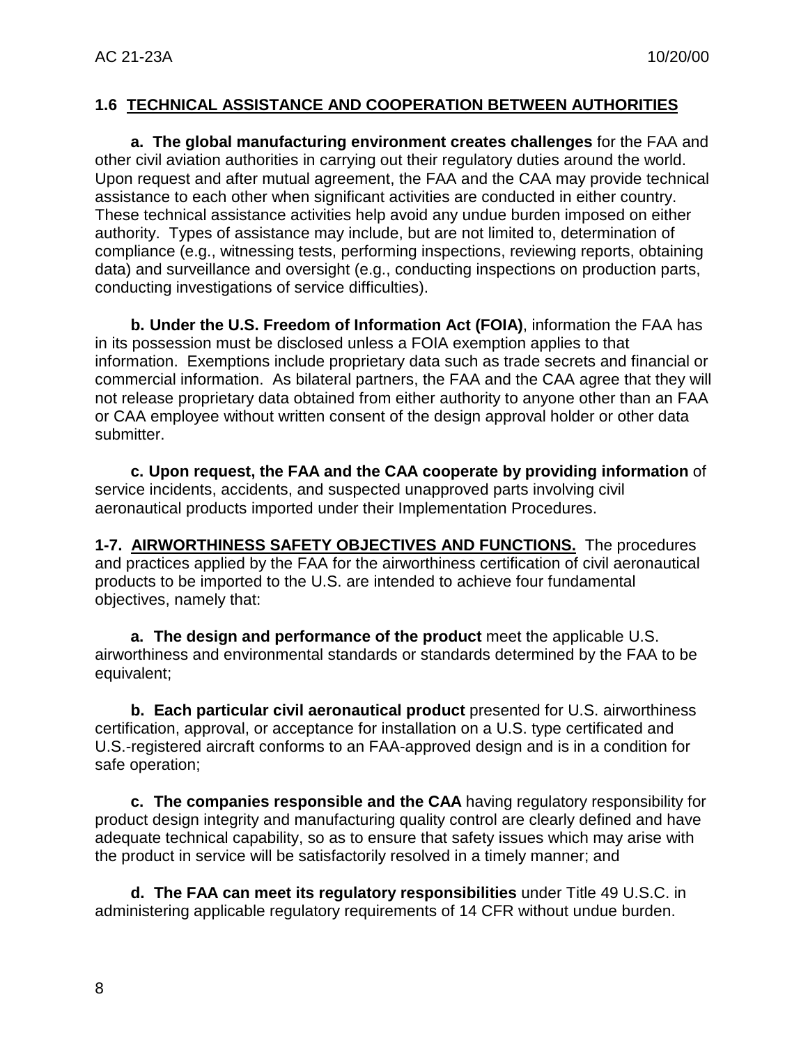## 1.6 TECHNICAL ASSISTANCE AND COOPERATION BETWEEN AUTHORITIES

**a. The global manufacturing environment creates challenges** for the FAA and other civil aviation authorities in carrying out their regulatory duties around the world. Upon request and after mutual agreement, the FAA and the CAA may provide technical assistance to each other when significant activities are conducted in either country. These technical assistance activities help avoid any undue burden imposed on either authority. Types of assistance may include, but are not limited to, determination of compliance (e.g., witnessing tests, performing inspections, reviewing reports, obtaining data) and surveillance and oversight (e.g., conducting inspections on production parts, conducting investigations of service difficulties).

**b. Under the U.S. Freedom of Information Act (FOIA)**, information the FAA has in its possession must be disclosed unless a FOIA exemption applies to that information. Exemptions include proprietary data such as trade secrets and financial or commercial information. As bilateral partners, the FAA and the CAA agree that they will not release proprietary data obtained from either authority to anyone other than an FAA or CAA employee without written consent of the design approval holder or other data submitter.

**c. Upon request, the FAA and the CAA cooperate by providing information** of service incidents, accidents, and suspected unapproved parts involving civil aeronautical products imported under their Implementation Procedures.

**1-7. AIRWORTHINESS SAFETY OBJECTIVES AND FUNCTIONS.** The procedures and practices applied by the FAA for the airworthiness certification of civil aeronautical products to be imported to the U.S. are intended to achieve four fundamental objectives, namely that:

**a. The design and performance of the product** meet the applicable U.S. airworthiness and environmental standards or standards determined by the FAA to be equivalent;

**b. Each particular civil aeronautical product** presented for U.S. airworthiness certification, approval, or acceptance for installation on a U.S. type certificated and U.S.-registered aircraft conforms to an FAA-approved design and is in a condition for safe operation;

**c. The companies responsible and the CAA** having regulatory responsibility for product design integrity and manufacturing quality control are clearly defined and have adequate technical capability, so as to ensure that safety issues which may arise with the product in service will be satisfactorily resolved in a timely manner; and

**d. The FAA can meet its regulatory responsibilities** under Title 49 U.S.C. in administering applicable regulatory requirements of 14 CFR without undue burden.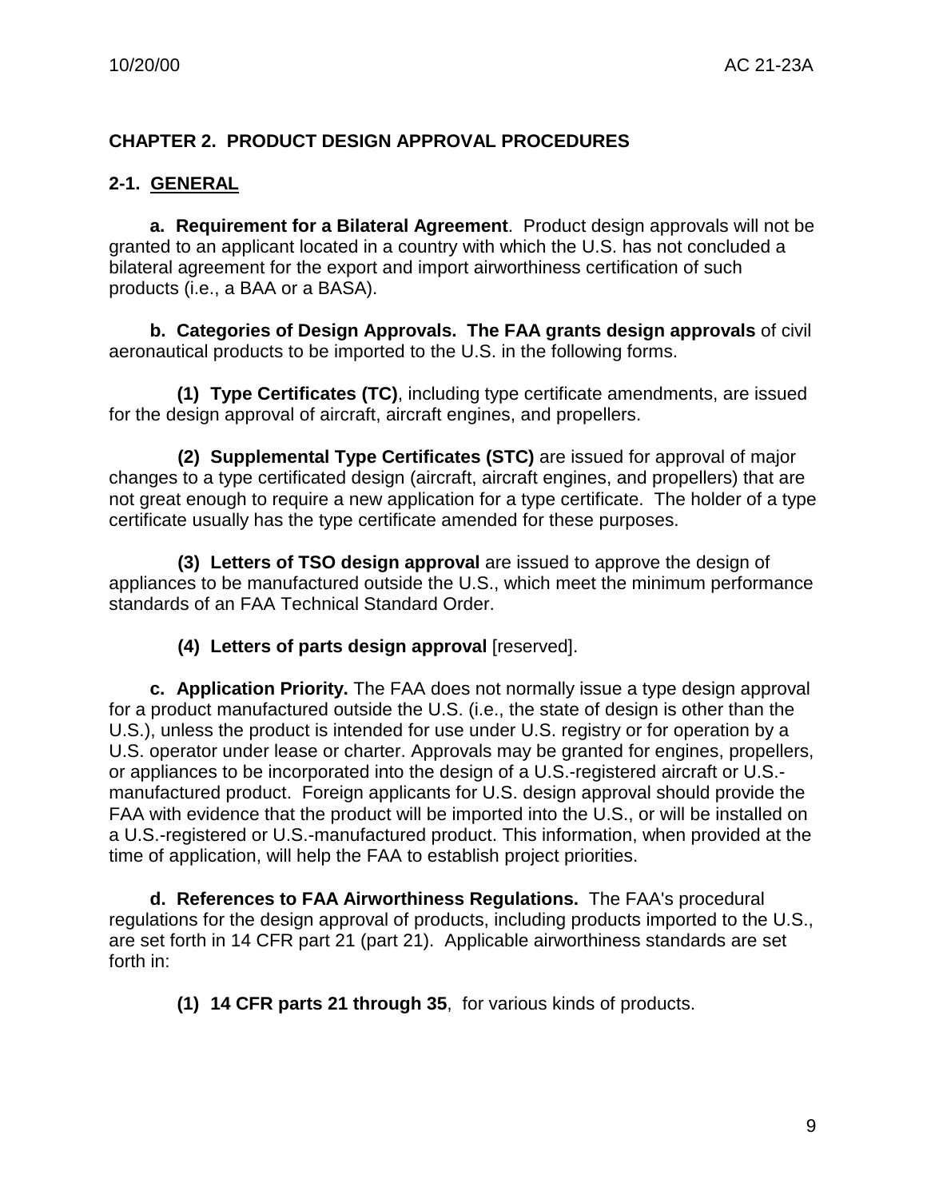## CHAPTER 2. PRODUCT DESIGN APPROVAL PROCEDURES

### 2-1. GENERAL

**a. Requirement for a Bilateral Agreement**. Product design approvals will not be granted to an applicant located in a country with which the U.S. has not concluded a bilateral agreement for the export and import airworthiness certification of such products (i.e., a BAA or a BASA).

**b. Categories of Design Approvals. The FAA grants design approvals** of civil aeronautical products to be imported to the U.S. in the following forms.

**(1) Type Certificates (TC)**, including type certificate amendments, are issued for the design approval of aircraft, aircraft engines, and propellers.

**(2) Supplemental Type Certificates (STC)** are issued for approval of major changes to a type certificated design (aircraft, aircraft engines, and propellers) that are not great enough to require a new application for a type certificate. The holder of a type certificate usually has the type certificate amended for these purposes.

**(3) Letters of TSO design approval** are issued to approve the design of appliances to be manufactured outside the U.S., which meet the minimum performance standards of an FAA Technical Standard Order.

**(4) Letters of parts design approval** [reserved].

**c. Application Priority.** The FAA does not normally issue a type design approval for a product manufactured outside the U.S. (i.e., the state of design is other than the U.S.), unless the product is intended for use under U.S. registry or for operation by a U.S. operator under lease or charter. Approvals may be granted for engines, propellers, or appliances to be incorporated into the design of a U.S.-registered aircraft or U.S.-manufactured product. Foreign applicants for U.S. design approval should provide the FAA with evidence that the product will be imported into the U.S., or will be installed on a U.S.-registered or U.S.-manufactured product. This information, when provided at the time of application, will help the FAA to establish project priorities.

**d. References to FAA Airworthiness Regulations.** The FAA's procedural regulations for the design approval of products, including products imported to the U.S., are set forth in 14 CFR part 21 (part 21). Applicable airworthiness standards are set forth in:

**(1) 14 CFR parts 21 through 35**, for various kinds of products.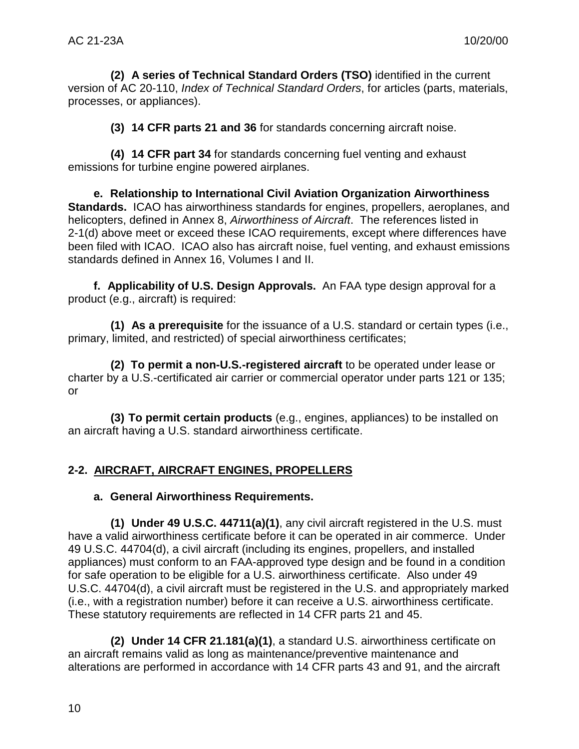**(2) A series of Technical Standard Orders (TSO)** identified in the current version of AC 20-110, *Index of Technical Standard Orders*, for articles (parts, materials, processes, or appliances).

**(3) 14 CFR parts 21 and 36** for standards concerning aircraft noise.

**(4) 14 CFR part 34** for standards concerning fuel venting and exhaust emissions for turbine engine powered airplanes.

**e. Relationship to International Civil Aviation Organization Airworthiness Standards.** ICAO has airworthiness standards for engines, propellers, aeroplanes, and helicopters, defined in Annex 8, *Airworthiness of Aircraft*. The references listed in 2-1(d) above meet or exceed these ICAO requirements, except where differences have been filed with ICAO. ICAO also has aircraft noise, fuel venting, and exhaust emissions standards defined in Annex 16, Volumes I and II.

**f. Applicability of U.S. Design Approvals.** An FAA type design approval for a product (e.g., aircraft) is required:

**(1) As a prerequisite** for the issuance of a U.S. standard or certain types (i.e., primary, limited, and restricted) of special airworthiness certificates;

**(2) To permit a non-U.S.-registered aircraft** to be operated under lease or charter by a U.S.-certificated air carrier or commercial operator under parts 121 or 135; or

**(3) To permit certain products** (e.g., engines, appliances) to be installed on an aircraft having a U.S. standard airworthiness certificate.

## 2-2. AIRCRAFT, AIRCRAFT ENGINES, PROPELLERS

### a. General Airworthiness Requirements.

**(1) Under 49 U.S.C. 44711(a)(1)**, any civil aircraft registered in the U.S. must have a valid airworthiness certificate before it can be operated in air commerce. Under 49 U.S.C. 44704(d), a civil aircraft (including its engines, propellers, and installed appliances) must conform to an FAA-approved type design and be found in a condition for safe operation to be eligible for a U.S. airworthiness certificate. Also under 49 U.S.C. 44704(d), a civil aircraft must be registered in the U.S. and appropriately marked (i.e., with a registration number) before it can receive a U.S. airworthiness certificate. These statutory requirements are reflected in 14 CFR parts 21 and 45.

**(2) Under 14 CFR 21.181(a)(1)**, a standard U.S. airworthiness certificate on an aircraft remains valid as long as maintenance/preventive maintenance and alterations are performed in accordance with 14 CFR parts 43 and 91, and the aircraft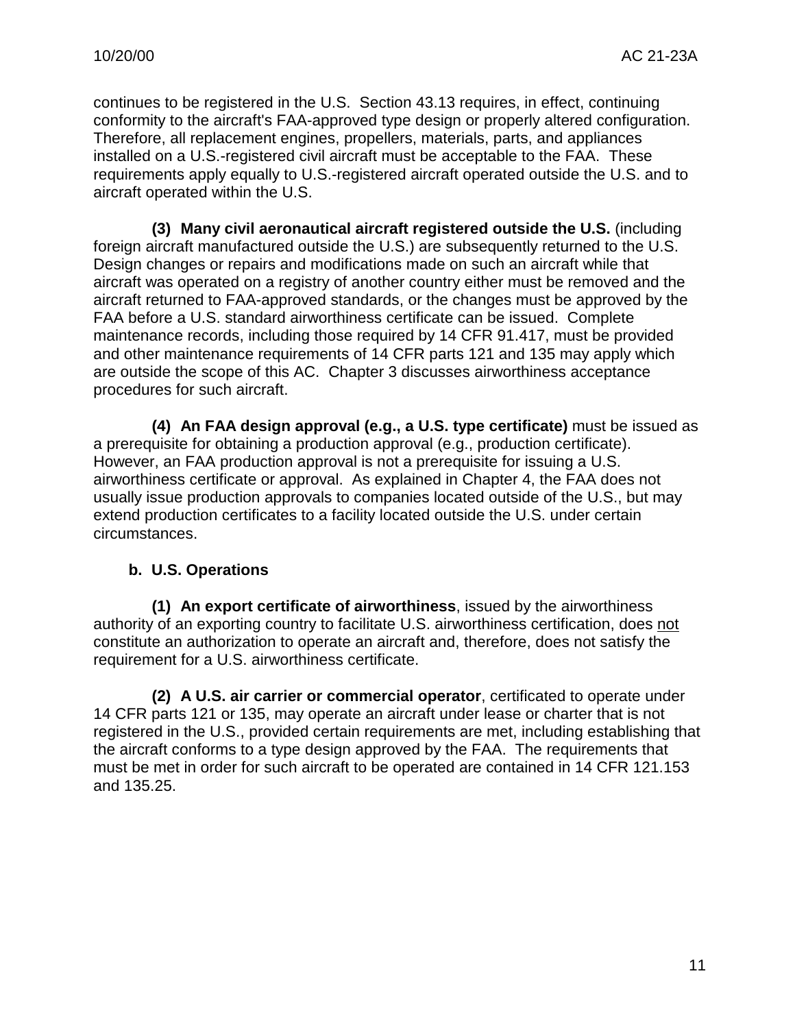continues to be registered in the U.S. Section 43.13 requires, in effect, continuing conformity to the aircraft's FAA-approved type design or properly altered configuration. Therefore, all replacement engines, propellers, materials, parts, and appliances installed on a U.S.-registered civil aircraft must be acceptable to the FAA. These requirements apply equally to U.S.-registered aircraft operated outside the U.S. and to aircraft operated within the U.S.

**(3) Many civil aeronautical aircraft registered outside the U.S.** (including foreign aircraft manufactured outside the U.S.) are subsequently returned to the U.S. Design changes or repairs and modifications made on such an aircraft while that aircraft was operated on a registry of another country either must be removed and the aircraft returned to FAA-approved standards, or the changes must be approved by the FAA before a U.S. standard airworthiness certificate can be issued. Complete maintenance records, including those required by 14 CFR 91.417, must be provided and other maintenance requirements of 14 CFR parts 121 and 135 may apply which are outside the scope of this AC. Chapter 3 discusses airworthiness acceptance procedures for such aircraft.

**(4) An FAA design approval (e.g., a U.S. type certificate)** must be issued as a prerequisite for obtaining a production approval (e.g., production certificate). However, an FAA production approval is not a prerequisite for issuing a U.S. airworthiness certificate or approval. As explained in Chapter 4, the FAA does not usually issue production approvals to companies located outside of the U.S., but may extend production certificates to a facility located outside the U.S. under certain circumstances.

**b. U.S. Operations**

**(1) An export certificate of airworthiness**, issued by the airworthiness authority of an exporting country to facilitate U.S. airworthiness certification, does <u>not</u> constitute an authorization to operate an aircraft and, therefore, does not satisfy the requirement for a U.S. airworthiness certificate.

**(2) A U.S. air carrier or commercial operator**, certificated to operate under 14 CFR parts 121 or 135, may operate an aircraft under lease or charter that is not registered in the U.S., provided certain requirements are met, including establishing that the aircraft conforms to a type design approved by the FAA. The requirements that must be met in order for such aircraft to be operated are contained in 14 CFR 121.153 and 135.25.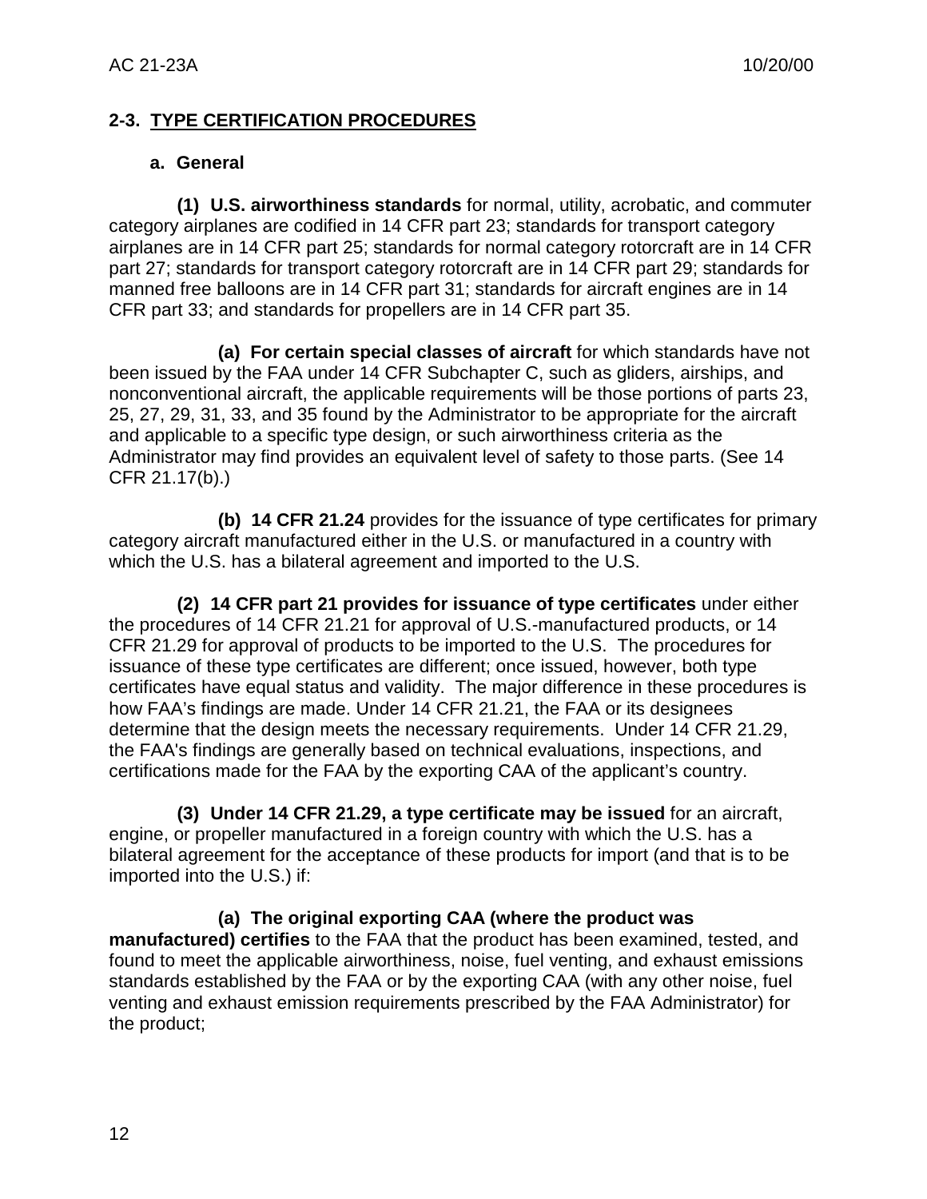## 2-3. TYPE CERTIFICATION PROCEDURES

### a. General

**(1) U.S. airworthiness standards** for normal, utility, acrobatic, and commuter category airplanes are codified in 14 CFR part 23; standards for transport category airplanes are in 14 CFR part 25; standards for normal category rotorcraft are in 14 CFR part 27; standards for transport category rotorcraft are in 14 CFR part 29; standards for manned free balloons are in 14 CFR part 31; standards for aircraft engines are in 14 CFR part 33; and standards for propellers are in 14 CFR part 35.

**(a) For certain special classes of aircraft** for which standards have not been issued by the FAA under 14 CFR Subchapter C, such as gliders, airships, and nonconventional aircraft, the applicable requirements will be those portions of parts 23, 25, 27, 29, 31, 33, and 35 found by the Administrator to be appropriate for the aircraft and applicable to a specific type design, or such airworthiness criteria as the Administrator may find provides an equivalent level of safety to those parts. (See 14 CFR 21.17(b).)

**(b) 14 CFR 21.24** provides for the issuance of type certificates for primary category aircraft manufactured either in the U.S. or manufactured in a country with which the U.S. has a bilateral agreement and imported to the U.S.

**(2) 14 CFR part 21 provides for issuance of type certificates** under either the procedures of 14 CFR 21.21 for approval of U.S.-manufactured products, or 14 CFR 21.29 for approval of products to be imported to the U.S. The procedures for issuance of these type certificates are different; once issued, however, both type certificates have equal status and validity. The major difference in these procedures is how FAA's findings are made. Under 14 CFR 21.21, the FAA or its designees determine that the design meets the necessary requirements. Under 14 CFR 21.29, the FAA's findings are generally based on technical evaluations, inspections, and certifications made for the FAA by the exporting CAA of the applicant's country.

**(3) Under 14 CFR 21.29, a type certificate may be issued** for an aircraft, engine, or propeller manufactured in a foreign country with which the U.S. has a bilateral agreement for the acceptance of these products for import (and that is to be imported into the U.S.) if:

**(a) The original exporting CAA (where the product was manufactured) certifies** to the FAA that the product has been examined, tested, and found to meet the applicable airworthiness, noise, fuel venting, and exhaust emissions standards established by the FAA or by the exporting CAA (with any other noise, fuel venting and exhaust emission requirements prescribed by the FAA Administrator) for the product;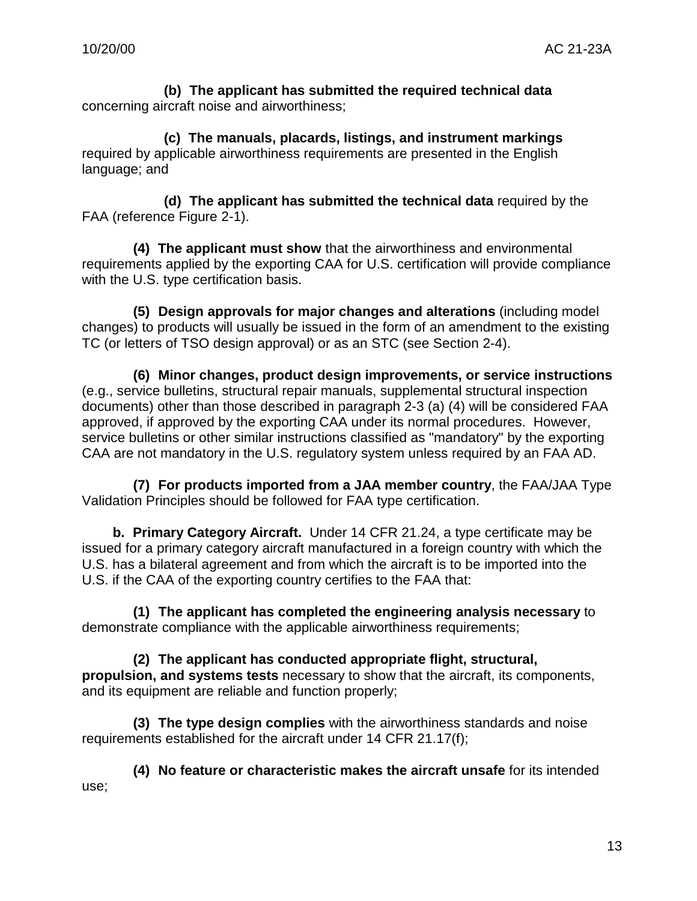**(b) The applicant has submitted the required technical data** concerning aircraft noise and airworthiness;

**(c) The manuals, placards, listings, and instrument markings** required by applicable airworthiness requirements are presented in the English language; and

**(d) The applicant has submitted the technical data** required by the FAA (reference Figure 2-1).

**(4) The applicant must show** that the airworthiness and environmental requirements applied by the exporting CAA for U.S. certification will provide compliance with the U.S. type certification basis.

**(5) Design approvals for major changes and alterations** (including model changes) to products will usually be issued in the form of an amendment to the existing TC (or letters of TSO design approval) or as an STC (see Section 2-4).

**(6) Minor changes, product design improvements, or service instructions** (e.g., service bulletins, structural repair manuals, supplemental structural inspection documents) other than those described in paragraph 2-3 (a) (4) will be considered FAA approved, if approved by the exporting CAA under its normal procedures. However, service bulletins or other similar instructions classified as "mandatory" by the exporting CAA are not mandatory in the U.S. regulatory system unless required by an FAA AD.

**(7) For products imported from a JAA member country**, the FAA/JAA Type Validation Principles should be followed for FAA type certification.

**b. Primary Category Aircraft.** Under 14 CFR 21.24, a type certificate may be issued for a primary category aircraft manufactured in a foreign country with which the U.S. has a bilateral agreement and from which the aircraft is to be imported into the U.S. if the CAA of the exporting country certifies to the FAA that:

**(1) The applicant has completed the engineering analysis necessary** to demonstrate compliance with the applicable airworthiness requirements;

**(2) The applicant has conducted appropriate flight, structural, propulsion, and systems tests** necessary to show that the aircraft, its components, and its equipment are reliable and function properly;

**(3) The type design complies** with the airworthiness standards and noise requirements established for the aircraft under 14 CFR 21.17(f);

**(4) No feature or characteristic makes the aircraft unsafe** for its intended use;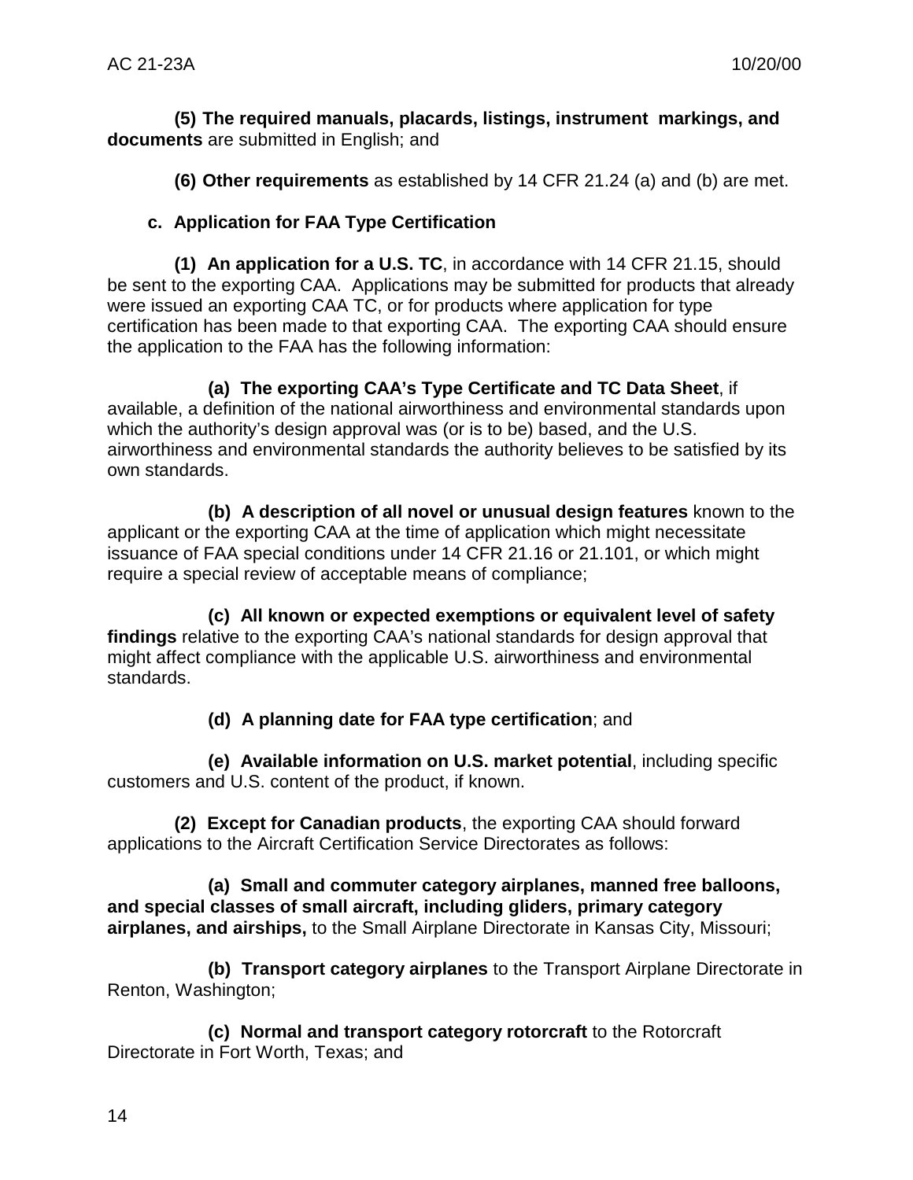**(5) The required manuals, placards, listings, instrument markings, and documents** are submitted in English; and

**(6) Other requirements** as established by 14 CFR 21.24 (a) and (b) are met.

**c. Application for FAA Type Certification**

**(1) An application for a U.S. TC**, in accordance with 14 CFR 21.15, should be sent to the exporting CAA. Applications may be submitted for products that already were issued an exporting CAA TC, or for products where application for type certification has been made to that exporting CAA. The exporting CAA should ensure the application to the FAA has the following information:

**(a) The exporting CAA's Type Certificate and TC Data Sheet**, if available, a definition of the national airworthiness and environmental standards upon which the authority's design approval was (or is to be) based, and the U.S. airworthiness and environmental standards the authority believes to be satisfied by its own standards.

**(b) A description of all novel or unusual design features** known to the applicant or the exporting CAA at the time of application which might necessitate issuance of FAA special conditions under 14 CFR 21.16 or 21.101, or which might require a special review of acceptable means of compliance;

**(c) All known or expected exemptions or equivalent level of safety findings** relative to the exporting CAA's national standards for design approval that might affect compliance with the applicable U.S. airworthiness and environmental standards.

**(d) A planning date for FAA type certification**; and

**(e) Available information on U.S. market potential**, including specific customers and U.S. content of the product, if known.

**(2) Except for Canadian products**, the exporting CAA should forward applications to the Aircraft Certification Service Directorates as follows:

**(a) Small and commuter category airplanes, manned free balloons, and special classes of small aircraft, including gliders, primary category airplanes, and airships,** to the Small Airplane Directorate in Kansas City, Missouri;

**(b) Transport category airplanes** to the Transport Airplane Directorate in Renton, Washington;

**(c) Normal and transport category rotorcraft** to the Rotorcraft Directorate in Fort Worth, Texas; and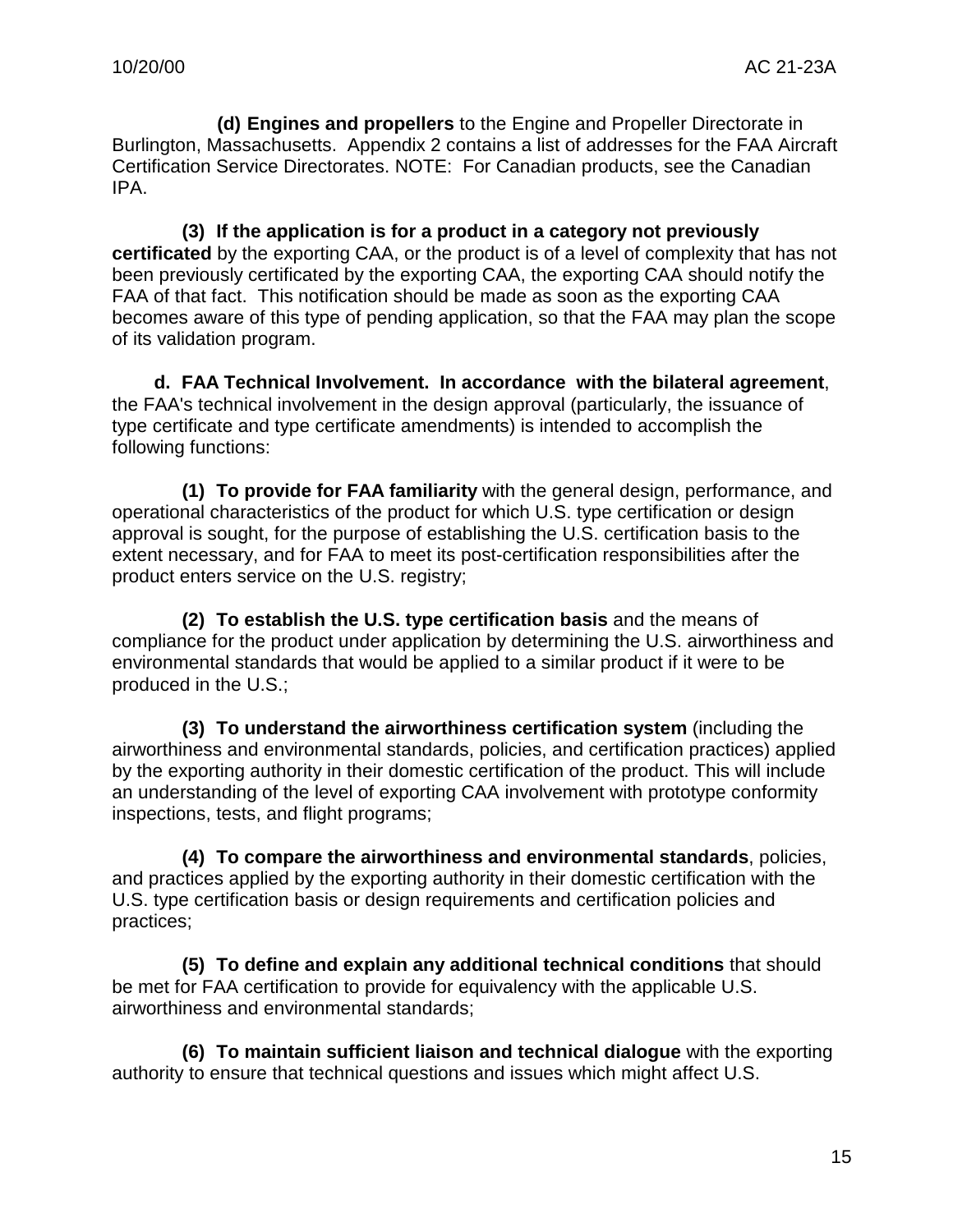**(d) Engines and propellers** to the Engine and Propeller Directorate in Burlington, Massachusetts. Appendix 2 contains a list of addresses for the FAA Aircraft Certification Service Directorates. NOTE: For Canadian products, see the Canadian IPA.

**(3) If the application is for a product in a category not previously certificated** by the exporting CAA, or the product is of a level of complexity that has not been previously certificated by the exporting CAA, the exporting CAA should notify the FAA of that fact. This notification should be made as soon as the exporting CAA becomes aware of this type of pending application, so that the FAA may plan the scope of its validation program.

**d. FAA Technical Involvement. In accordance with the bilateral agreement**, the FAA's technical involvement in the design approval (particularly, the issuance of type certificate and type certificate amendments) is intended to accomplish the following functions:

**(1) To provide for FAA familiarity** with the general design, performance, and operational characteristics of the product for which U.S. type certification or design approval is sought, for the purpose of establishing the U.S. certification basis to the extent necessary, and for FAA to meet its post-certification responsibilities after the product enters service on the U.S. registry;

**(2) To establish the U.S. type certification basis** and the means of compliance for the product under application by determining the U.S. airworthiness and environmental standards that would be applied to a similar product if it were to be produced in the U.S.;

**(3) To understand the airworthiness certification system** (including the airworthiness and environmental standards, policies, and certification practices) applied by the exporting authority in their domestic certification of the product. This will include an understanding of the level of exporting CAA involvement with prototype conformity inspections, tests, and flight programs;

**(4) To compare the airworthiness and environmental standards**, policies, and practices applied by the exporting authority in their domestic certification with the U.S. type certification basis or design requirements and certification policies and practices;

**(5) To define and explain any additional technical conditions** that should be met for FAA certification to provide for equivalency with the applicable U.S. airworthiness and environmental standards;

**(6) To maintain sufficient liaison and technical dialogue** with the exporting authority to ensure that technical questions and issues which might affect U.S.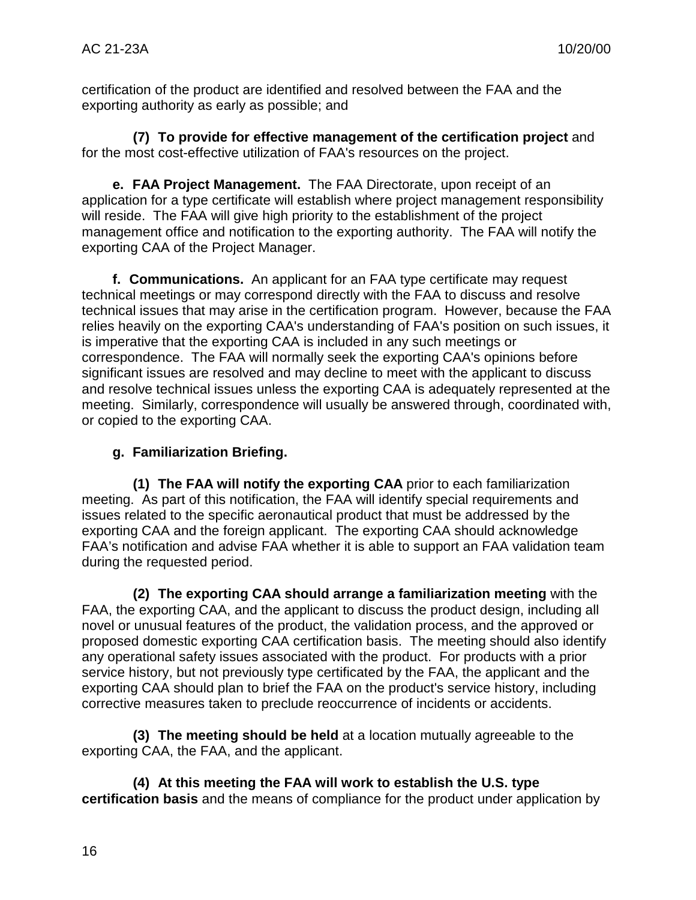certification of the product are identified and resolved between the FAA and the exporting authority as early as possible; and

**(7) To provide for effective management of the certification project** and for the most cost-effective utilization of FAA's resources on the project.

**e. FAA Project Management.** The FAA Directorate, upon receipt of an application for a type certificate will establish where project management responsibility will reside. The FAA will give high priority to the establishment of the project management office and notification to the exporting authority. The FAA will notify the exporting CAA of the Project Manager.

**f. Communications.** An applicant for an FAA type certificate may request technical meetings or may correspond directly with the FAA to discuss and resolve technical issues that may arise in the certification program. However, because the FAA relies heavily on the exporting CAA's understanding of FAA's position on such issues, it is imperative that the exporting CAA is included in any such meetings or correspondence. The FAA will normally seek the exporting CAA's opinions before significant issues are resolved and may decline to meet with the applicant to discuss and resolve technical issues unless the exporting CAA is adequately represented at the meeting. Similarly, correspondence will usually be answered through, coordinated with, or copied to the exporting CAA.

**g. Familiarization Briefing.**

**(1) The FAA will notify the exporting CAA** prior to each familiarization meeting. As part of this notification, the FAA will identify special requirements and issues related to the specific aeronautical product that must be addressed by the exporting CAA and the foreign applicant. The exporting CAA should acknowledge FAA's notification and advise FAA whether it is able to support an FAA validation team during the requested period.

**(2) The exporting CAA should arrange a familiarization meeting** with the FAA, the exporting CAA, and the applicant to discuss the product design, including all novel or unusual features of the product, the validation process, and the approved or proposed domestic exporting CAA certification basis. The meeting should also identify any operational safety issues associated with the product. For products with a prior service history, but not previously type certificated by the FAA, the applicant and the exporting CAA should plan to brief the FAA on the product's service history, including corrective measures taken to preclude reoccurrence of incidents or accidents.

**(3) The meeting should be held** at a location mutually agreeable to the exporting CAA, the FAA, and the applicant.

**(4) At this meeting the FAA will work to establish the U.S. type certification basis** and the means of compliance for the product under application by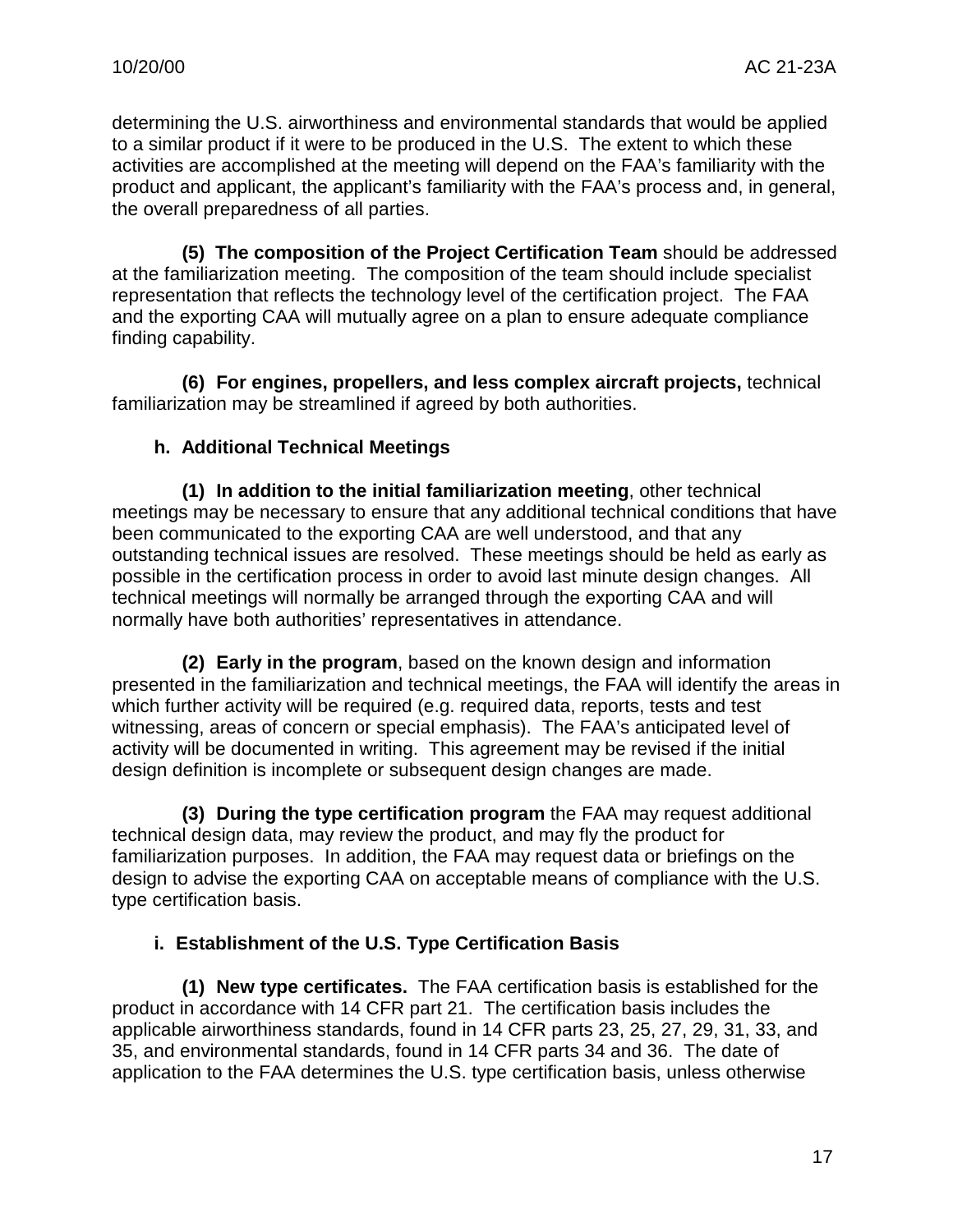determining the U.S. airworthiness and environmental standards that would be applied to a similar product if it were to be produced in the U.S. The extent to which these activities are accomplished at the meeting will depend on the FAA's familiarity with the product and applicant, the applicant's familiarity with the FAA's process and, in general, the overall preparedness of all parties.

**(5) The composition of the Project Certification Team** should be addressed at the familiarization meeting. The composition of the team should include specialist representation that reflects the technology level of the certification project. The FAA and the exporting CAA will mutually agree on a plan to ensure adequate compliance finding capability.

**(6) For engines, propellers, and less complex aircraft projects,** technical familiarization may be streamlined if agreed by both authorities.

**h. Additional Technical Meetings**

**(1) In addition to the initial familiarization meeting**, other technical meetings may be necessary to ensure that any additional technical conditions that have been communicated to the exporting CAA are well understood, and that any outstanding technical issues are resolved. These meetings should be held as early as possible in the certification process in order to avoid last minute design changes. All technical meetings will normally be arranged through the exporting CAA and will normally have both authorities' representatives in attendance.

**(2) Early in the program**, based on the known design and information presented in the familiarization and technical meetings, the FAA will identify the areas in which further activity will be required (e.g. required data, reports, tests and test witnessing, areas of concern or special emphasis). The FAA's anticipated level of activity will be documented in writing. This agreement may be revised if the initial design definition is incomplete or subsequent design changes are made.

**(3) During the type certification program** the FAA may request additional technical design data, may review the product, and may fly the product for familiarization purposes. In addition, the FAA may request data or briefings on the design to advise the exporting CAA on acceptable means of compliance with the U.S. type certification basis.

**i. Establishment of the U.S. Type Certification Basis**

**(1) New type certificates.** The FAA certification basis is established for the product in accordance with 14 CFR part 21. The certification basis includes the applicable airworthiness standards, found in 14 CFR parts 23, 25, 27, 29, 31, 33, and 35, and environmental standards, found in 14 CFR parts 34 and 36. The date of application to the FAA determines the U.S. type certification basis, unless otherwise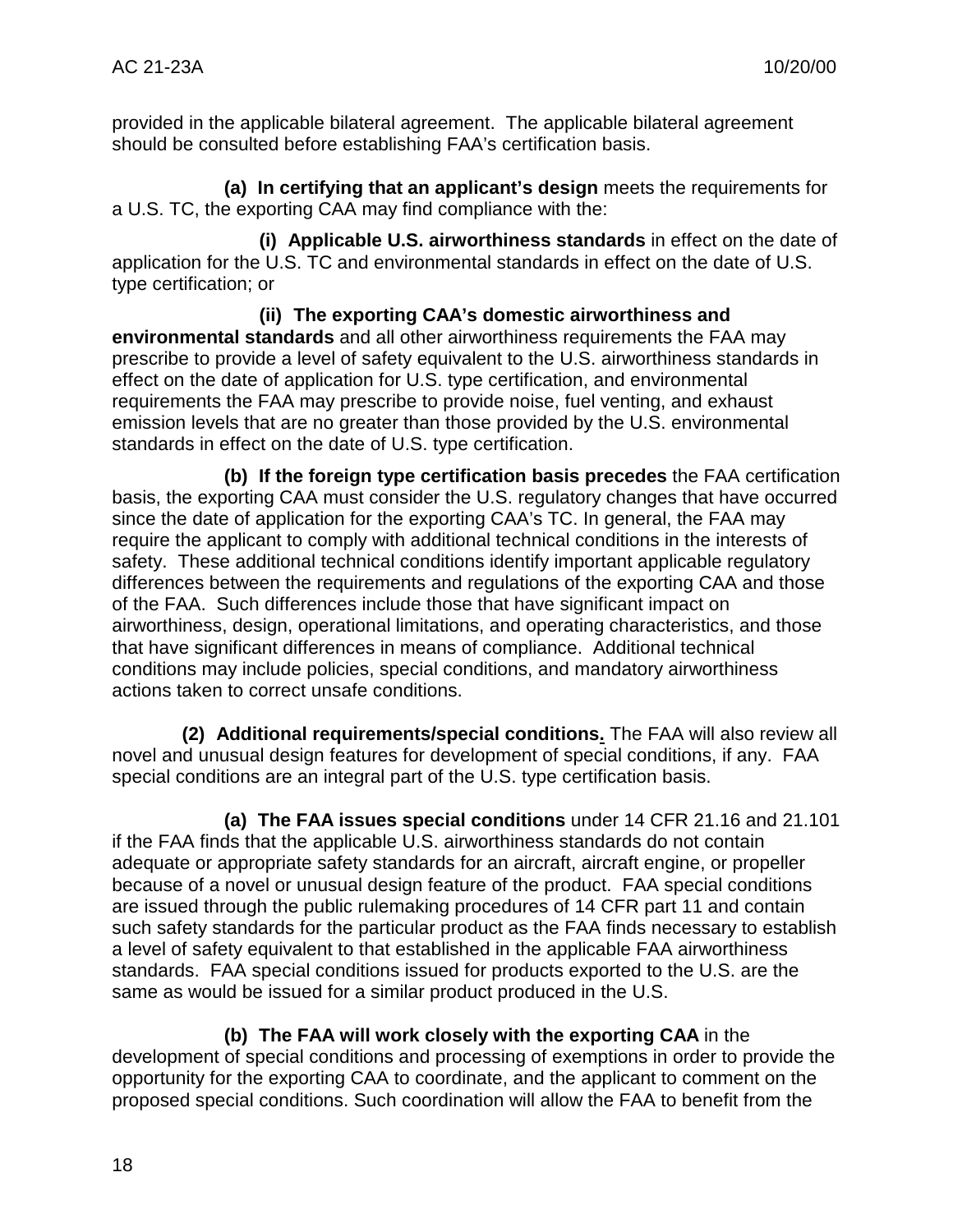provided in the applicable bilateral agreement. The applicable bilateral agreement should be consulted before establishing FAA's certification basis.

**(a) In certifying that an applicant's design** meets the requirements for a U.S. TC, the exporting CAA may find compliance with the:

**(i) Applicable U.S. airworthiness standards** in effect on the date of application for the U.S. TC and environmental standards in effect on the date of U.S. type certification; or

**(ii) The exporting CAA's domestic airworthiness and environmental standards** and all other airworthiness requirements the FAA may prescribe to provide a level of safety equivalent to the U.S. airworthiness standards in effect on the date of application for U.S. type certification, and environmental requirements the FAA may prescribe to provide noise, fuel venting, and exhaust emission levels that are no greater than those provided by the U.S. environmental standards in effect on the date of U.S. type certification.

**(b) If the foreign type certification basis precedes** the FAA certification basis, the exporting CAA must consider the U.S. regulatory changes that have occurred since the date of application for the exporting CAA's TC. In general, the FAA may require the applicant to comply with additional technical conditions in the interests of safety. These additional technical conditions identify important applicable regulatory differences between the requirements and regulations of the exporting CAA and those of the FAA. Such differences include those that have significant impact on airworthiness, design, operational limitations, and operating characteristics, and those that have significant differences in means of compliance. Additional technical conditions may include policies, special conditions, and mandatory airworthiness actions taken to correct unsafe conditions.

**(2) Additional requirements/special conditions.** The FAA will also review all novel and unusual design features for development of special conditions, if any. FAA special conditions are an integral part of the U.S. type certification basis.

**(a) The FAA issues special conditions** under 14 CFR 21.16 and 21.101 if the FAA finds that the applicable U.S. airworthiness standards do not contain adequate or appropriate safety standards for an aircraft, aircraft engine, or propeller because of a novel or unusual design feature of the product. FAA special conditions are issued through the public rulemaking procedures of 14 CFR part 11 and contain such safety standards for the particular product as the FAA finds necessary to establish a level of safety equivalent to that established in the applicable FAA airworthiness standards. FAA special conditions issued for products exported to the U.S. are the same as would be issued for a similar product produced in the U.S.

**(b) The FAA will work closely with the exporting CAA** in the development of special conditions and processing of exemptions in order to provide the opportunity for the exporting CAA to coordinate, and the applicant to comment on the proposed special conditions. Such coordination will allow the FAA to benefit from the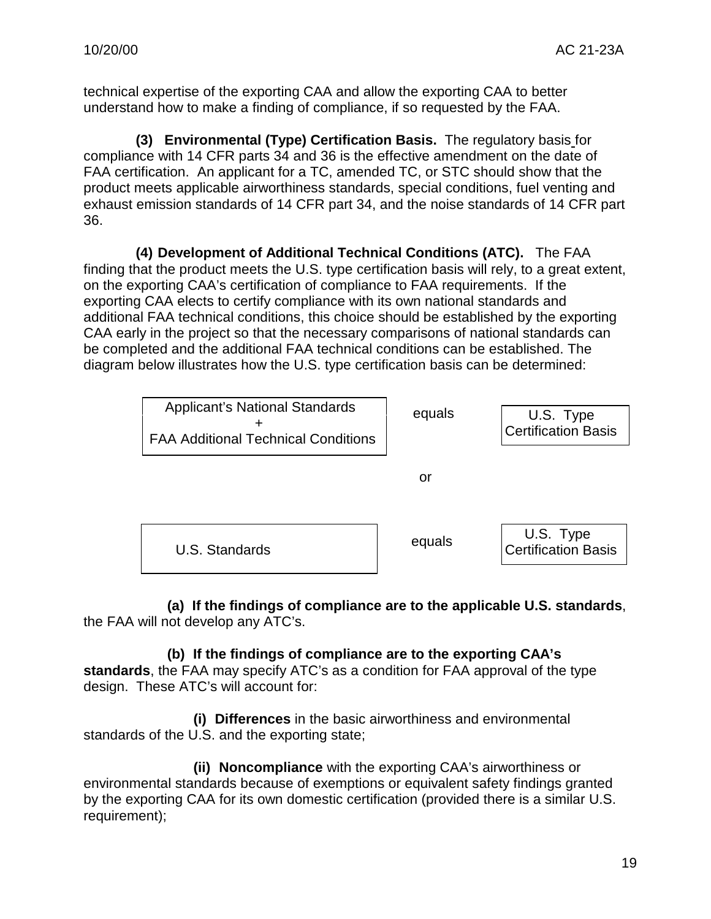technical expertise of the exporting CAA and allow the exporting CAA to better understand how to make a finding of compliance, if so requested by the FAA.

**(3) Environmental (Type) Certification Basis.** The regulatory basis for compliance with 14 CFR parts 34 and 36 is the effective amendment on the date of FAA certification. An applicant for a TC, amended TC, or STC should show that the product meets applicable airworthiness standards, special conditions, fuel venting and exhaust emission standards of 14 CFR part 34, and the noise standards of 14 CFR part 36.

**(4) Development of Additional Technical Conditions (ATC).** The FAA finding that the product meets the U.S. type certification basis will rely, to a great extent, on the exporting CAA's certification of compliance to FAA requirements. If the exporting CAA elects to certify compliance with its own national standards and additional FAA technical conditions, this choice should be established by the exporting CAA early in the project so that the necessary comparisons of national standards can be completed and the additional FAA technical conditions can be established. The diagram below illustrates how the U.S. type certification basis can be determined:

| | | |
|---|---|---|
| Applicant's National Standards + FAA Additional Technical Conditions | equals | U.S. Type Certification Basis |
| | or | |
| U.S. Standards | equals | U.S. Type Certification Basis |

**(a) If the findings of compliance are to the applicable U.S. standards**, the FAA will not develop any ATC's.

**(b) If the findings of compliance are to the exporting CAA's standards**, the FAA may specify ATC's as a condition for FAA approval of the type design. These ATC's will account for:

**(i) Differences** in the basic airworthiness and environmental standards of the U.S. and the exporting state;

**(ii) Noncompliance** with the exporting CAA's airworthiness or environmental standards because of exemptions or equivalent safety findings granted by the exporting CAA for its own domestic certification (provided there is a similar U.S. requirement);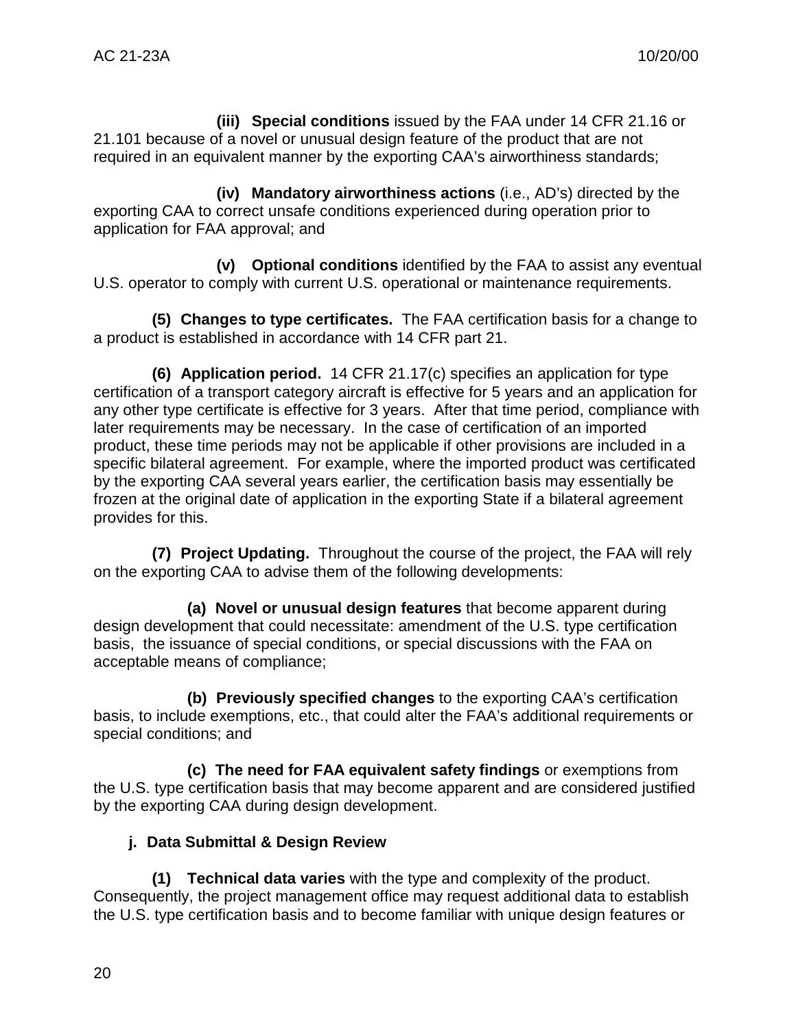**(iii) Special conditions** issued by the FAA under 14 CFR 21.16 or 21.101 because of a novel or unusual design feature of the product that are not required in an equivalent manner by the exporting CAA's airworthiness standards;

**(iv) Mandatory airworthiness actions** (i.e., AD's) directed by the exporting CAA to correct unsafe conditions experienced during operation prior to application for FAA approval; and

**(v) Optional conditions** identified by the FAA to assist any eventual U.S. operator to comply with current U.S. operational or maintenance requirements.

**(5) Changes to type certificates.** The FAA certification basis for a change to a product is established in accordance with 14 CFR part 21.

**(6) Application period.** 14 CFR 21.17(c) specifies an application for type certification of a transport category aircraft is effective for 5 years and an application for any other type certificate is effective for 3 years. After that time period, compliance with later requirements may be necessary. In the case of certification of an imported product, these time periods may not be applicable if other provisions are included in a specific bilateral agreement. For example, where the imported product was certificated by the exporting CAA several years earlier, the certification basis may essentially be frozen at the original date of application in the exporting State if a bilateral agreement provides for this.

**(7) Project Updating.** Throughout the course of the project, the FAA will rely on the exporting CAA to advise them of the following developments:

**(a) Novel or unusual design features** that become apparent during design development that could necessitate: amendment of the U.S. type certification basis, the issuance of special conditions, or special discussions with the FAA on acceptable means of compliance;

**(b) Previously specified changes** to the exporting CAA's certification basis, to include exemptions, etc., that could alter the FAA's additional requirements or special conditions; and

**(c) The need for FAA equivalent safety findings** or exemptions from the U.S. type certification basis that may become apparent and are considered justified by the exporting CAA during design development.

**j. Data Submittal & Design Review**

**(1) Technical data varies** with the type and complexity of the product. Consequently, the project management office may request additional data to establish the U.S. type certification basis and to become familiar with unique design features or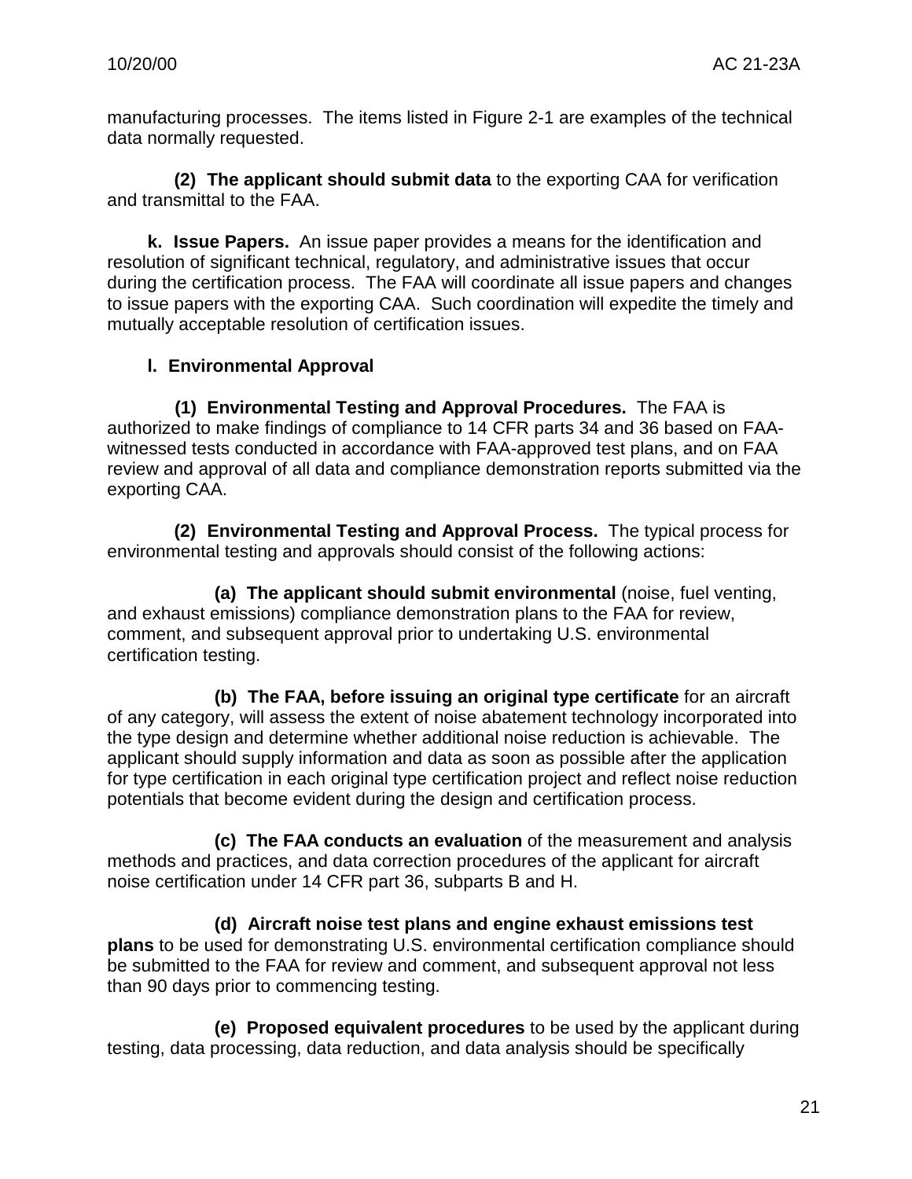manufacturing processes. The items listed in Figure 2-1 are examples of the technical data normally requested.

**(2) The applicant should submit data** to the exporting CAA for verification and transmittal to the FAA.

**k. Issue Papers.** An issue paper provides a means for the identification and resolution of significant technical, regulatory, and administrative issues that occur during the certification process. The FAA will coordinate all issue papers and changes to issue papers with the exporting CAA. Such coordination will expedite the timely and mutually acceptable resolution of certification issues.

**l. Environmental Approval**

**(1) Environmental Testing and Approval Procedures.** The FAA is authorized to make findings of compliance to 14 CFR parts 34 and 36 based on FAA-witnessed tests conducted in accordance with FAA-approved test plans, and on FAA review and approval of all data and compliance demonstration reports submitted via the exporting CAA.

**(2) Environmental Testing and Approval Process.** The typical process for environmental testing and approvals should consist of the following actions:

**(a) The applicant should submit environmental** (noise, fuel venting, and exhaust emissions) compliance demonstration plans to the FAA for review, comment, and subsequent approval prior to undertaking U.S. environmental certification testing.

**(b) The FAA, before issuing an original type certificate** for an aircraft of any category, will assess the extent of noise abatement technology incorporated into the type design and determine whether additional noise reduction is achievable. The applicant should supply information and data as soon as possible after the application for type certification in each original type certification project and reflect noise reduction potentials that become evident during the design and certification process.

**(c) The FAA conducts an evaluation** of the measurement and analysis methods and practices, and data correction procedures of the applicant for aircraft noise certification under 14 CFR part 36, subparts B and H.

**(d) Aircraft noise test plans and engine exhaust emissions test plans** to be used for demonstrating U.S. environmental certification compliance should be submitted to the FAA for review and comment, and subsequent approval not less than 90 days prior to commencing testing.

**(e) Proposed equivalent procedures** to be used by the applicant during testing, data processing, data reduction, and data analysis should be specifically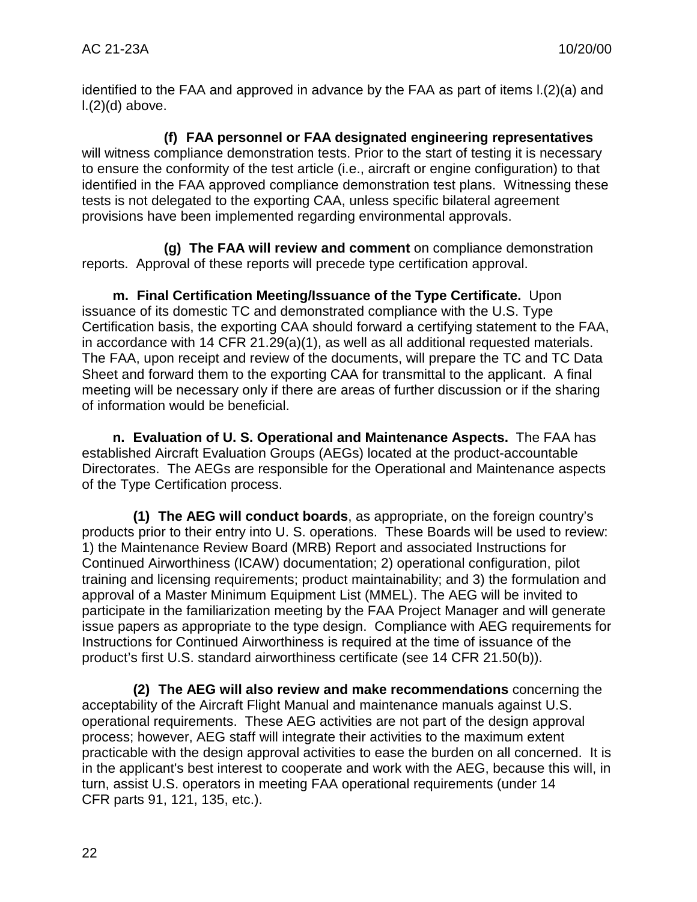identified to the FAA and approved in advance by the FAA as part of items l.(2)(a) and l.(2)(d) above.

**(f) FAA personnel or FAA designated engineering representatives** will witness compliance demonstration tests. Prior to the start of testing it is necessary to ensure the conformity of the test article (i.e., aircraft or engine configuration) to that identified in the FAA approved compliance demonstration test plans. Witnessing these tests is not delegated to the exporting CAA, unless specific bilateral agreement provisions have been implemented regarding environmental approvals.

**(g) The FAA will review and comment** on compliance demonstration reports. Approval of these reports will precede type certification approval.

**m. Final Certification Meeting/Issuance of the Type Certificate.** Upon issuance of its domestic TC and demonstrated compliance with the U.S. Type Certification basis, the exporting CAA should forward a certifying statement to the FAA, in accordance with 14 CFR 21.29(a)(1), as well as all additional requested materials. The FAA, upon receipt and review of the documents, will prepare the TC and TC Data Sheet and forward them to the exporting CAA for transmittal to the applicant. A final meeting will be necessary only if there are areas of further discussion or if the sharing of information would be beneficial.

**n. Evaluation of U. S. Operational and Maintenance Aspects.** The FAA has established Aircraft Evaluation Groups (AEGs) located at the product-accountable Directorates. The AEGs are responsible for the Operational and Maintenance aspects of the Type Certification process.

**(1) The AEG will conduct boards**, as appropriate, on the foreign country's products prior to their entry into U. S. operations. These Boards will be used to review: 1) the Maintenance Review Board (MRB) Report and associated Instructions for Continued Airworthiness (ICAW) documentation; 2) operational configuration, pilot training and licensing requirements; product maintainability; and 3) the formulation and approval of a Master Minimum Equipment List (MMEL). The AEG will be invited to participate in the familiarization meeting by the FAA Project Manager and will generate issue papers as appropriate to the type design. Compliance with AEG requirements for Instructions for Continued Airworthiness is required at the time of issuance of the product's first U.S. standard airworthiness certificate (see 14 CFR 21.50(b)).

**(2) The AEG will also review and make recommendations** concerning the acceptability of the Aircraft Flight Manual and maintenance manuals against U.S. operational requirements. These AEG activities are not part of the design approval process; however, AEG staff will integrate their activities to the maximum extent practicable with the design approval activities to ease the burden on all concerned. It is in the applicant's best interest to cooperate and work with the AEG, because this will, in turn, assist U.S. operators in meeting FAA operational requirements (under 14 CFR parts 91, 121, 135, etc.).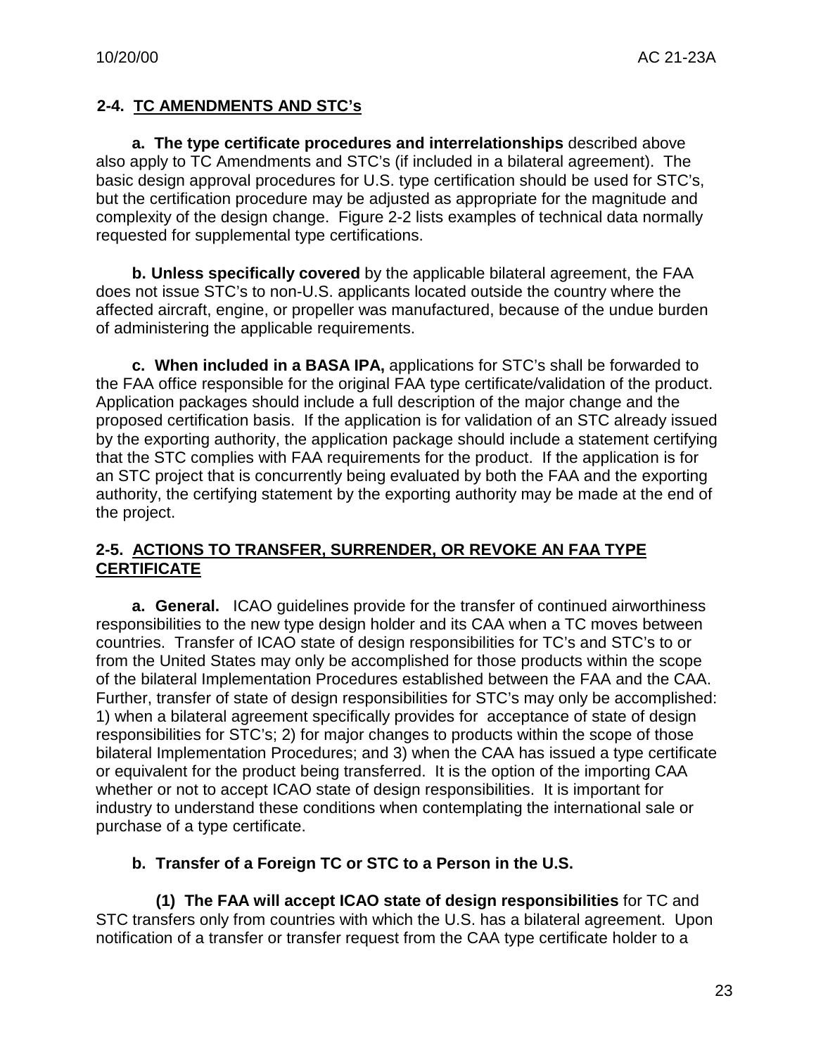## 2-4. TC AMENDMENTS AND STC's

**a. The type certificate procedures and interrelationships** described above also apply to TC Amendments and STC's (if included in a bilateral agreement). The basic design approval procedures for U.S. type certification should be used for STC's, but the certification procedure may be adjusted as appropriate for the magnitude and complexity of the design change. Figure 2-2 lists examples of technical data normally requested for supplemental type certifications.

**b. Unless specifically covered** by the applicable bilateral agreement, the FAA does not issue STC's to non-U.S. applicants located outside the country where the affected aircraft, engine, or propeller was manufactured, because of the undue burden of administering the applicable requirements.

**c. When included in a BASA IPA,** applications for STC's shall be forwarded to the FAA office responsible for the original FAA type certificate/validation of the product. Application packages should include a full description of the major change and the proposed certification basis. If the application is for validation of an STC already issued by the exporting authority, the application package should include a statement certifying that the STC complies with FAA requirements for the product. If the application is for an STC project that is concurrently being evaluated by both the FAA and the exporting authority, the certifying statement by the exporting authority may be made at the end of the project.

## 2-5. ACTIONS TO TRANSFER, SURRENDER, OR REVOKE AN FAA TYPE CERTIFICATE

**a. General.** ICAO guidelines provide for the transfer of continued airworthiness responsibilities to the new type design holder and its CAA when a TC moves between countries. Transfer of ICAO state of design responsibilities for TC's and STC's to or from the United States may only be accomplished for those products within the scope of the bilateral Implementation Procedures established between the FAA and the CAA. Further, transfer of state of design responsibilities for STC's may only be accomplished: 1) when a bilateral agreement specifically provides for acceptance of state of design responsibilities for STC's; 2) for major changes to products within the scope of those bilateral Implementation Procedures; and 3) when the CAA has issued a type certificate or equivalent for the product being transferred. It is the option of the importing CAA whether or not to accept ICAO state of design responsibilities. It is important for industry to understand these conditions when contemplating the international sale or purchase of a type certificate.

**b. Transfer of a Foreign TC or STC to a Person in the U.S.**

**(1) The FAA will accept ICAO state of design responsibilities** for TC and STC transfers only from countries with which the U.S. has a bilateral agreement. Upon notification of a transfer or transfer request from the CAA type certificate holder to a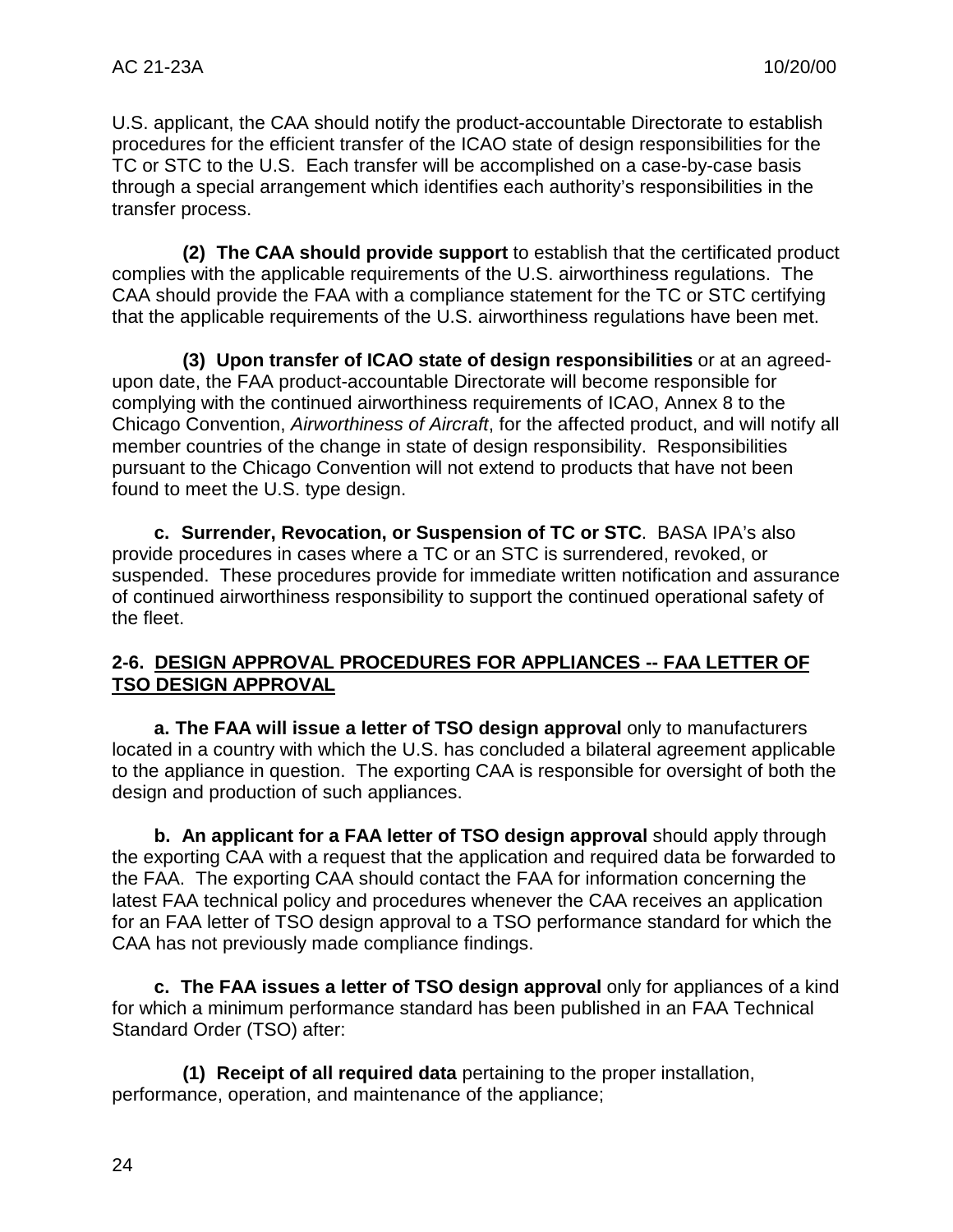U.S. applicant, the CAA should notify the product-accountable Directorate to establish procedures for the efficient transfer of the ICAO state of design responsibilities for the TC or STC to the U.S. Each transfer will be accomplished on a case-by-case basis through a special arrangement which identifies each authority's responsibilities in the transfer process.

**(2) The CAA should provide support** to establish that the certificated product complies with the applicable requirements of the U.S. airworthiness regulations. The CAA should provide the FAA with a compliance statement for the TC or STC certifying that the applicable requirements of the U.S. airworthiness regulations have been met.

**(3) Upon transfer of ICAO state of design responsibilities** or at an agreed-upon date, the FAA product-accountable Directorate will become responsible for complying with the continued airworthiness requirements of ICAO, Annex 8 to the Chicago Convention, *Airworthiness of Aircraft*, for the affected product, and will notify all member countries of the change in state of design responsibility. Responsibilities pursuant to the Chicago Convention will not extend to products that have not been found to meet the U.S. type design.

**c. Surrender, Revocation, or Suspension of TC or STC**. BASA IPA's also provide procedures in cases where a TC or an STC is surrendered, revoked, or suspended. These procedures provide for immediate written notification and assurance of continued airworthiness responsibility to support the continued operational safety of the fleet.

## 2-6. DESIGN APPROVAL PROCEDURES FOR APPLIANCES -- FAA LETTER OF TSO DESIGN APPROVAL

**a. The FAA will issue a letter of TSO design approval** only to manufacturers located in a country with which the U.S. has concluded a bilateral agreement applicable to the appliance in question. The exporting CAA is responsible for oversight of both the design and production of such appliances.

**b. An applicant for a FAA letter of TSO design approval** should apply through the exporting CAA with a request that the application and required data be forwarded to the FAA. The exporting CAA should contact the FAA for information concerning the latest FAA technical policy and procedures whenever the CAA receives an application for an FAA letter of TSO design approval to a TSO performance standard for which the CAA has not previously made compliance findings.

**c. The FAA issues a letter of TSO design approval** only for appliances of a kind for which a minimum performance standard has been published in an FAA Technical Standard Order (TSO) after:

**(1) Receipt of all required data** pertaining to the proper installation, performance, operation, and maintenance of the appliance;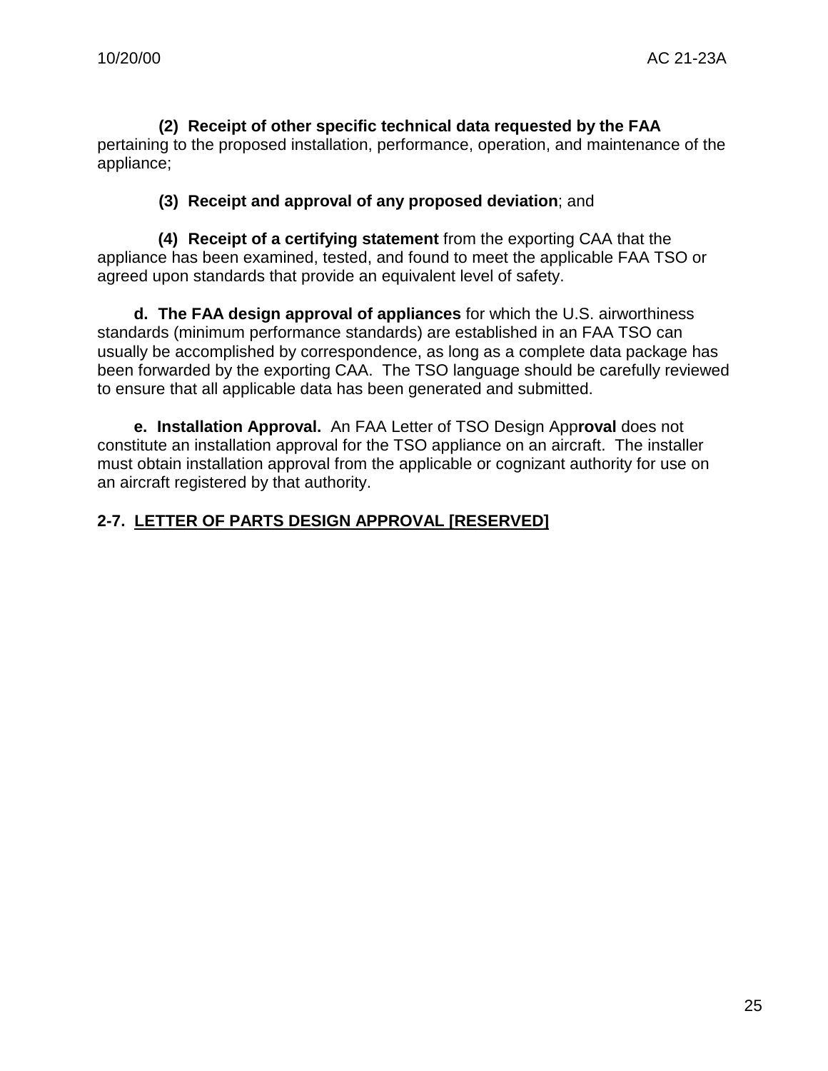**(2) Receipt of other specific technical data requested by the FAA** pertaining to the proposed installation, performance, operation, and maintenance of the appliance;

**(3) Receipt and approval of any proposed deviation**; and

**(4) Receipt of a certifying statement** from the exporting CAA that the appliance has been examined, tested, and found to meet the applicable FAA TSO or agreed upon standards that provide an equivalent level of safety.

**d. The FAA design approval of appliances** for which the U.S. airworthiness standards (minimum performance standards) are established in an FAA TSO can usually be accomplished by correspondence, as long as a complete data package has been forwarded by the exporting CAA. The TSO language should be carefully reviewed to ensure that all applicable data has been generated and submitted.

**e. Installation Approval.** An FAA Letter of TSO Design Approval does not constitute an installation approval for the TSO appliance on an aircraft. The installer must obtain installation approval from the applicable or cognizant authority for use on an aircraft registered by that authority.

## 2-7. LETTER OF PARTS DESIGN APPROVAL [RESERVED]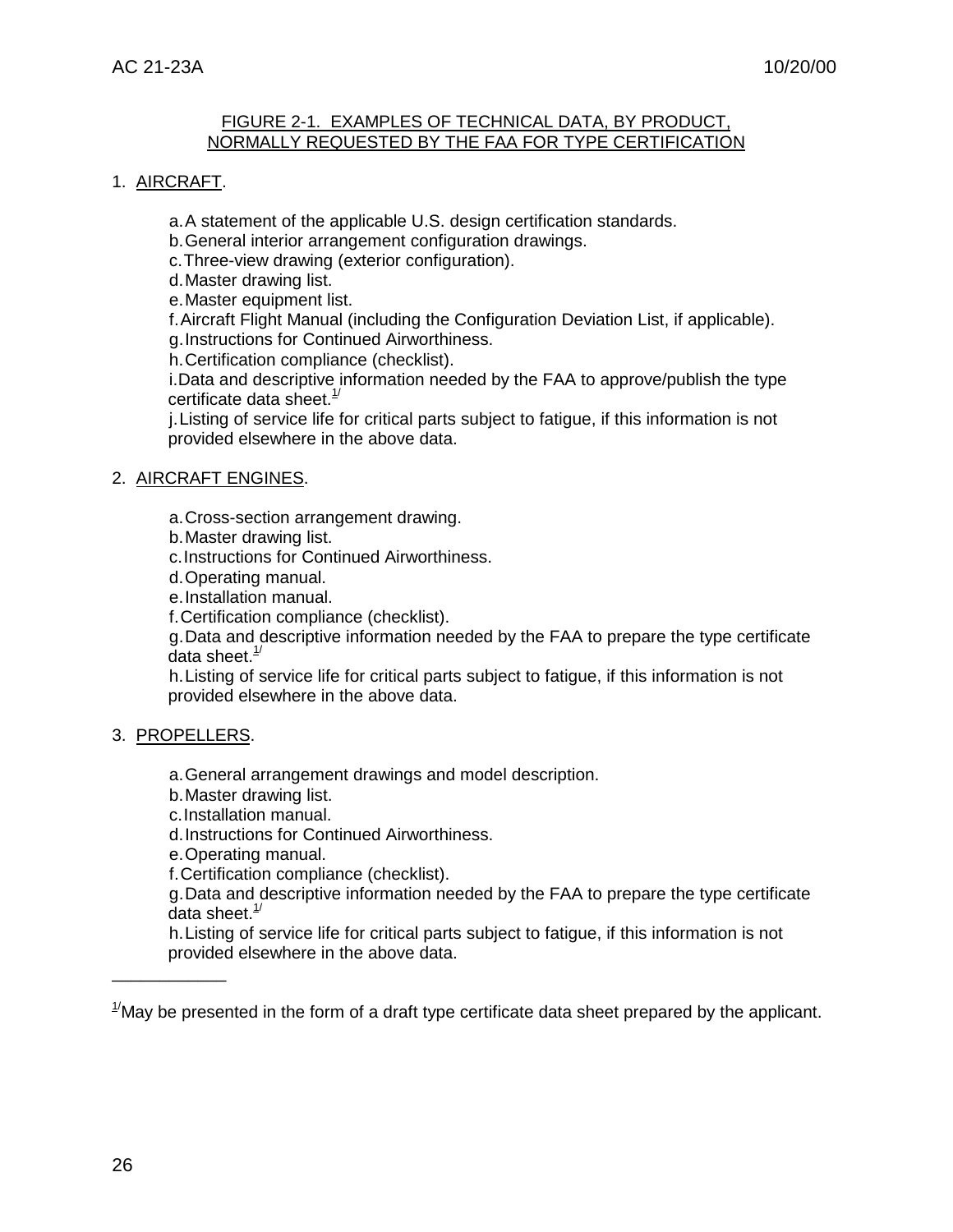## FIGURE 2-1. EXAMPLES OF TECHNICAL DATA, BY PRODUCT, NORMALLY REQUESTED BY THE FAA FOR TYPE CERTIFICATION

1. AIRCRAFT.

   a. A statement of the applicable U.S. design certification standards.
   b. General interior arrangement configuration drawings.
   c. Three-view drawing (exterior configuration).
   d. Master drawing list.
   e. Master equipment list.
   f. Aircraft Flight Manual (including the Configuration Deviation List, if applicable).
   g. Instructions for Continued Airworthiness.
   h. Certification compliance (checklist).
   i. Data and descriptive information needed by the FAA to approve/publish the type certificate data sheet.[1/]
   j. Listing of service life for critical parts subject to fatigue, if this information is not provided elsewhere in the above data.

2. AIRCRAFT ENGINES.

   a. Cross-section arrangement drawing.
   b. Master drawing list.
   c. Instructions for Continued Airworthiness.
   d. Operating manual.
   e. Installation manual.
   f. Certification compliance (checklist).
   g. Data and descriptive information needed by the FAA to prepare the type certificate data sheet.[1/]
   h. Listing of service life for critical parts subject to fatigue, if this information is not provided elsewhere in the above data.

3. PROPELLERS.

   a. General arrangement drawings and model description.
   b. Master drawing list.
   c. Installation manual.
   d. Instructions for Continued Airworthiness.
   e. Operating manual.
   f. Certification compliance (checklist).
   g. Data and descriptive information needed by the FAA to prepare the type certificate data sheet.[1/]
   h. Listing of service life for critical parts subject to fatigue, if this information is not provided elsewhere in the above data.

---

[1/] May be presented in the form of a draft type certificate data sheet prepared by the applicant.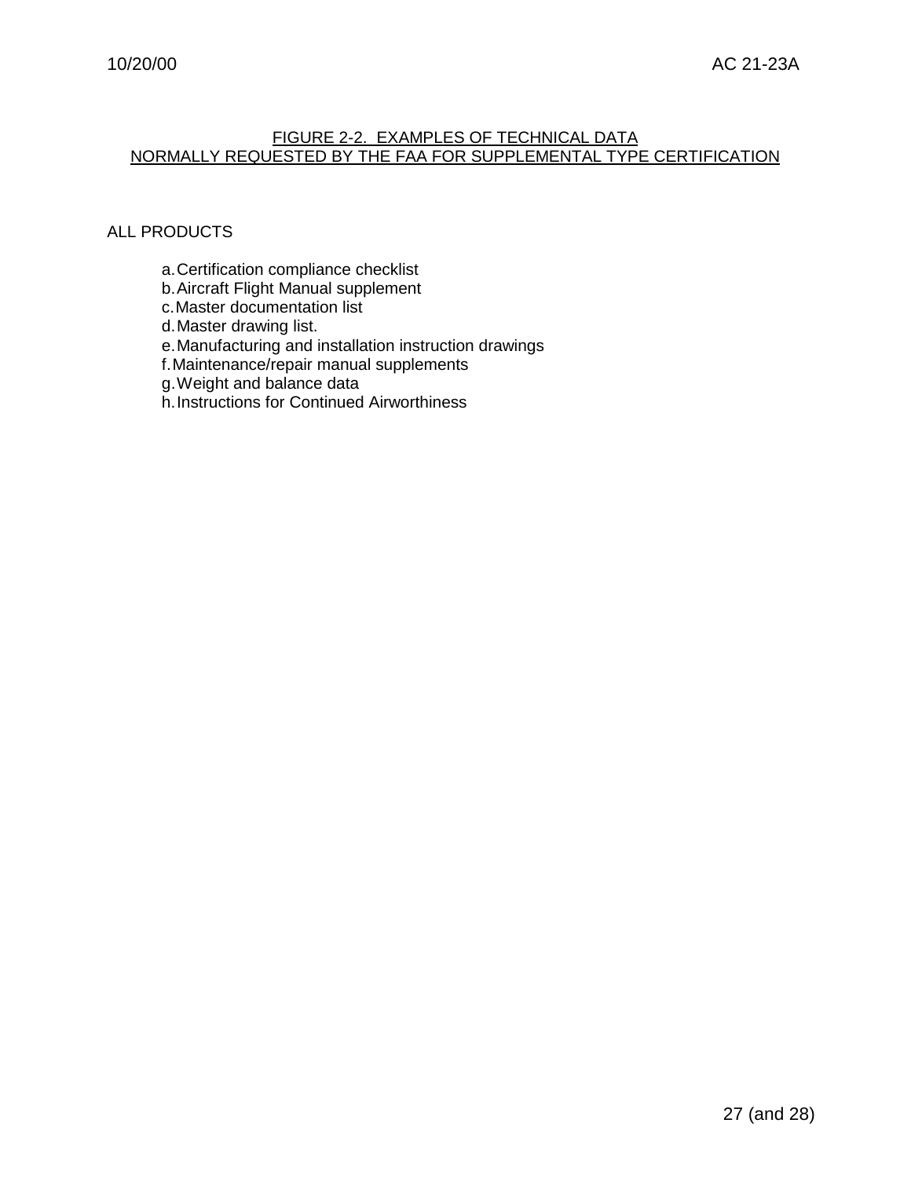FIGURE 2-2. EXAMPLES OF TECHNICAL DATA NORMALLY REQUESTED BY THE FAA FOR SUPPLEMENTAL TYPE CERTIFICATION

ALL PRODUCTS

a. Certification compliance checklist
b. Aircraft Flight Manual supplement
c. Master documentation list
d. Master drawing list.
e. Manufacturing and installation instruction drawings
f. Maintenance/repair manual supplements
g. Weight and balance data
h. Instructions for Continued Airworthiness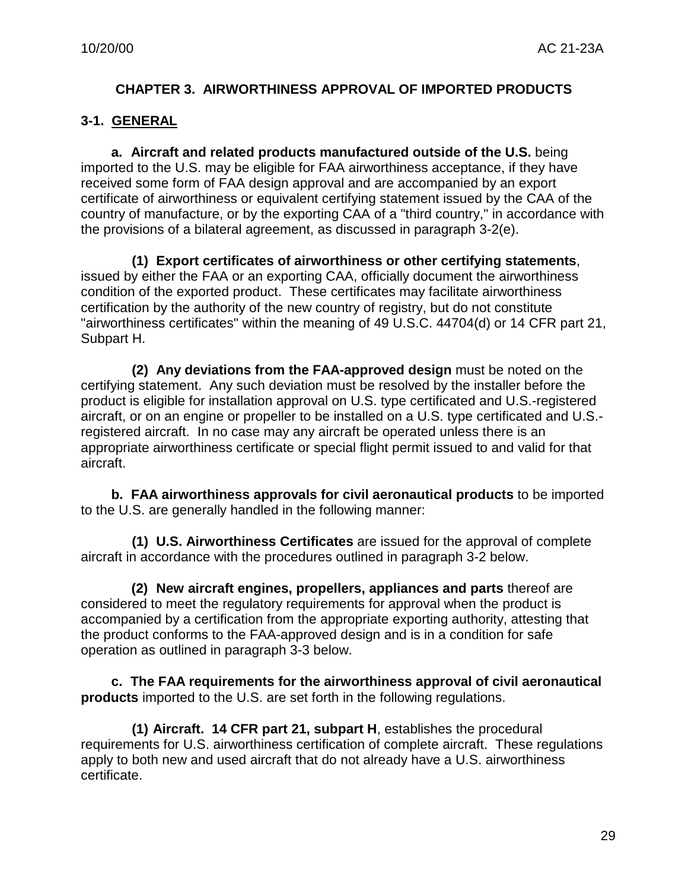## CHAPTER 3. AIRWORTHINESS APPROVAL OF IMPORTED PRODUCTS

### 3-1. GENERAL

**a. Aircraft and related products manufactured outside of the U.S.** being imported to the U.S. may be eligible for FAA airworthiness acceptance, if they have received some form of FAA design approval and are accompanied by an export certificate of airworthiness or equivalent certifying statement issued by the CAA of the country of manufacture, or by the exporting CAA of a "third country," in accordance with the provisions of a bilateral agreement, as discussed in paragraph 3-2(e).

**(1) Export certificates of airworthiness or other certifying statements**, issued by either the FAA or an exporting CAA, officially document the airworthiness condition of the exported product. These certificates may facilitate airworthiness certification by the authority of the new country of registry, but do not constitute "airworthiness certificates" within the meaning of 49 U.S.C. 44704(d) or 14 CFR part 21, Subpart H.

**(2) Any deviations from the FAA-approved design** must be noted on the certifying statement. Any such deviation must be resolved by the installer before the product is eligible for installation approval on U.S. type certificated and U.S.-registered aircraft, or on an engine or propeller to be installed on a U.S. type certificated and U.S.-registered aircraft. In no case may any aircraft be operated unless there is an appropriate airworthiness certificate or special flight permit issued to and valid for that aircraft.

**b. FAA airworthiness approvals for civil aeronautical products** to be imported to the U.S. are generally handled in the following manner:

**(1) U.S. Airworthiness Certificates** are issued for the approval of complete aircraft in accordance with the procedures outlined in paragraph 3-2 below.

**(2) New aircraft engines, propellers, appliances and parts** thereof are considered to meet the regulatory requirements for approval when the product is accompanied by a certification from the appropriate exporting authority, attesting that the product conforms to the FAA-approved design and is in a condition for safe operation as outlined in paragraph 3-3 below.

**c. The FAA requirements for the airworthiness approval of civil aeronautical products** imported to the U.S. are set forth in the following regulations.

**(1) Aircraft. 14 CFR part 21, subpart H**, establishes the procedural requirements for U.S. airworthiness certification of complete aircraft. These regulations apply to both new and used aircraft that do not already have a U.S. airworthiness certificate.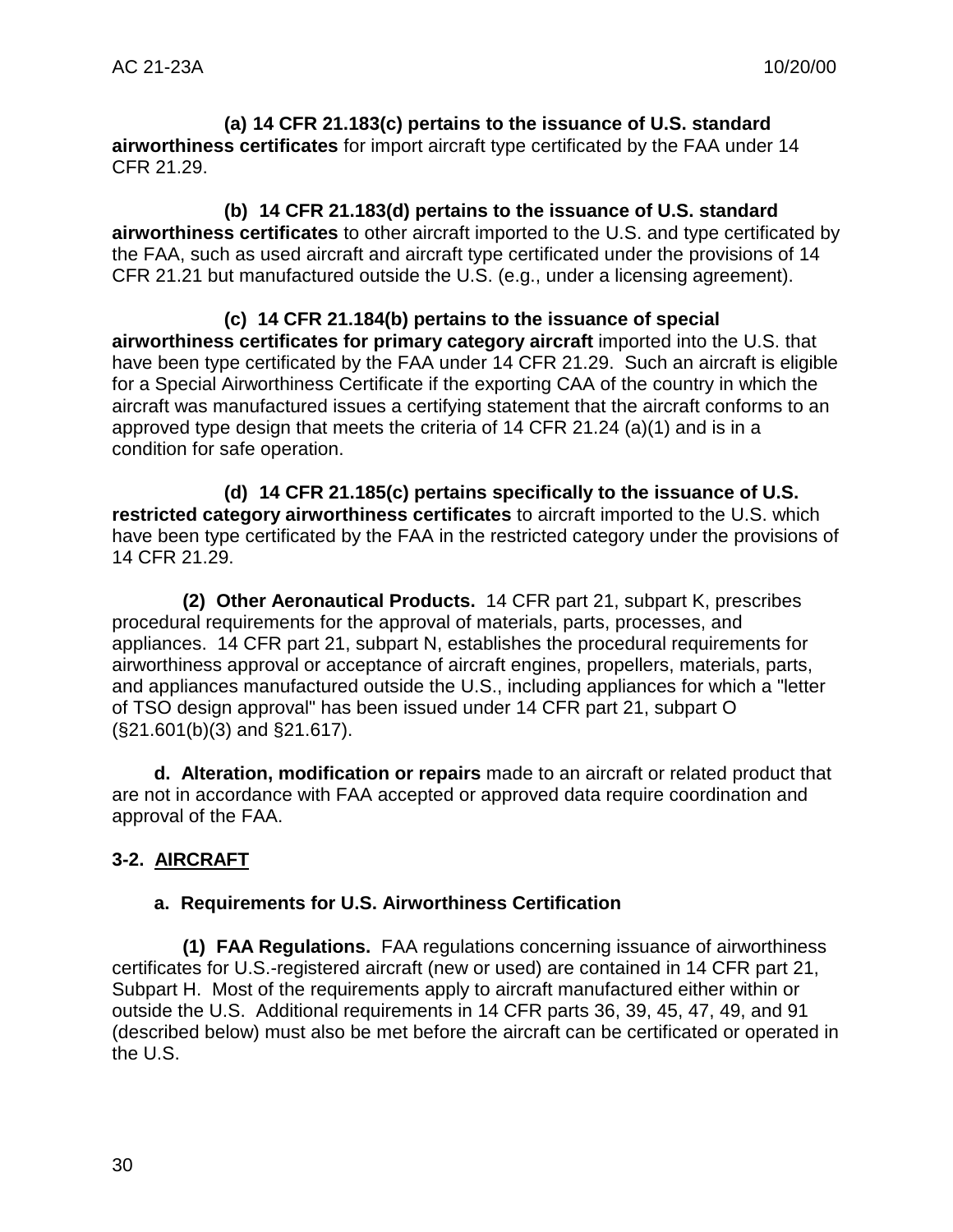**(a) 14 CFR 21.183(c) pertains to the issuance of U.S. standard airworthiness certificates** for import aircraft type certificated by the FAA under 14 CFR 21.29.

**(b) 14 CFR 21.183(d) pertains to the issuance of U.S. standard airworthiness certificates** to other aircraft imported to the U.S. and type certificated by the FAA, such as used aircraft and aircraft type certificated under the provisions of 14 CFR 21.21 but manufactured outside the U.S. (e.g., under a licensing agreement).

**(c) 14 CFR 21.184(b) pertains to the issuance of special airworthiness certificates for primary category aircraft** imported into the U.S. that have been type certificated by the FAA under 14 CFR 21.29. Such an aircraft is eligible for a Special Airworthiness Certificate if the exporting CAA of the country in which the aircraft was manufactured issues a certifying statement that the aircraft conforms to an approved type design that meets the criteria of 14 CFR 21.24 (a)(1) and is in a condition for safe operation.

**(d) 14 CFR 21.185(c) pertains specifically to the issuance of U.S. restricted category airworthiness certificates** to aircraft imported to the U.S. which have been type certificated by the FAA in the restricted category under the provisions of 14 CFR 21.29.

**(2) Other Aeronautical Products.** 14 CFR part 21, subpart K, prescribes procedural requirements for the approval of materials, parts, processes, and appliances. 14 CFR part 21, subpart N, establishes the procedural requirements for airworthiness approval or acceptance of aircraft engines, propellers, materials, parts, and appliances manufactured outside the U.S., including appliances for which a "letter of TSO design approval" has been issued under 14 CFR part 21, subpart O (§21.601(b)(3) and §21.617).

**d. Alteration, modification or repairs** made to an aircraft or related product that are not in accordance with FAA accepted or approved data require coordination and approval of the FAA.

## 3-2. AIRCRAFT

### a. Requirements for U.S. Airworthiness Certification

**(1) FAA Regulations.** FAA regulations concerning issuance of airworthiness certificates for U.S.-registered aircraft (new or used) are contained in 14 CFR part 21, Subpart H. Most of the requirements apply to aircraft manufactured either within or outside the U.S. Additional requirements in 14 CFR parts 36, 39, 45, 47, 49, and 91 (described below) must also be met before the aircraft can be certificated or operated in the U.S.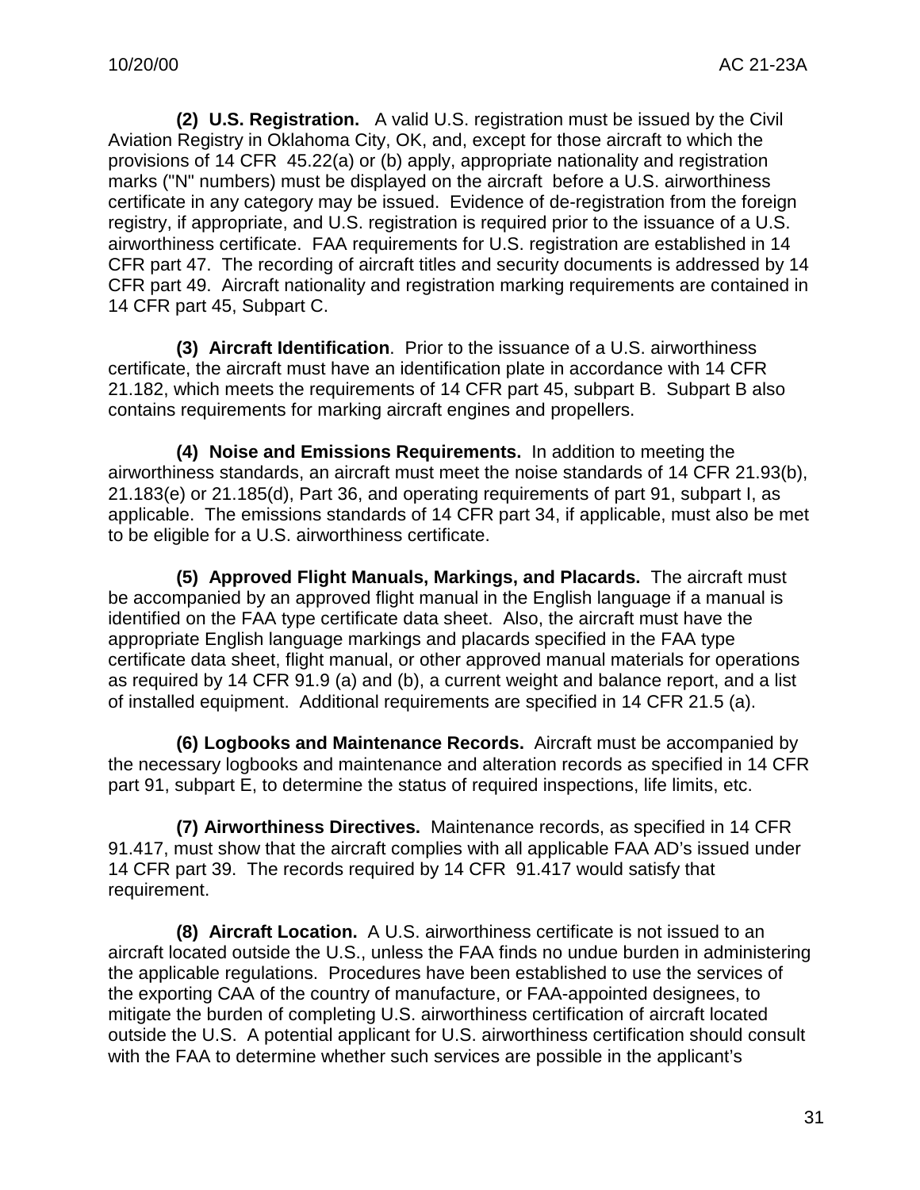**(2) U.S. Registration.** A valid U.S. registration must be issued by the Civil Aviation Registry in Oklahoma City, OK, and, except for those aircraft to which the provisions of 14 CFR 45.22(a) or (b) apply, appropriate nationality and registration marks ("N" numbers) must be displayed on the aircraft before a U.S. airworthiness certificate in any category may be issued. Evidence of de-registration from the foreign registry, if appropriate, and U.S. registration is required prior to the issuance of a U.S. airworthiness certificate. FAA requirements for U.S. registration are established in 14 CFR part 47. The recording of aircraft titles and security documents is addressed by 14 CFR part 49. Aircraft nationality and registration marking requirements are contained in 14 CFR part 45, Subpart C.

**(3) Aircraft Identification**. Prior to the issuance of a U.S. airworthiness certificate, the aircraft must have an identification plate in accordance with 14 CFR 21.182, which meets the requirements of 14 CFR part 45, subpart B. Subpart B also contains requirements for marking aircraft engines and propellers.

**(4) Noise and Emissions Requirements.** In addition to meeting the airworthiness standards, an aircraft must meet the noise standards of 14 CFR 21.93(b), 21.183(e) or 21.185(d), Part 36, and operating requirements of part 91, subpart I, as applicable. The emissions standards of 14 CFR part 34, if applicable, must also be met to be eligible for a U.S. airworthiness certificate.

**(5) Approved Flight Manuals, Markings, and Placards.** The aircraft must be accompanied by an approved flight manual in the English language if a manual is identified on the FAA type certificate data sheet. Also, the aircraft must have the appropriate English language markings and placards specified in the FAA type certificate data sheet, flight manual, or other approved manual materials for operations as required by 14 CFR 91.9 (a) and (b), a current weight and balance report, and a list of installed equipment. Additional requirements are specified in 14 CFR 21.5 (a).

**(6) Logbooks and Maintenance Records.** Aircraft must be accompanied by the necessary logbooks and maintenance and alteration records as specified in 14 CFR part 91, subpart E, to determine the status of required inspections, life limits, etc.

**(7) Airworthiness Directives.** Maintenance records, as specified in 14 CFR 91.417, must show that the aircraft complies with all applicable FAA AD's issued under 14 CFR part 39. The records required by 14 CFR 91.417 would satisfy that requirement.

**(8) Aircraft Location.** A U.S. airworthiness certificate is not issued to an aircraft located outside the U.S., unless the FAA finds no undue burden in administering the applicable regulations. Procedures have been established to use the services of the exporting CAA of the country of manufacture, or FAA-appointed designees, to mitigate the burden of completing U.S. airworthiness certification of aircraft located outside the U.S. A potential applicant for U.S. airworthiness certification should consult with the FAA to determine whether such services are possible in the applicant's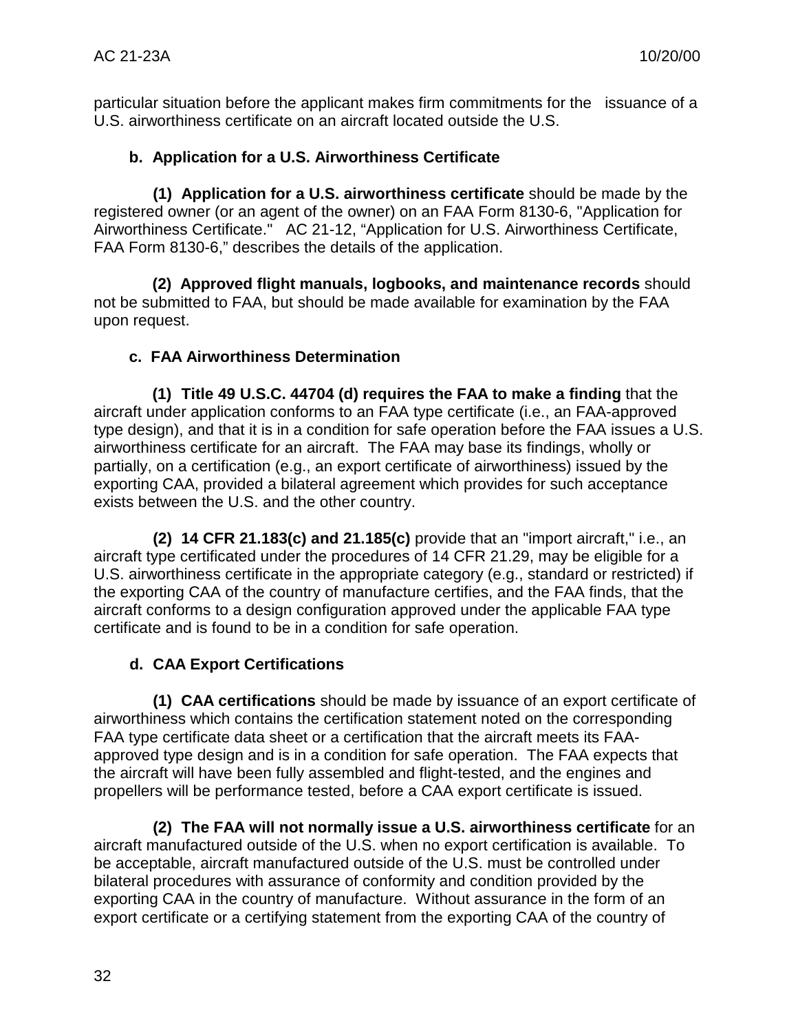particular situation before the applicant makes firm commitments for the issuance of a U.S. airworthiness certificate on an aircraft located outside the U.S.

**b. Application for a U.S. Airworthiness Certificate**

**(1) Application for a U.S. airworthiness certificate** should be made by the registered owner (or an agent of the owner) on an FAA Form 8130-6, "Application for Airworthiness Certificate." AC 21-12, "Application for U.S. Airworthiness Certificate, FAA Form 8130-6," describes the details of the application.

**(2) Approved flight manuals, logbooks, and maintenance records** should not be submitted to FAA, but should be made available for examination by the FAA upon request.

**c. FAA Airworthiness Determination**

**(1) Title 49 U.S.C. 44704 (d) requires the FAA to make a finding** that the aircraft under application conforms to an FAA type certificate (i.e., an FAA-approved type design), and that it is in a condition for safe operation before the FAA issues a U.S. airworthiness certificate for an aircraft. The FAA may base its findings, wholly or partially, on a certification (e.g., an export certificate of airworthiness) issued by the exporting CAA, provided a bilateral agreement which provides for such acceptance exists between the U.S. and the other country.

**(2) 14 CFR 21.183(c) and 21.185(c)** provide that an "import aircraft," i.e., an aircraft type certificated under the procedures of 14 CFR 21.29, may be eligible for a U.S. airworthiness certificate in the appropriate category (e.g., standard or restricted) if the exporting CAA of the country of manufacture certifies, and the FAA finds, that the aircraft conforms to a design configuration approved under the applicable FAA type certificate and is found to be in a condition for safe operation.

**d. CAA Export Certifications**

**(1) CAA certifications** should be made by issuance of an export certificate of airworthiness which contains the certification statement noted on the corresponding FAA type certificate data sheet or a certification that the aircraft meets its FAA-approved type design and is in a condition for safe operation. The FAA expects that the aircraft will have been fully assembled and flight-tested, and the engines and propellers will be performance tested, before a CAA export certificate is issued.

**(2) The FAA will not normally issue a U.S. airworthiness certificate** for an aircraft manufactured outside of the U.S. when no export certification is available. To be acceptable, aircraft manufactured outside of the U.S. must be controlled under bilateral procedures with assurance of conformity and condition provided by the exporting CAA in the country of manufacture. Without assurance in the form of an export certificate or a certifying statement from the exporting CAA of the country of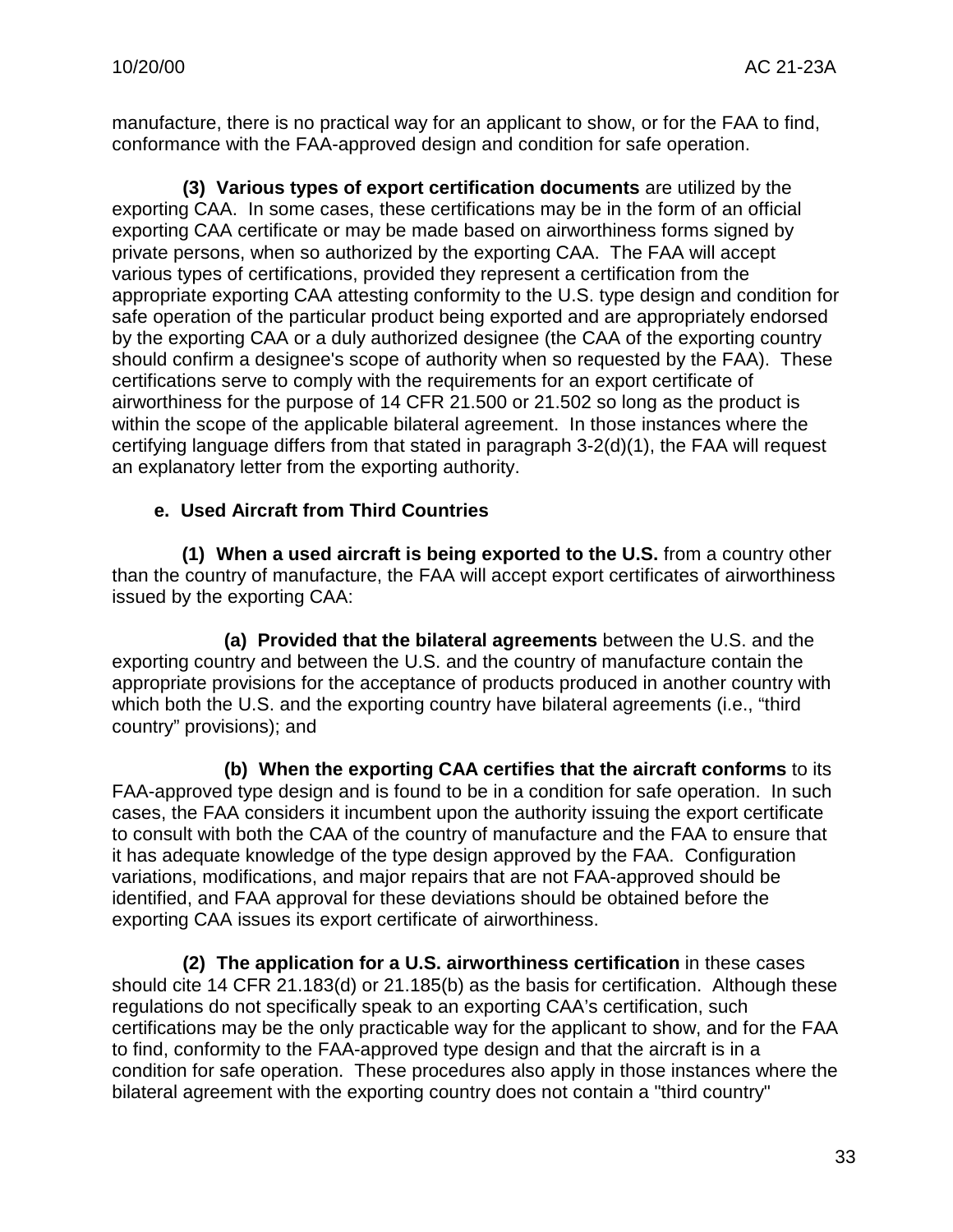manufacture, there is no practical way for an applicant to show, or for the FAA to find, conformance with the FAA-approved design and condition for safe operation.

**(3) Various types of export certification documents** are utilized by the exporting CAA. In some cases, these certifications may be in the form of an official exporting CAA certificate or may be made based on airworthiness forms signed by private persons, when so authorized by the exporting CAA. The FAA will accept various types of certifications, provided they represent a certification from the appropriate exporting CAA attesting conformity to the U.S. type design and condition for safe operation of the particular product being exported and are appropriately endorsed by the exporting CAA or a duly authorized designee (the CAA of the exporting country should confirm a designee's scope of authority when so requested by the FAA). These certifications serve to comply with the requirements for an export certificate of airworthiness for the purpose of 14 CFR 21.500 or 21.502 so long as the product is within the scope of the applicable bilateral agreement. In those instances where the certifying language differs from that stated in paragraph 3-2(d)(1), the FAA will request an explanatory letter from the exporting authority.

**e. Used Aircraft from Third Countries**

**(1) When a used aircraft is being exported to the U.S.** from a country other than the country of manufacture, the FAA will accept export certificates of airworthiness issued by the exporting CAA:

**(a) Provided that the bilateral agreements** between the U.S. and the exporting country and between the U.S. and the country of manufacture contain the appropriate provisions for the acceptance of products produced in another country with which both the U.S. and the exporting country have bilateral agreements (i.e., "third country" provisions); and

**(b) When the exporting CAA certifies that the aircraft conforms** to its FAA-approved type design and is found to be in a condition for safe operation. In such cases, the FAA considers it incumbent upon the authority issuing the export certificate to consult with both the CAA of the country of manufacture and the FAA to ensure that it has adequate knowledge of the type design approved by the FAA. Configuration variations, modifications, and major repairs that are not FAA-approved should be identified, and FAA approval for these deviations should be obtained before the exporting CAA issues its export certificate of airworthiness.

**(2) The application for a U.S. airworthiness certification** in these cases should cite 14 CFR 21.183(d) or 21.185(b) as the basis for certification. Although these regulations do not specifically speak to an exporting CAA's certification, such certifications may be the only practicable way for the applicant to show, and for the FAA to find, conformity to the FAA-approved type design and that the aircraft is in a condition for safe operation. These procedures also apply in those instances where the bilateral agreement with the exporting country does not contain a "third country"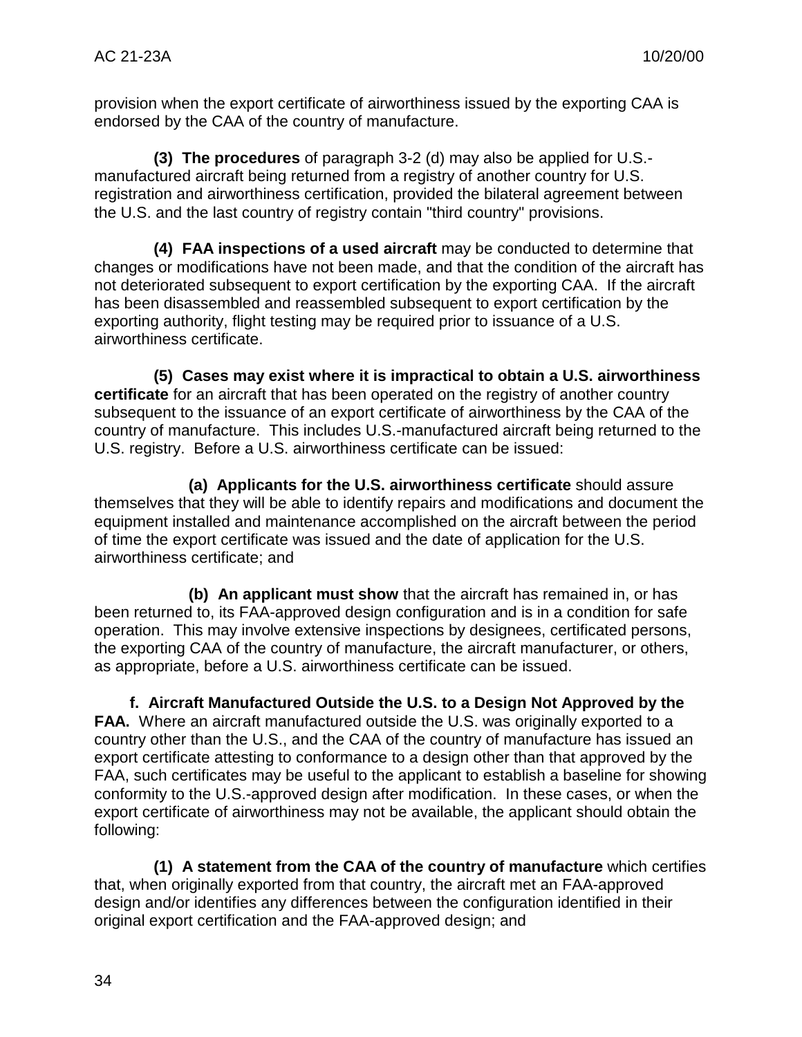provision when the export certificate of airworthiness issued by the exporting CAA is endorsed by the CAA of the country of manufacture.

**(3) The procedures** of paragraph 3-2 (d) may also be applied for U.S.-manufactured aircraft being returned from a registry of another country for U.S. registration and airworthiness certification, provided the bilateral agreement between the U.S. and the last country of registry contain "third country" provisions.

**(4) FAA inspections of a used aircraft** may be conducted to determine that changes or modifications have not been made, and that the condition of the aircraft has not deteriorated subsequent to export certification by the exporting CAA. If the aircraft has been disassembled and reassembled subsequent to export certification by the exporting authority, flight testing may be required prior to issuance of a U.S. airworthiness certificate.

**(5) Cases may exist where it is impractical to obtain a U.S. airworthiness certificate** for an aircraft that has been operated on the registry of another country subsequent to the issuance of an export certificate of airworthiness by the CAA of the country of manufacture. This includes U.S.-manufactured aircraft being returned to the U.S. registry. Before a U.S. airworthiness certificate can be issued:

**(a) Applicants for the U.S. airworthiness certificate** should assure themselves that they will be able to identify repairs and modifications and document the equipment installed and maintenance accomplished on the aircraft between the period of time the export certificate was issued and the date of application for the U.S. airworthiness certificate; and

**(b) An applicant must show** that the aircraft has remained in, or has been returned to, its FAA-approved design configuration and is in a condition for safe operation. This may involve extensive inspections by designees, certificated persons, the exporting CAA of the country of manufacture, the aircraft manufacturer, or others, as appropriate, before a U.S. airworthiness certificate can be issued.

**f. Aircraft Manufactured Outside the U.S. to a Design Not Approved by the FAA.** Where an aircraft manufactured outside the U.S. was originally exported to a country other than the U.S., and the CAA of the country of manufacture has issued an export certificate attesting to conformance to a design other than that approved by the FAA, such certificates may be useful to the applicant to establish a baseline for showing conformity to the U.S.-approved design after modification. In these cases, or when the export certificate of airworthiness may not be available, the applicant should obtain the following:

**(1) A statement from the CAA of the country of manufacture** which certifies that, when originally exported from that country, the aircraft met an FAA-approved design and/or identifies any differences between the configuration identified in their original export certification and the FAA-approved design; and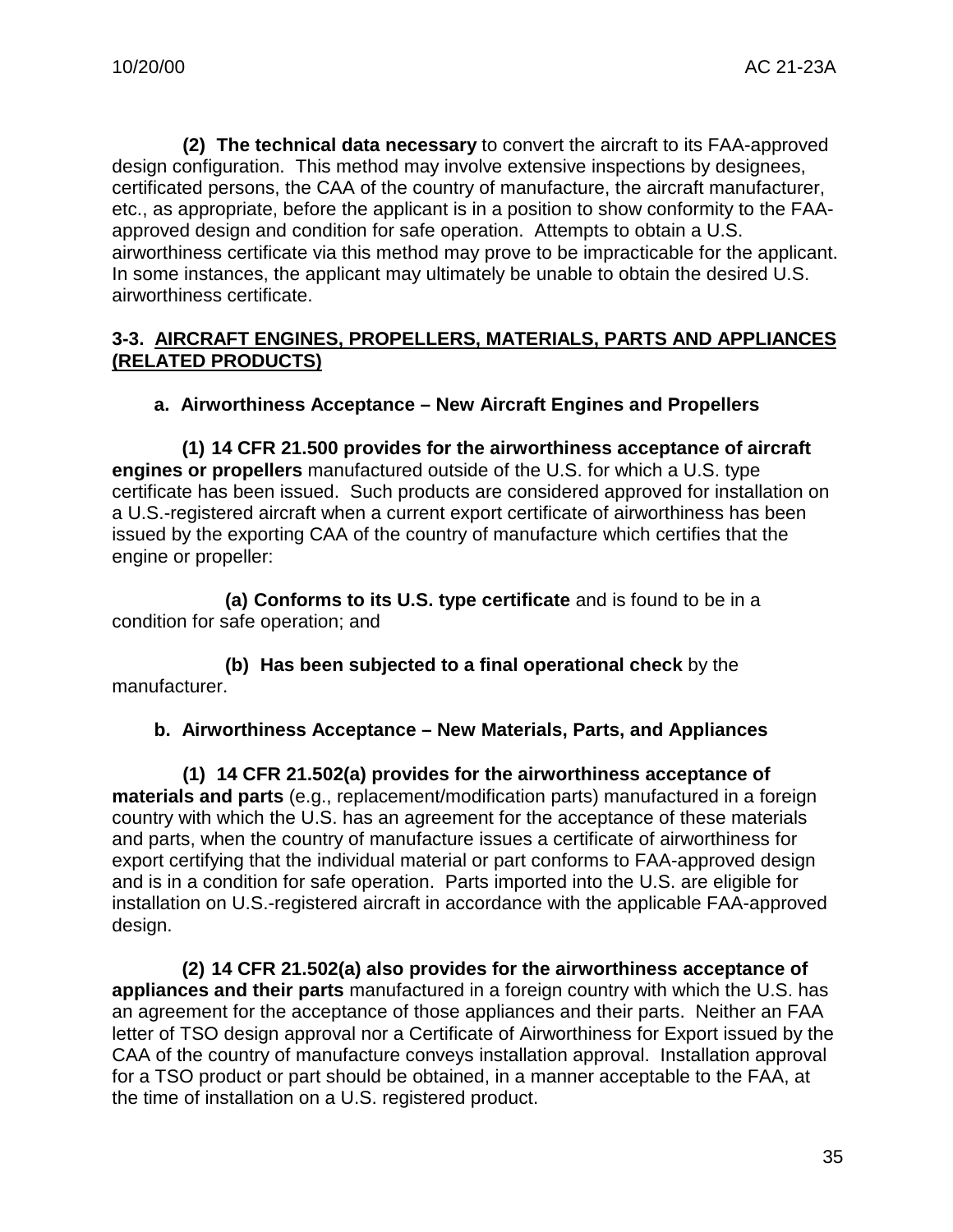**(2) The technical data necessary** to convert the aircraft to its FAA-approved design configuration. This method may involve extensive inspections by designees, certificated persons, the CAA of the country of manufacture, the aircraft manufacturer, etc., as appropriate, before the applicant is in a position to show conformity to the FAA-approved design and condition for safe operation. Attempts to obtain a U.S. airworthiness certificate via this method may prove to be impracticable for the applicant. In some instances, the applicant may ultimately be unable to obtain the desired U.S. airworthiness certificate.

## 3-3. AIRCRAFT ENGINES, PROPELLERS, MATERIALS, PARTS AND APPLIANCES (RELATED PRODUCTS)

### a. Airworthiness Acceptance – New Aircraft Engines and Propellers

**(1) 14 CFR 21.500 provides for the airworthiness acceptance of aircraft engines or propellers** manufactured outside of the U.S. for which a U.S. type certificate has been issued. Such products are considered approved for installation on a U.S.-registered aircraft when a current export certificate of airworthiness has been issued by the exporting CAA of the country of manufacture which certifies that the engine or propeller:

**(a) Conforms to its U.S. type certificate** and is found to be in a condition for safe operation; and

**(b) Has been subjected to a final operational check** by the manufacturer.

### b. Airworthiness Acceptance – New Materials, Parts, and Appliances

**(1) 14 CFR 21.502(a) provides for the airworthiness acceptance of materials and parts** (e.g., replacement/modification parts) manufactured in a foreign country with which the U.S. has an agreement for the acceptance of these materials and parts, when the country of manufacture issues a certificate of airworthiness for export certifying that the individual material or part conforms to FAA-approved design and is in a condition for safe operation. Parts imported into the U.S. are eligible for installation on U.S.-registered aircraft in accordance with the applicable FAA-approved design.

**(2) 14 CFR 21.502(a) also provides for the airworthiness acceptance of appliances and their parts** manufactured in a foreign country with which the U.S. has an agreement for the acceptance of those appliances and their parts. Neither an FAA letter of TSO design approval nor a Certificate of Airworthiness for Export issued by the CAA of the country of manufacture conveys installation approval. Installation approval for a TSO product or part should be obtained, in a manner acceptable to the FAA, at the time of installation on a U.S. registered product.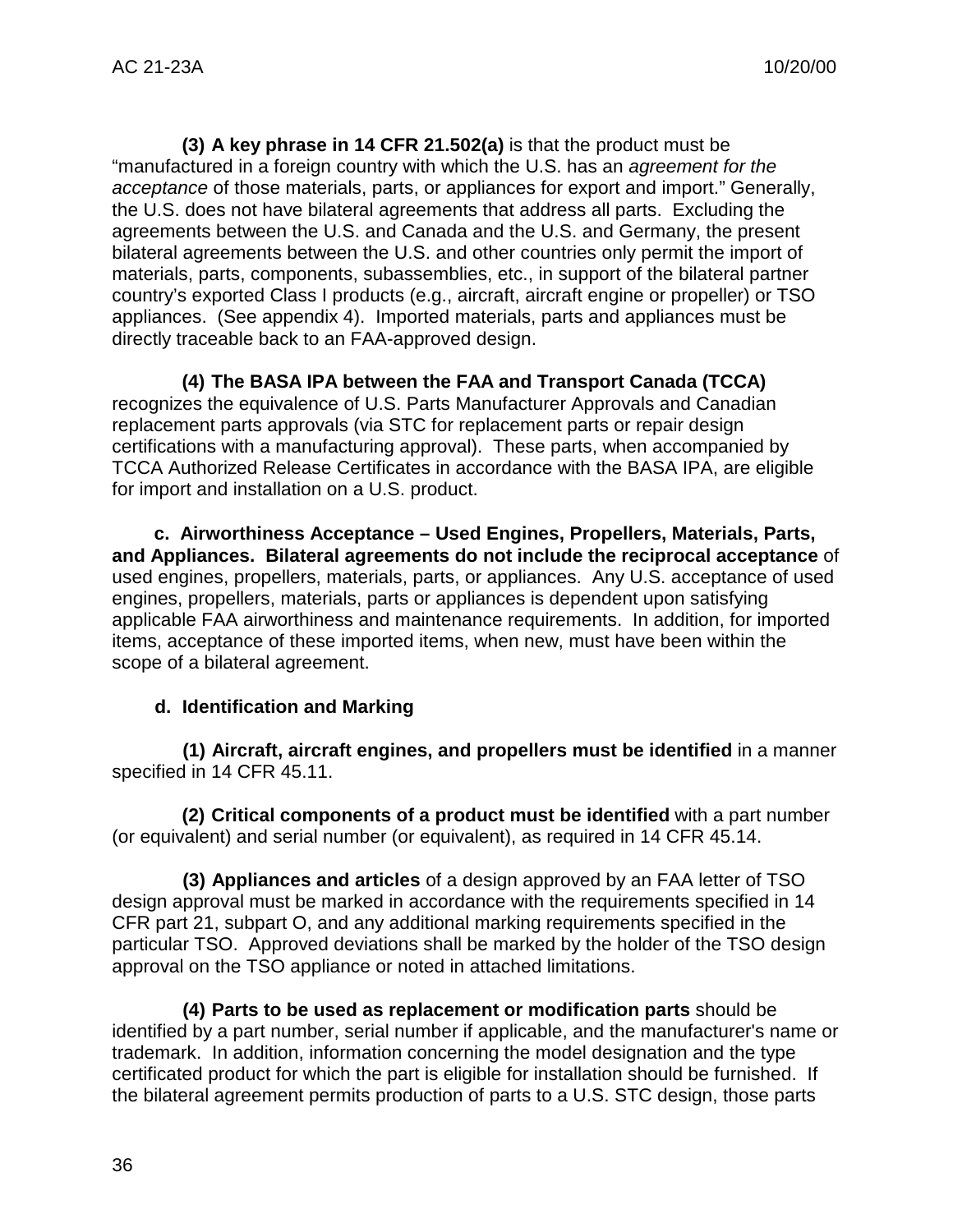**(3) A key phrase in 14 CFR 21.502(a)** is that the product must be "manufactured in a foreign country with which the U.S. has an *agreement for the acceptance* of those materials, parts, or appliances for export and import." Generally, the U.S. does not have bilateral agreements that address all parts. Excluding the agreements between the U.S. and Canada and the U.S. and Germany, the present bilateral agreements between the U.S. and other countries only permit the import of materials, parts, components, subassemblies, etc., in support of the bilateral partner country's exported Class I products (e.g., aircraft, aircraft engine or propeller) or TSO appliances. (See appendix 4). Imported materials, parts and appliances must be directly traceable back to an FAA-approved design.

**(4) The BASA IPA between the FAA and Transport Canada (TCCA)** recognizes the equivalence of U.S. Parts Manufacturer Approvals and Canadian replacement parts approvals (via STC for replacement parts or repair design certifications with a manufacturing approval). These parts, when accompanied by TCCA Authorized Release Certificates in accordance with the BASA IPA, are eligible for import and installation on a U.S. product.

**c. Airworthiness Acceptance – Used Engines, Propellers, Materials, Parts, and Appliances. Bilateral agreements do not include the reciprocal acceptance** of used engines, propellers, materials, parts, or appliances. Any U.S. acceptance of used engines, propellers, materials, parts or appliances is dependent upon satisfying applicable FAA airworthiness and maintenance requirements. In addition, for imported items, acceptance of these imported items, when new, must have been within the scope of a bilateral agreement.

**d. Identification and Marking**

**(1) Aircraft, aircraft engines, and propellers must be identified** in a manner specified in 14 CFR 45.11.

**(2) Critical components of a product must be identified** with a part number (or equivalent) and serial number (or equivalent), as required in 14 CFR 45.14.

**(3) Appliances and articles** of a design approved by an FAA letter of TSO design approval must be marked in accordance with the requirements specified in 14 CFR part 21, subpart O, and any additional marking requirements specified in the particular TSO. Approved deviations shall be marked by the holder of the TSO design approval on the TSO appliance or noted in attached limitations.

**(4) Parts to be used as replacement or modification parts** should be identified by a part number, serial number if applicable, and the manufacturer's name or trademark. In addition, information concerning the model designation and the type certificated product for which the part is eligible for installation should be furnished. If the bilateral agreement permits production of parts to a U.S. STC design, those parts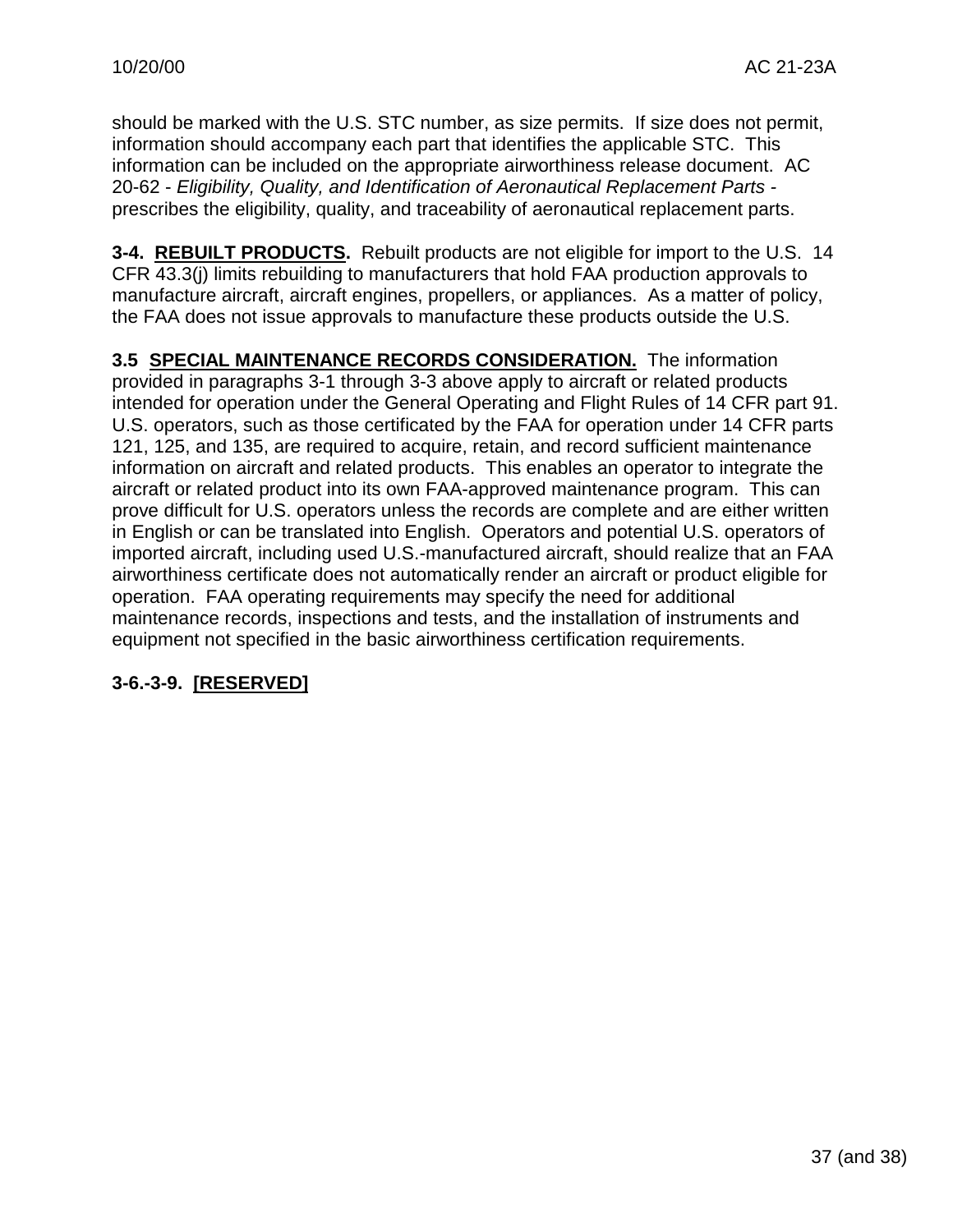should be marked with the U.S. STC number, as size permits. If size does not permit, information should accompany each part that identifies the applicable STC. This information can be included on the appropriate airworthiness release document. AC 20-62 - *Eligibility, Quality, and Identification of Aeronautical Replacement Parts* - prescribes the eligibility, quality, and traceability of aeronautical replacement parts.

**3-4. REBUILT PRODUCTS.** Rebuilt products are not eligible for import to the U.S. 14 CFR 43.3(j) limits rebuilding to manufacturers that hold FAA production approvals to manufacture aircraft, aircraft engines, propellers, or appliances. As a matter of policy, the FAA does not issue approvals to manufacture these products outside the U.S.

**3.5 SPECIAL MAINTENANCE RECORDS CONSIDERATION.** The information provided in paragraphs 3-1 through 3-3 above apply to aircraft or related products intended for operation under the General Operating and Flight Rules of 14 CFR part 91. U.S. operators, such as those certificated by the FAA for operation under 14 CFR parts 121, 125, and 135, are required to acquire, retain, and record sufficient maintenance information on aircraft and related products. This enables an operator to integrate the aircraft or related product into its own FAA-approved maintenance program. This can prove difficult for U.S. operators unless the records are complete and are either written in English or can be translated into English. Operators and potential U.S. operators of imported aircraft, including used U.S.-manufactured aircraft, should realize that an FAA airworthiness certificate does not automatically render an aircraft or product eligible for operation. FAA operating requirements may specify the need for additional maintenance records, inspections and tests, and the installation of instruments and equipment not specified in the basic airworthiness certification requirements.

**3-6.-3-9. [RESERVED]**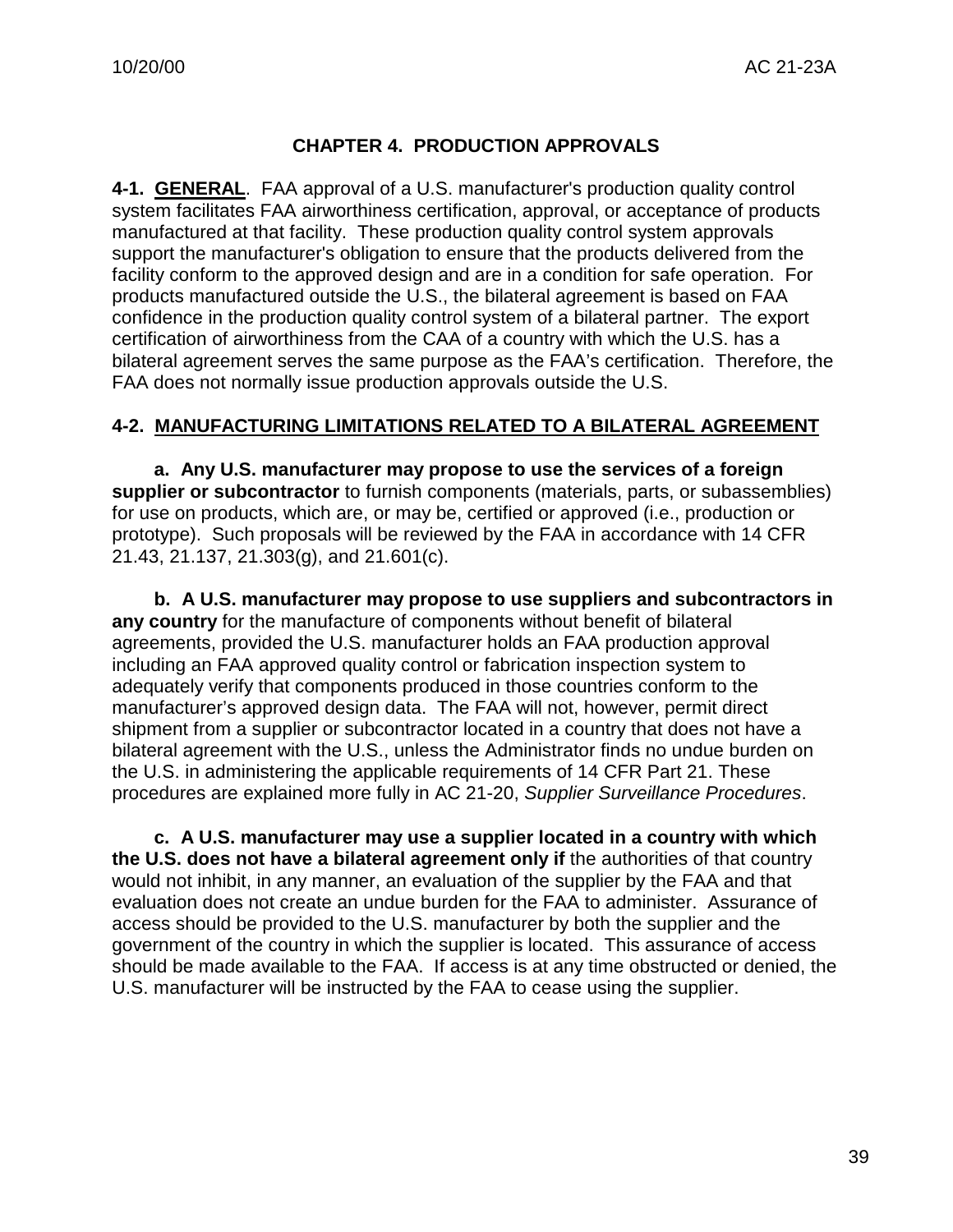# CHAPTER 4. PRODUCTION APPROVALS

**4-1. GENERAL**. FAA approval of a U.S. manufacturer's production quality control system facilitates FAA airworthiness certification, approval, or acceptance of products manufactured at that facility. These production quality control system approvals support the manufacturer's obligation to ensure that the products delivered from the facility conform to the approved design and are in a condition for safe operation. For products manufactured outside the U.S., the bilateral agreement is based on FAA confidence in the production quality control system of a bilateral partner. The export certification of airworthiness from the CAA of a country with which the U.S. has a bilateral agreement serves the same purpose as the FAA's certification. Therefore, the FAA does not normally issue production approvals outside the U.S.

## 4-2. MANUFACTURING LIMITATIONS RELATED TO A BILATERAL AGREEMENT

**a. Any U.S. manufacturer may propose to use the services of a foreign supplier or subcontractor** to furnish components (materials, parts, or subassemblies) for use on products, which are, or may be, certified or approved (i.e., production or prototype). Such proposals will be reviewed by the FAA in accordance with 14 CFR 21.43, 21.137, 21.303(g), and 21.601(c).

**b. A U.S. manufacturer may propose to use suppliers and subcontractors in any country** for the manufacture of components without benefit of bilateral agreements, provided the U.S. manufacturer holds an FAA production approval including an FAA approved quality control or fabrication inspection system to adequately verify that components produced in those countries conform to the manufacturer's approved design data. The FAA will not, however, permit direct shipment from a supplier or subcontractor located in a country that does not have a bilateral agreement with the U.S., unless the Administrator finds no undue burden on the U.S. in administering the applicable requirements of 14 CFR Part 21. These procedures are explained more fully in AC 21-20, *Supplier Surveillance Procedures*.

**c. A U.S. manufacturer may use a supplier located in a country with which the U.S. does not have a bilateral agreement only if** the authorities of that country would not inhibit, in any manner, an evaluation of the supplier by the FAA and that evaluation does not create an undue burden for the FAA to administer. Assurance of access should be provided to the U.S. manufacturer by both the supplier and the government of the country in which the supplier is located. This assurance of access should be made available to the FAA. If access is at any time obstructed or denied, the U.S. manufacturer will be instructed by the FAA to cease using the supplier.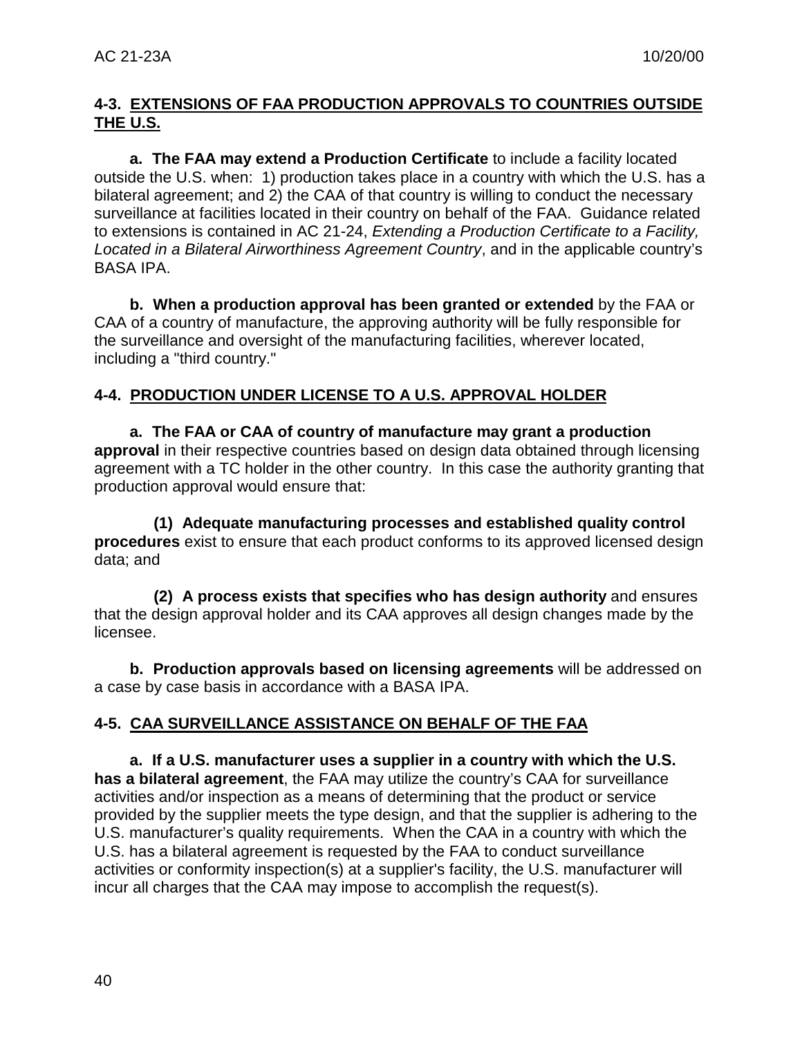## 4-3. EXTENSIONS OF FAA PRODUCTION APPROVALS TO COUNTRIES OUTSIDE THE U.S.

**a. The FAA may extend a Production Certificate** to include a facility located outside the U.S. when: 1) production takes place in a country with which the U.S. has a bilateral agreement; and 2) the CAA of that country is willing to conduct the necessary surveillance at facilities located in their country on behalf of the FAA. Guidance related to extensions is contained in AC 21-24, *Extending a Production Certificate to a Facility, Located in a Bilateral Airworthiness Agreement Country*, and in the applicable country's BASA IPA.

**b. When a production approval has been granted or extended** by the FAA or CAA of a country of manufacture, the approving authority will be fully responsible for the surveillance and oversight of the manufacturing facilities, wherever located, including a "third country."

## 4-4. PRODUCTION UNDER LICENSE TO A U.S. APPROVAL HOLDER

**a. The FAA or CAA of country of manufacture may grant a production approval** in their respective countries based on design data obtained through licensing agreement with a TC holder in the other country. In this case the authority granting that production approval would ensure that:

**(1) Adequate manufacturing processes and established quality control procedures** exist to ensure that each product conforms to its approved licensed design data; and

**(2) A process exists that specifies who has design authority** and ensures that the design approval holder and its CAA approves all design changes made by the licensee.

**b. Production approvals based on licensing agreements** will be addressed on a case by case basis in accordance with a BASA IPA.

## 4-5. CAA SURVEILLANCE ASSISTANCE ON BEHALF OF THE FAA

**a. If a U.S. manufacturer uses a supplier in a country with which the U.S. has a bilateral agreement**, the FAA may utilize the country's CAA for surveillance activities and/or inspection as a means of determining that the product or service provided by the supplier meets the type design, and that the supplier is adhering to the U.S. manufacturer's quality requirements. When the CAA in a country with which the U.S. has a bilateral agreement is requested by the FAA to conduct surveillance activities or conformity inspection(s) at a supplier's facility, the U.S. manufacturer will incur all charges that the CAA may impose to accomplish the request(s).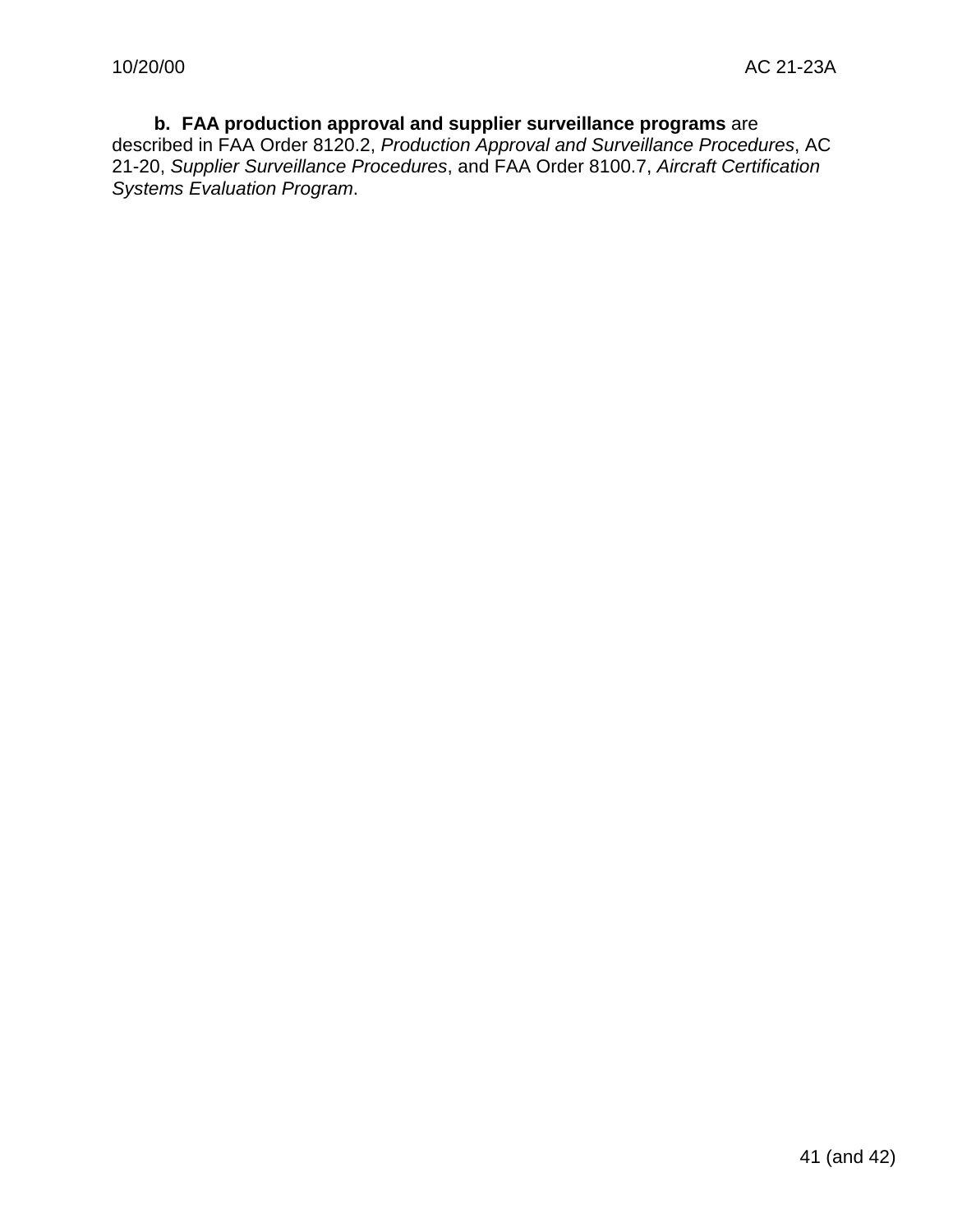**b. FAA production approval and supplier surveillance programs** are described in FAA Order 8120.2, *Production Approval and Surveillance Procedures*, AC 21-20, *Supplier Surveillance Procedures*, and FAA Order 8100.7, *Aircraft Certification Systems Evaluation Program*.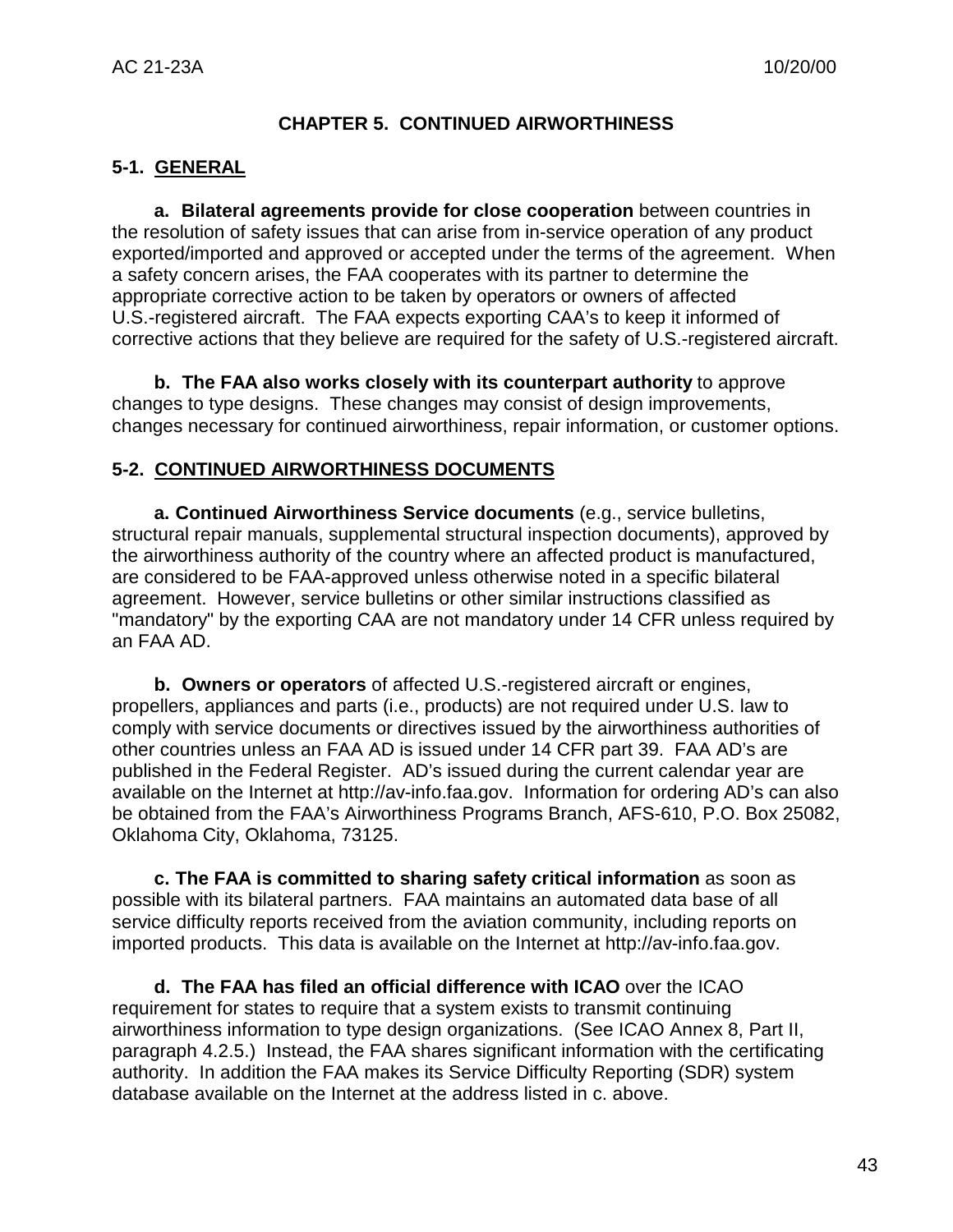# CHAPTER 5. CONTINUED AIRWORTHINESS

## 5-1. GENERAL

**a. Bilateral agreements provide for close cooperation** between countries in the resolution of safety issues that can arise from in-service operation of any product exported/imported and approved or accepted under the terms of the agreement. When a safety concern arises, the FAA cooperates with its partner to determine the appropriate corrective action to be taken by operators or owners of affected U.S.-registered aircraft. The FAA expects exporting CAA's to keep it informed of corrective actions that they believe are required for the safety of U.S.-registered aircraft.

**b. The FAA also works closely with its counterpart authority** to approve changes to type designs. These changes may consist of design improvements, changes necessary for continued airworthiness, repair information, or customer options.

## 5-2. CONTINUED AIRWORTHINESS DOCUMENTS

**a. Continued Airworthiness Service documents** (e.g., service bulletins, structural repair manuals, supplemental structural inspection documents), approved by the airworthiness authority of the country where an affected product is manufactured, are considered to be FAA-approved unless otherwise noted in a specific bilateral agreement. However, service bulletins or other similar instructions classified as "mandatory" by the exporting CAA are not mandatory under 14 CFR unless required by an FAA AD.

**b. Owners or operators** of affected U.S.-registered aircraft or engines, propellers, appliances and parts (i.e., products) are not required under U.S. law to comply with service documents or directives issued by the airworthiness authorities of other countries unless an FAA AD is issued under 14 CFR part 39. FAA AD's are published in the Federal Register. AD's issued during the current calendar year are available on the Internet at http://av-info.faa.gov. Information for ordering AD's can also be obtained from the FAA's Airworthiness Programs Branch, AFS-610, P.O. Box 25082, Oklahoma City, Oklahoma, 73125.

**c. The FAA is committed to sharing safety critical information** as soon as possible with its bilateral partners. FAA maintains an automated data base of all service difficulty reports received from the aviation community, including reports on imported products. This data is available on the Internet at http://av-info.faa.gov.

**d. The FAA has filed an official difference with ICAO** over the ICAO requirement for states to require that a system exists to transmit continuing airworthiness information to type design organizations. (See ICAO Annex 8, Part II, paragraph 4.2.5.) Instead, the FAA shares significant information with the certificating authority. In addition the FAA makes its Service Difficulty Reporting (SDR) system database available on the Internet at the address listed in c. above.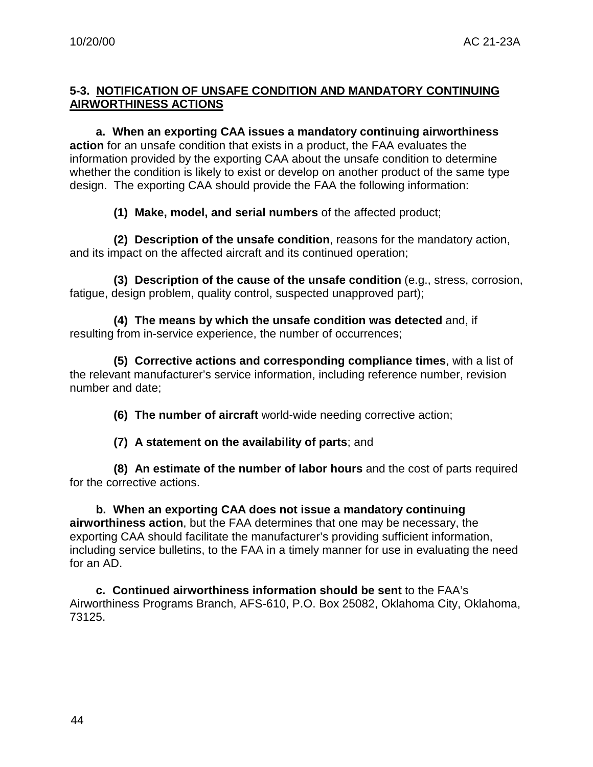### 5-3. NOTIFICATION OF UNSAFE CONDITION AND MANDATORY CONTINUING AIRWORTHINESS ACTIONS

**a. When an exporting CAA issues a mandatory continuing airworthiness action** for an unsafe condition that exists in a product, the FAA evaluates the information provided by the exporting CAA about the unsafe condition to determine whether the condition is likely to exist or develop on another product of the same type design. The exporting CAA should provide the FAA the following information:

**(1) Make, model, and serial numbers** of the affected product;

**(2) Description of the unsafe condition**, reasons for the mandatory action, and its impact on the affected aircraft and its continued operation;

**(3) Description of the cause of the unsafe condition** (e.g., stress, corrosion, fatigue, design problem, quality control, suspected unapproved part);

**(4) The means by which the unsafe condition was detected** and, if resulting from in-service experience, the number of occurrences;

**(5) Corrective actions and corresponding compliance times**, with a list of the relevant manufacturer's service information, including reference number, revision number and date;

**(6) The number of aircraft** world-wide needing corrective action;

**(7) A statement on the availability of parts**; and

**(8) An estimate of the number of labor hours** and the cost of parts required for the corrective actions.

**b. When an exporting CAA does not issue a mandatory continuing airworthiness action**, but the FAA determines that one may be necessary, the exporting CAA should facilitate the manufacturer's providing sufficient information, including service bulletins, to the FAA in a timely manner for use in evaluating the need for an AD.

**c. Continued airworthiness information should be sent** to the FAA's Airworthiness Programs Branch, AFS-610, P.O. Box 25082, Oklahoma City, Oklahoma, 73125.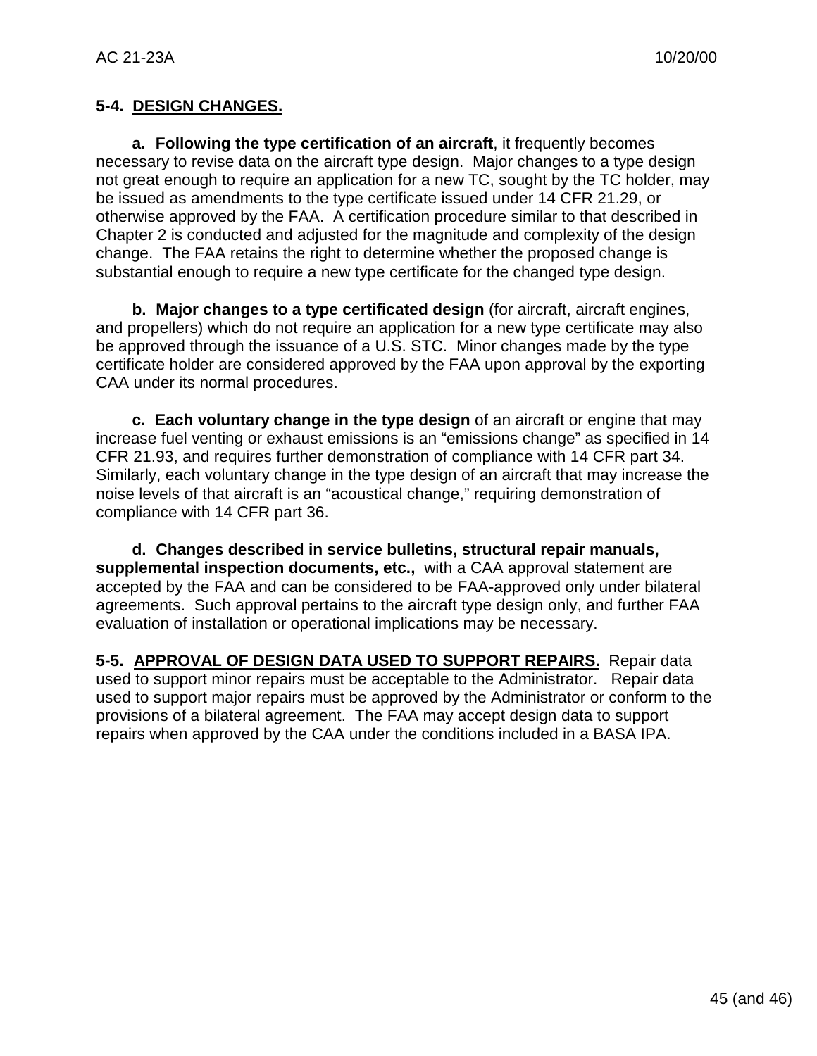## 5-4. DESIGN CHANGES.

**a. Following the type certification of an aircraft**, it frequently becomes necessary to revise data on the aircraft type design. Major changes to a type design not great enough to require an application for a new TC, sought by the TC holder, may be issued as amendments to the type certificate issued under 14 CFR 21.29, or otherwise approved by the FAA. A certification procedure similar to that described in Chapter 2 is conducted and adjusted for the magnitude and complexity of the design change. The FAA retains the right to determine whether the proposed change is substantial enough to require a new type certificate for the changed type design.

**b. Major changes to a type certificated design** (for aircraft, aircraft engines, and propellers) which do not require an application for a new type certificate may also be approved through the issuance of a U.S. STC. Minor changes made by the type certificate holder are considered approved by the FAA upon approval by the exporting CAA under its normal procedures.

**c. Each voluntary change in the type design** of an aircraft or engine that may increase fuel venting or exhaust emissions is an "emissions change" as specified in 14 CFR 21.93, and requires further demonstration of compliance with 14 CFR part 34. Similarly, each voluntary change in the type design of an aircraft that may increase the noise levels of that aircraft is an "acoustical change," requiring demonstration of compliance with 14 CFR part 36.

**d. Changes described in service bulletins, structural repair manuals, supplemental inspection documents, etc.,** with a CAA approval statement are accepted by the FAA and can be considered to be FAA-approved only under bilateral agreements. Such approval pertains to the aircraft type design only, and further FAA evaluation of installation or operational implications may be necessary.

## 5-5. APPROVAL OF DESIGN DATA USED TO SUPPORT REPAIRS.

Repair data used to support minor repairs must be acceptable to the Administrator. Repair data used to support major repairs must be approved by the Administrator or conform to the provisions of a bilateral agreement. The FAA may accept design data to support repairs when approved by the CAA under the conditions included in a BASA IPA.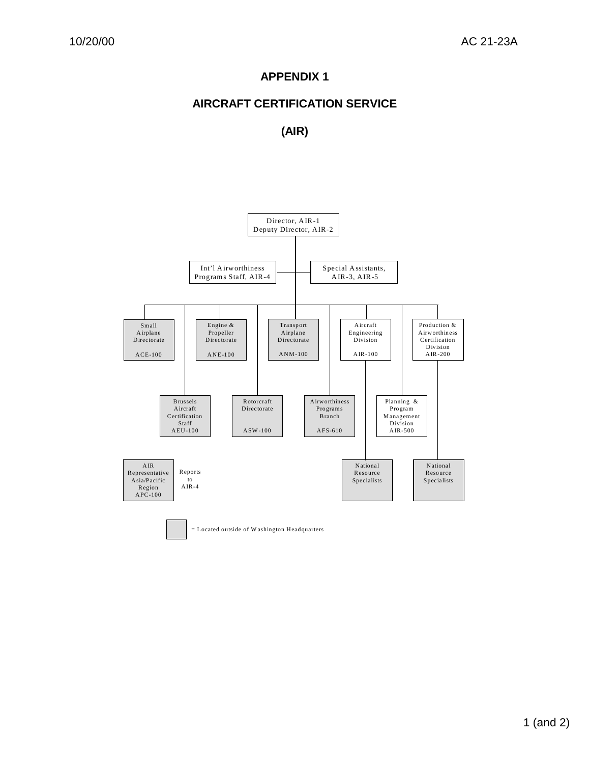# APPENDIX 1

# AIRCRAFT CERTIFICATION SERVICE

# (AIR)

Director, AIR-1
Deputy Director, AIR-2

Int'l Airworthiness Programs Staff, AIR-4

Special Assistants, AIR-3, AIR-5

Small Airplane Directorate ACE-100

Engine & Propeller Directorate ANE-100

Transport Airplane Directorate ANM-100

Aircraft Engineering Division AIR-100

Production & Airworthiness Certification Division AIR-200

Brussels Aircraft Certification Staff AEU-100

Rotorcraft Directorate ASW-100

Airworthiness Programs Branch AFS-610

Planning & Program Management Division AIR-500

AIR Representative Asia/Pacific Region APC-100 — Reports to AIR-4

National Resource Specialists

National Resource Specialists

(Shaded box) = Located outside of Washington Headquarters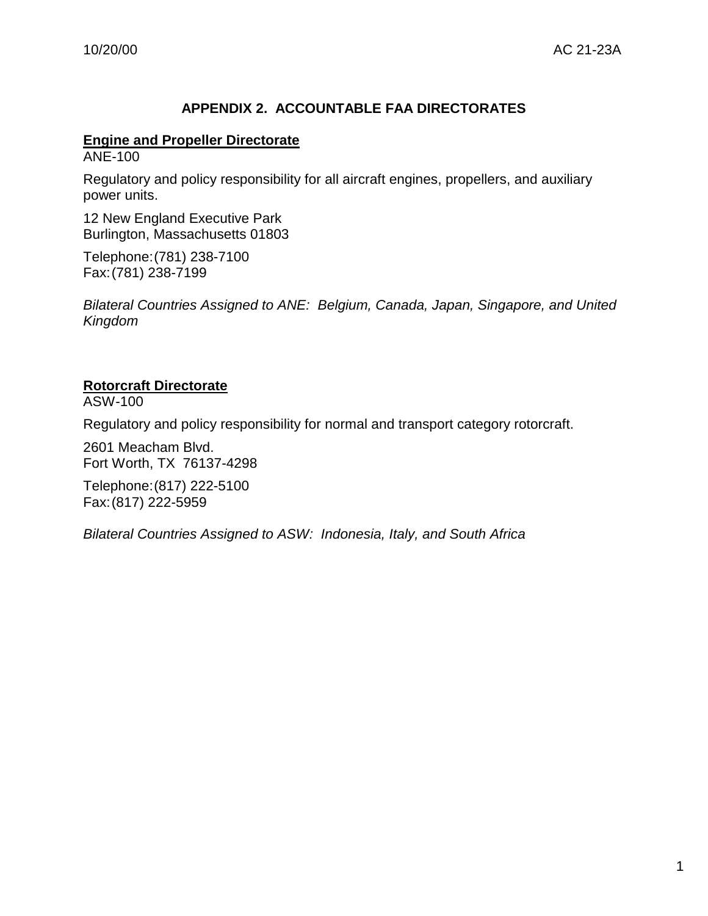# APPENDIX 2. ACCOUNTABLE FAA DIRECTORATES

**Engine and Propeller Directorate**
ANE-100

Regulatory and policy responsibility for all aircraft engines, propellers, and auxiliary power units.

12 New England Executive Park
Burlington, Massachusetts 01803

Telephone: (781) 238-7100
Fax: (781) 238-7199

*Bilateral Countries Assigned to ANE: Belgium, Canada, Japan, Singapore, and United Kingdom*

**Rotorcraft Directorate**
ASW-100

Regulatory and policy responsibility for normal and transport category rotorcraft.

2601 Meacham Blvd.
Fort Worth, TX 76137-4298

Telephone: (817) 222-5100
Fax: (817) 222-5959

*Bilateral Countries Assigned to ASW: Indonesia, Italy, and South Africa*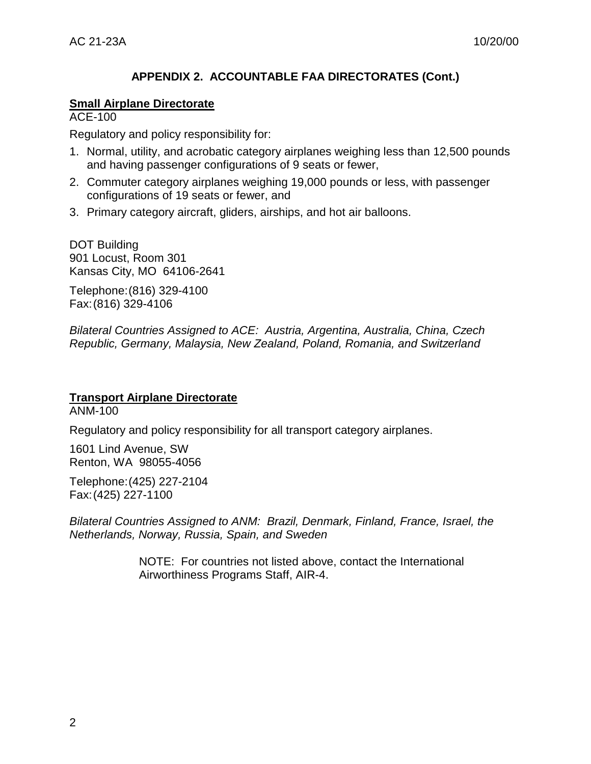## APPENDIX 2. ACCOUNTABLE FAA DIRECTORATES (Cont.)

**Small Airplane Directorate**

ACE-100

Regulatory and policy responsibility for:

1. Normal, utility, and acrobatic category airplanes weighing less than 12,500 pounds and having passenger configurations of 9 seats or fewer,
2. Commuter category airplanes weighing 19,000 pounds or less, with passenger configurations of 19 seats or fewer, and
3. Primary category aircraft, gliders, airships, and hot air balloons.

DOT Building
901 Locust, Room 301
Kansas City, MO 64106-2641

Telephone: (816) 329-4100
Fax: (816) 329-4106

*Bilateral Countries Assigned to ACE: Austria, Argentina, Australia, China, Czech Republic, Germany, Malaysia, New Zealand, Poland, Romania, and Switzerland*

**Transport Airplane Directorate**

ANM-100

Regulatory and policy responsibility for all transport category airplanes.

1601 Lind Avenue, SW
Renton, WA 98055-4056

Telephone: (425) 227-2104
Fax: (425) 227-1100

*Bilateral Countries Assigned to ANM: Brazil, Denmark, Finland, France, Israel, the Netherlands, Norway, Russia, Spain, and Sweden*

NOTE: For countries not listed above, contact the International Airworthiness Programs Staff, AIR-4.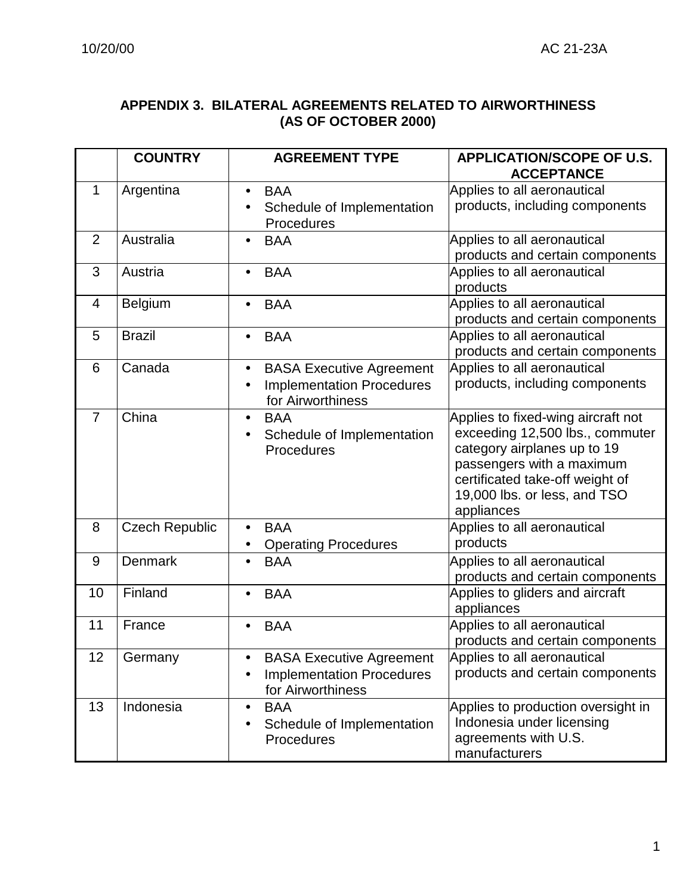## APPENDIX 3. BILATERAL AGREEMENTS RELATED TO AIRWORTHINESS (AS OF OCTOBER 2000)

| | COUNTRY | AGREEMENT TYPE | APPLICATION/SCOPE OF U.S. ACCEPTANCE |
|---|---|---|---|
| 1 | Argentina | • BAA<br>• Schedule of Implementation Procedures | Applies to all aeronautical products, including components |
| 2 | Australia | • BAA | Applies to all aeronautical products and certain components |
| 3 | Austria | • BAA | Applies to all aeronautical products |
| 4 | Belgium | • BAA | Applies to all aeronautical products and certain components |
| 5 | Brazil | • BAA | Applies to all aeronautical products and certain components |
| 6 | Canada | • BASA Executive Agreement<br>• Implementation Procedures for Airworthiness | Applies to all aeronautical products, including components |
| 7 | China | • BAA<br>• Schedule of Implementation Procedures | Applies to fixed-wing aircraft not exceeding 12,500 lbs., commuter category airplanes up to 19 passengers with a maximum certificated take-off weight of 19,000 lbs. or less, and TSO appliances |
| 8 | Czech Republic | • BAA<br>• Operating Procedures | Applies to all aeronautical products |
| 9 | Denmark | • BAA | Applies to all aeronautical products and certain components |
| 10 | Finland | • BAA | Applies to gliders and aircraft appliances |
| 11 | France | • BAA | Applies to all aeronautical products and certain components |
| 12 | Germany | • BASA Executive Agreement<br>• Implementation Procedures for Airworthiness | Applies to all aeronautical products and certain components |
| 13 | Indonesia | • BAA<br>• Schedule of Implementation Procedures | Applies to production oversight in Indonesia under licensing agreements with U.S. manufacturers |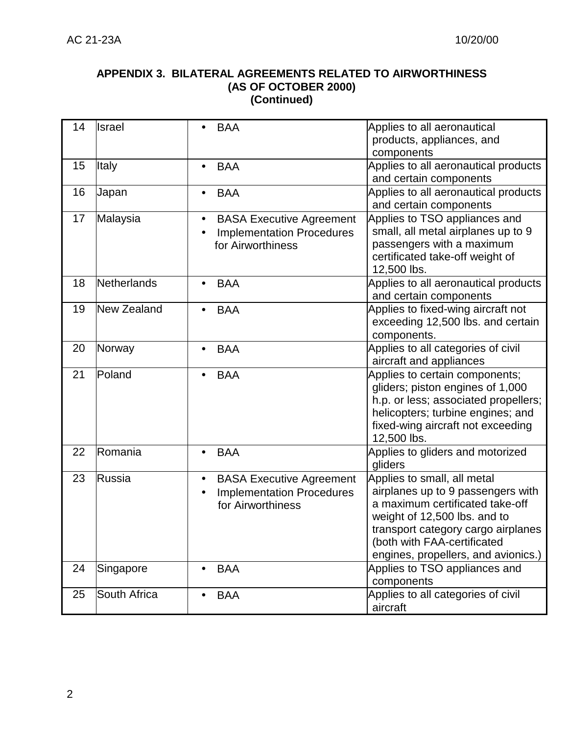**APPENDIX 3. BILATERAL AGREEMENTS RELATED TO AIRWORTHINESS (AS OF OCTOBER 2000) (Continued)**

| | | | |
|---|---|---|---|
| 14 | Israel | • BAA | Applies to all aeronautical products, appliances, and components |
| 15 | Italy | • BAA | Applies to all aeronautical products and certain components |
| 16 | Japan | • BAA | Applies to all aeronautical products and certain components |
| 17 | Malaysia | • BASA Executive Agreement<br>• Implementation Procedures for Airworthiness | Applies to TSO appliances and small, all metal airplanes up to 9 passengers with a maximum certificated take-off weight of 12,500 lbs. |
| 18 | Netherlands | • BAA | Applies to all aeronautical products and certain components |
| 19 | New Zealand | • BAA | Applies to fixed-wing aircraft not exceeding 12,500 lbs. and certain components. |
| 20 | Norway | • BAA | Applies to all categories of civil aircraft and appliances |
| 21 | Poland | • BAA | Applies to certain components; gliders; piston engines of 1,000 h.p. or less; associated propellers; helicopters; turbine engines; and fixed-wing aircraft not exceeding 12,500 lbs. |
| 22 | Romania | • BAA | Applies to gliders and motorized gliders |
| 23 | Russia | • BASA Executive Agreement<br>• Implementation Procedures for Airworthiness | Applies to small, all metal airplanes up to 9 passengers with a maximum certificated take-off weight of 12,500 lbs. and to transport category cargo airplanes (both with FAA-certificated engines, propellers, and avionics.) |
| 24 | Singapore | • BAA | Applies to TSO appliances and components |
| 25 | South Africa | • BAA | Applies to all categories of civil aircraft |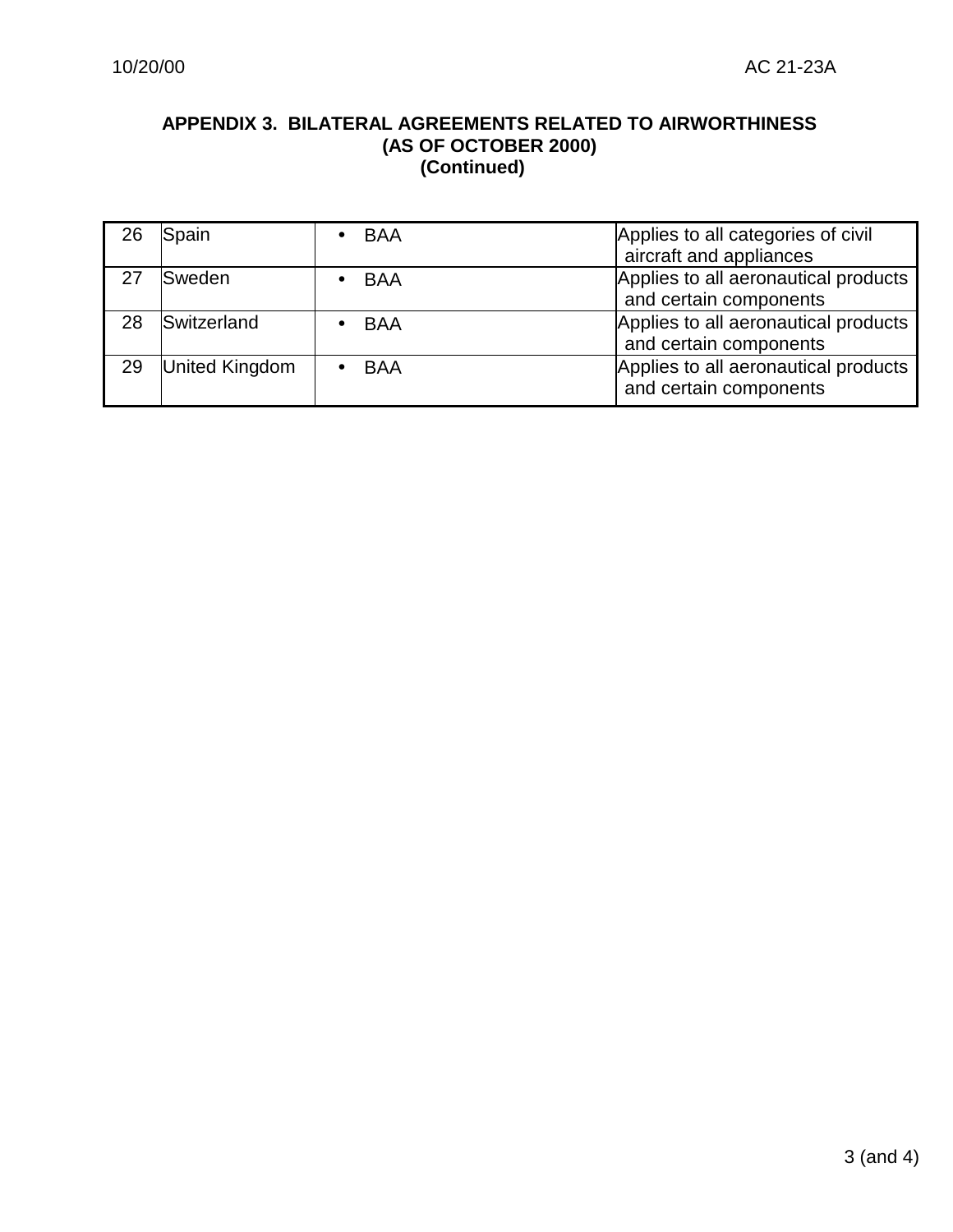## APPENDIX 3. BILATERAL AGREEMENTS RELATED TO AIRWORTHINESS (AS OF OCTOBER 2000) (Continued)

| | | | |
|---|---|---|---|
| 26 | Spain | • BAA | Applies to all categories of civil aircraft and appliances |
| 27 | Sweden | • BAA | Applies to all aeronautical products and certain components |
| 28 | Switzerland | • BAA | Applies to all aeronautical products and certain components |
| 29 | United Kingdom | • BAA | Applies to all aeronautical products and certain components |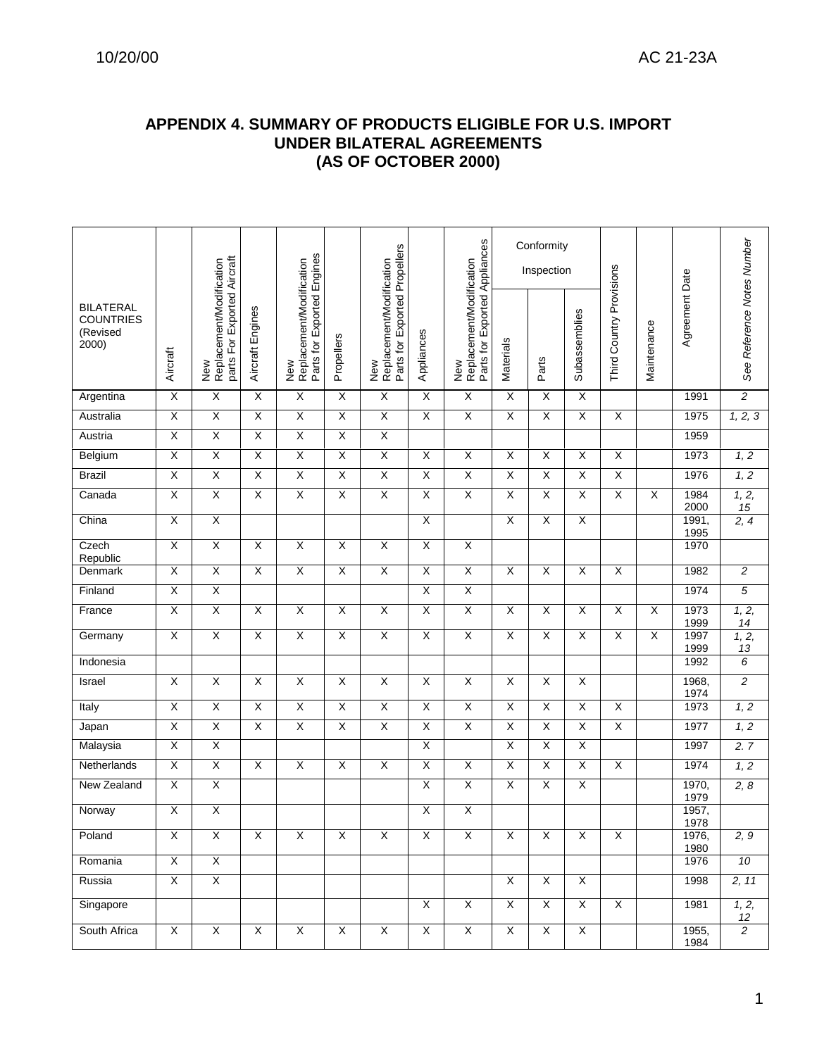# APPENDIX 4. SUMMARY OF PRODUCTS ELIGIBLE FOR U.S. IMPORT UNDER BILATERAL AGREEMENTS (AS OF OCTOBER 2000)

| BILATERAL COUNTRIES (Revised 2000) | Aircraft | New Replacement/Modification parts For Exported Aircraft | Aircraft Engines | New Replacement/Modification Parts for Exported Engines | Propellers | New Replacement/Modification Parts for Exported Propellers | Appliances | New Replacement/Modification Parts for Exported Appliances | Conformity Inspection | | | Third Country Provisions | Maintenance | Agreement Date | See Reference Notes Number |
|---|---|---|---|---|---|---|---|---|---|---|---|---|---|---|---|
| | | | | | | | | | Materials | Parts | Subassemblies | | | | |
| Argentina | X | X | X | X | X | X | X | X | X | X | X | | | 1991 | 2 |
| Australia | X | X | X | X | X | X | X | X | X | X | X | X | | 1975 | 1, 2, 3 |
| Austria | X | X | X | X | X | X | | | | | | | | 1959 | |
| Belgium | X | X | X | X | X | X | X | X | X | X | X | X | | 1973 | 1, 2 |
| Brazil | X | X | X | X | X | X | X | X | X | X | X | X | | 1976 | 1, 2 |
| Canada | X | X | X | X | X | X | X | X | X | X | X | X | X | 1984 2000 | 1, 2, 15 |
| China | X | X | | | | | X | | X | X | X | | | 1991, 1995 | 2, 4 |
| Czech Republic | X | X | X | X | X | X | X | X | | | | | | 1970 | |
| Denmark | X | X | X | X | X | X | X | X | X | X | X | X | | 1982 | 2 |
| Finland | X | X | | | | | X | X | | | | | | 1974 | 5 |
| France | X | X | X | X | X | X | X | X | X | X | X | X | X | 1973 1999 | 1, 2, 14 |
| Germany | X | X | X | X | X | X | X | X | X | X | X | X | X | 1997 1999 | 1, 2, 13 |
| Indonesia | | | | | | | | | | | | | | 1992 | 6 |
| Israel | X | X | X | X | X | X | X | X | X | X | X | | | 1968, 1974 | 2 |
| Italy | X | X | X | X | X | X | X | X | X | X | X | X | | 1973 | 1, 2 |
| Japan | X | X | X | X | X | X | X | X | X | X | X | X | | 1977 | 1, 2 |
| Malaysia | X | X | | | | | X | | X | X | X | | | 1997 | 2. 7 |
| Netherlands | X | X | X | X | X | X | X | X | X | X | X | X | | 1974 | 1, 2 |
| New Zealand | X | X | | | | | X | X | X | X | X | | | 1970, 1979 | 2, 8 |
| Norway | X | X | | | | | X | X | | | | | | 1957, 1978 | |
| Poland | X | X | X | X | X | X | X | X | X | X | X | X | | 1976, 1980 | 2, 9 |
| Romania | X | X | | | | | | | | | | | | 1976 | 10 |
| Russia | X | X | | | | | | | X | X | X | | | 1998 | 2, 11 |
| Singapore | | | | | | | X | X | X | X | X | X | | 1981 | 1, 2, 12 |
| South Africa | X | X | X | X | X | X | X | X | X | X | X | | | 1955, 1984 | 2 |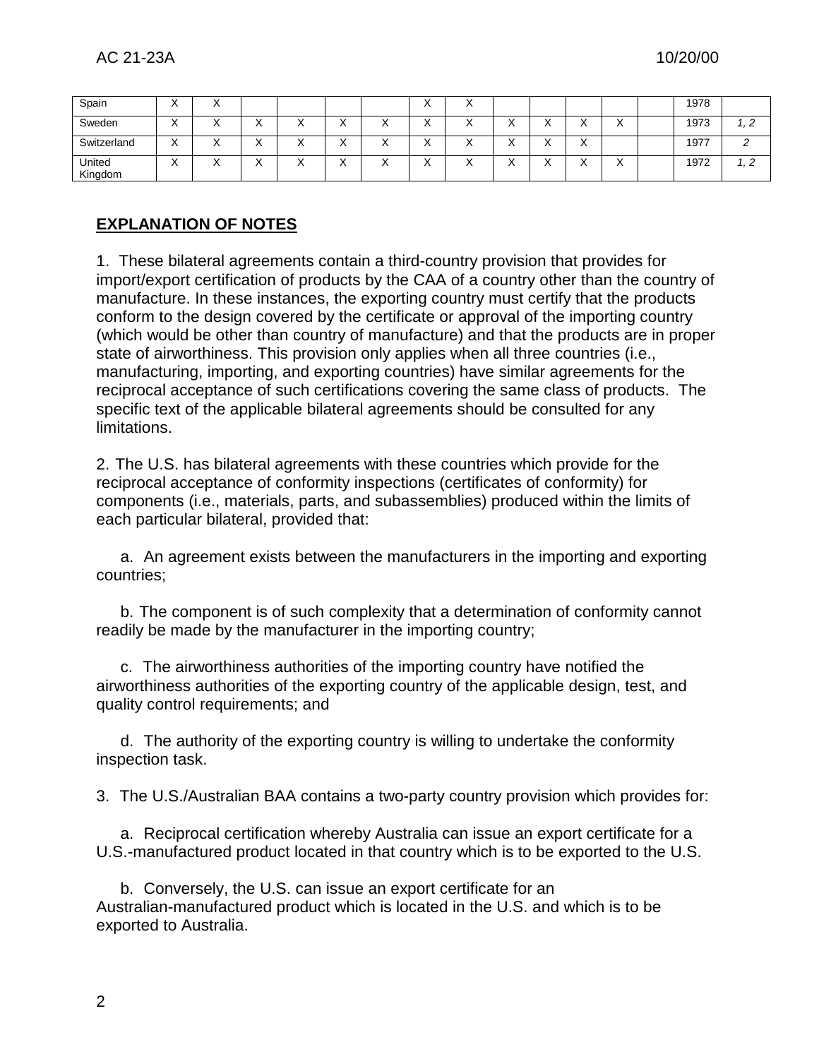| | | | | | | | | | | | | | | | |
|---|---|---|---|---|---|---|---|---|---|---|---|---|---|---|---|
| Spain | X | X | | | | | X | X | | | | | | 1978 | |
| Sweden | X | X | X | X | X | X | X | X | X | X | X | X | | 1973 | *1, 2* |
| Switzerland | X | X | X | X | X | X | X | X | X | X | X | | | 1977 | *2* |
| United Kingdom | X | X | X | X | X | X | X | X | X | X | X | X | | 1972 | *1, 2* |

## EXPLANATION OF NOTES

1. These bilateral agreements contain a third-country provision that provides for import/export certification of products by the CAA of a country other than the country of manufacture. In these instances, the exporting country must certify that the products conform to the design covered by the certificate or approval of the importing country (which would be other than country of manufacture) and that the products are in proper state of airworthiness. This provision only applies when all three countries (i.e., manufacturing, importing, and exporting countries) have similar agreements for the reciprocal acceptance of such certifications covering the same class of products. The specific text of the applicable bilateral agreements should be consulted for any limitations.

2. The U.S. has bilateral agreements with these countries which provide for the reciprocal acceptance of conformity inspections (certificates of conformity) for components (i.e., materials, parts, and subassemblies) produced within the limits of each particular bilateral, provided that:

   a. An agreement exists between the manufacturers in the importing and exporting countries;

   b. The component is of such complexity that a determination of conformity cannot readily be made by the manufacturer in the importing country;

   c. The airworthiness authorities of the importing country have notified the airworthiness authorities of the exporting country of the applicable design, test, and quality control requirements; and

   d. The authority of the exporting country is willing to undertake the conformity inspection task.

3. The U.S./Australian BAA contains a two-party country provision which provides for:

   a. Reciprocal certification whereby Australia can issue an export certificate for a U.S.-manufactured product located in that country which is to be exported to the U.S.

   b. Conversely, the U.S. can issue an export certificate for an Australian-manufactured product which is located in the U.S. and which is to be exported to Australia.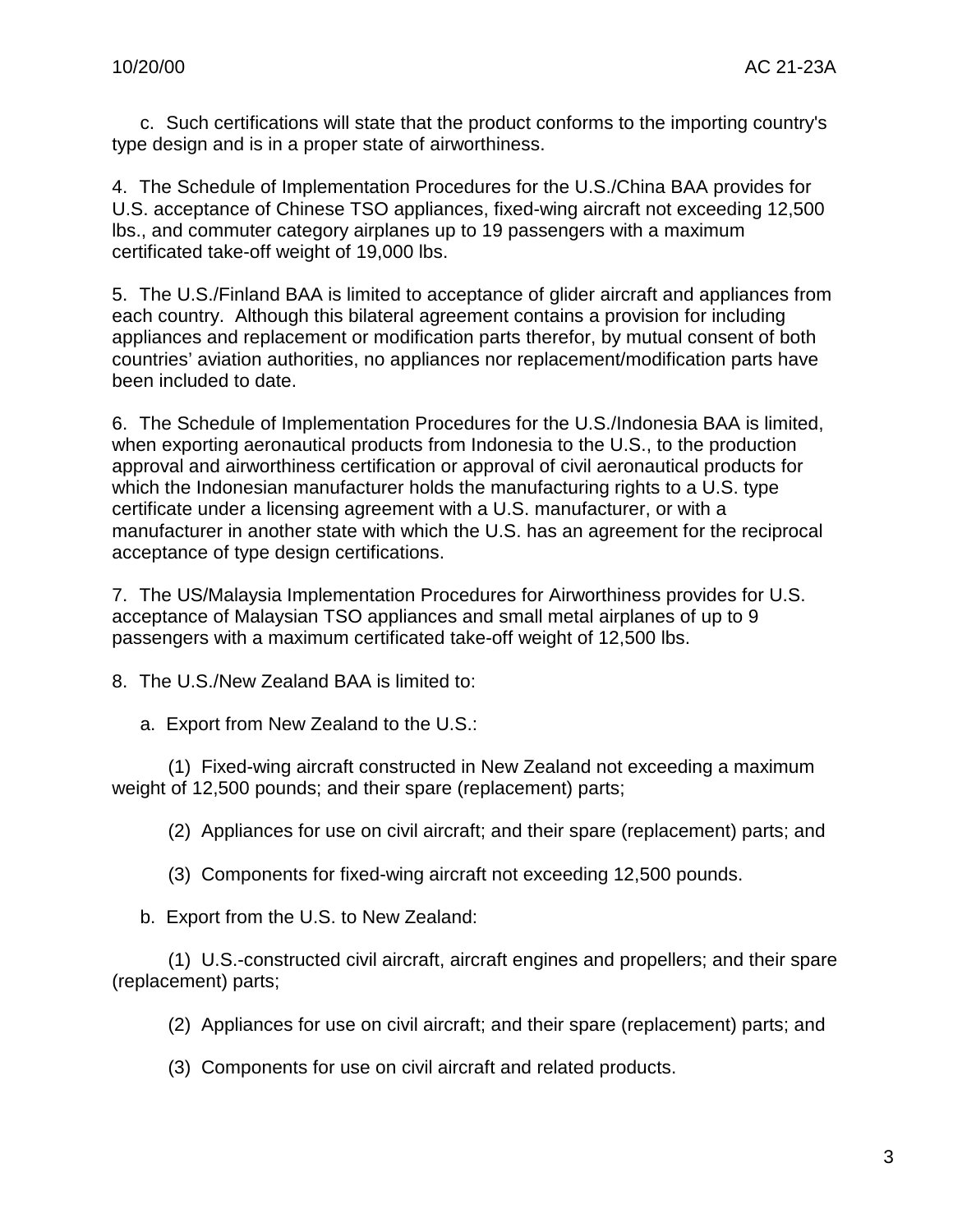c. Such certifications will state that the product conforms to the importing country's type design and is in a proper state of airworthiness.

4. The Schedule of Implementation Procedures for the U.S./China BAA provides for U.S. acceptance of Chinese TSO appliances, fixed-wing aircraft not exceeding 12,500 lbs., and commuter category airplanes up to 19 passengers with a maximum certificated take-off weight of 19,000 lbs.

5. The U.S./Finland BAA is limited to acceptance of glider aircraft and appliances from each country. Although this bilateral agreement contains a provision for including appliances and replacement or modification parts therefor, by mutual consent of both countries' aviation authorities, no appliances nor replacement/modification parts have been included to date.

6. The Schedule of Implementation Procedures for the U.S./Indonesia BAA is limited, when exporting aeronautical products from Indonesia to the U.S., to the production approval and airworthiness certification or approval of civil aeronautical products for which the Indonesian manufacturer holds the manufacturing rights to a U.S. type certificate under a licensing agreement with a U.S. manufacturer, or with a manufacturer in another state with which the U.S. has an agreement for the reciprocal acceptance of type design certifications.

7. The US/Malaysia Implementation Procedures for Airworthiness provides for U.S. acceptance of Malaysian TSO appliances and small metal airplanes of up to 9 passengers with a maximum certificated take-off weight of 12,500 lbs.

8. The U.S./New Zealand BAA is limited to:

a. Export from New Zealand to the U.S.:

(1) Fixed-wing aircraft constructed in New Zealand not exceeding a maximum weight of 12,500 pounds; and their spare (replacement) parts;

(2) Appliances for use on civil aircraft; and their spare (replacement) parts; and

(3) Components for fixed-wing aircraft not exceeding 12,500 pounds.

b. Export from the U.S. to New Zealand:

(1) U.S.-constructed civil aircraft, aircraft engines and propellers; and their spare (replacement) parts;

(2) Appliances for use on civil aircraft; and their spare (replacement) parts; and

(3) Components for use on civil aircraft and related products.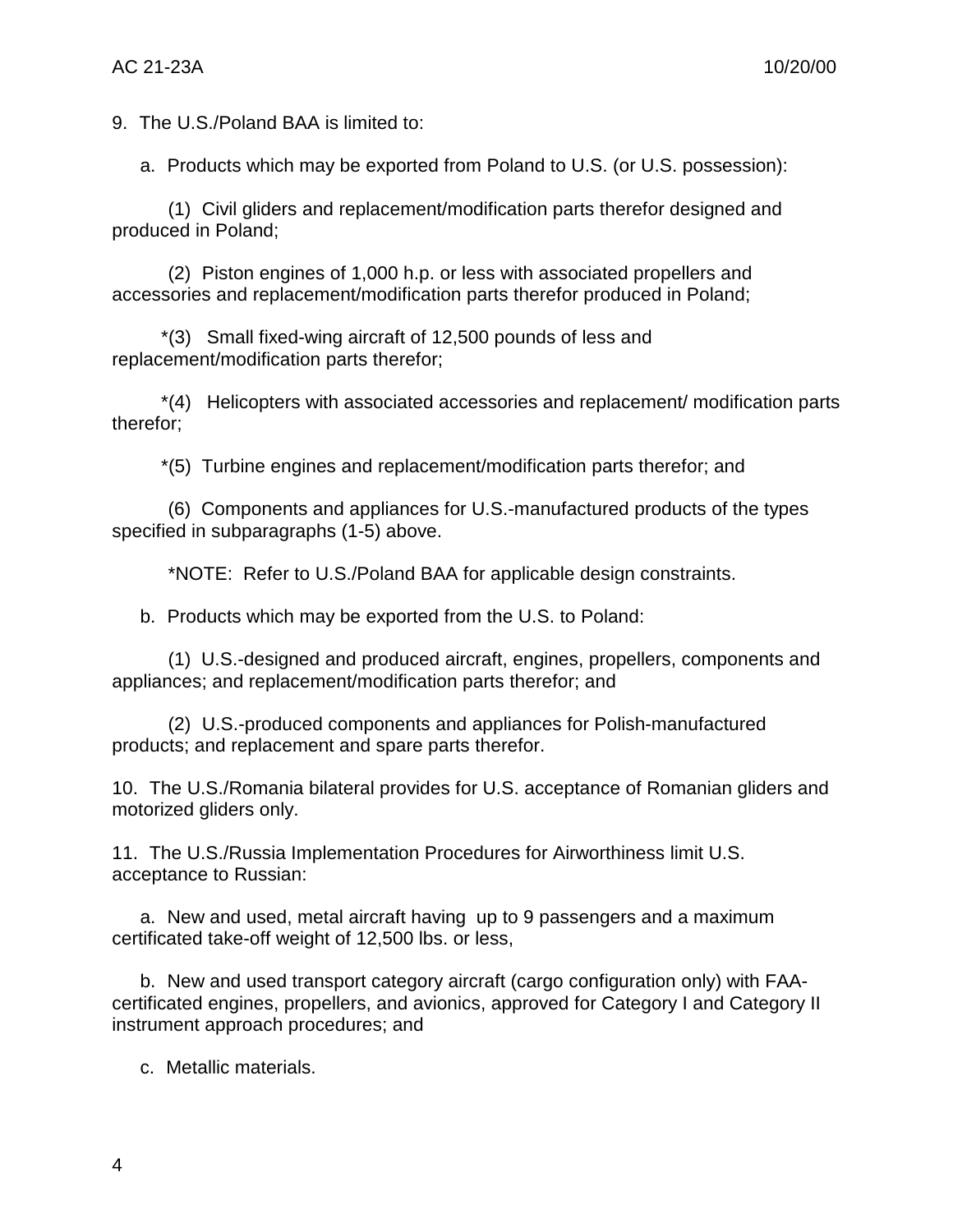9. The U.S./Poland BAA is limited to:

a. Products which may be exported from Poland to U.S. (or U.S. possession):

(1) Civil gliders and replacement/modification parts therefor designed and produced in Poland;

(2) Piston engines of 1,000 h.p. or less with associated propellers and accessories and replacement/modification parts therefor produced in Poland;

*(3) Small fixed-wing aircraft of 12,500 pounds of less and replacement/modification parts therefor;

*(4) Helicopters with associated accessories and replacement/ modification parts therefor;

*(5) Turbine engines and replacement/modification parts therefor; and

(6) Components and appliances for U.S.-manufactured products of the types specified in subparagraphs (1-5) above.

*NOTE: Refer to U.S./Poland BAA for applicable design constraints.

b. Products which may be exported from the U.S. to Poland:

(1) U.S.-designed and produced aircraft, engines, propellers, components and appliances; and replacement/modification parts therefor; and

(2) U.S.-produced components and appliances for Polish-manufactured products; and replacement and spare parts therefor.

10. The U.S./Romania bilateral provides for U.S. acceptance of Romanian gliders and motorized gliders only.

11. The U.S./Russia Implementation Procedures for Airworthiness limit U.S. acceptance to Russian:

a. New and used, metal aircraft having up to 9 passengers and a maximum certificated take-off weight of 12,500 lbs. or less,

b. New and used transport category aircraft (cargo configuration only) with FAA-certificated engines, propellers, and avionics, approved for Category I and Category II instrument approach procedures; and

c. Metallic materials.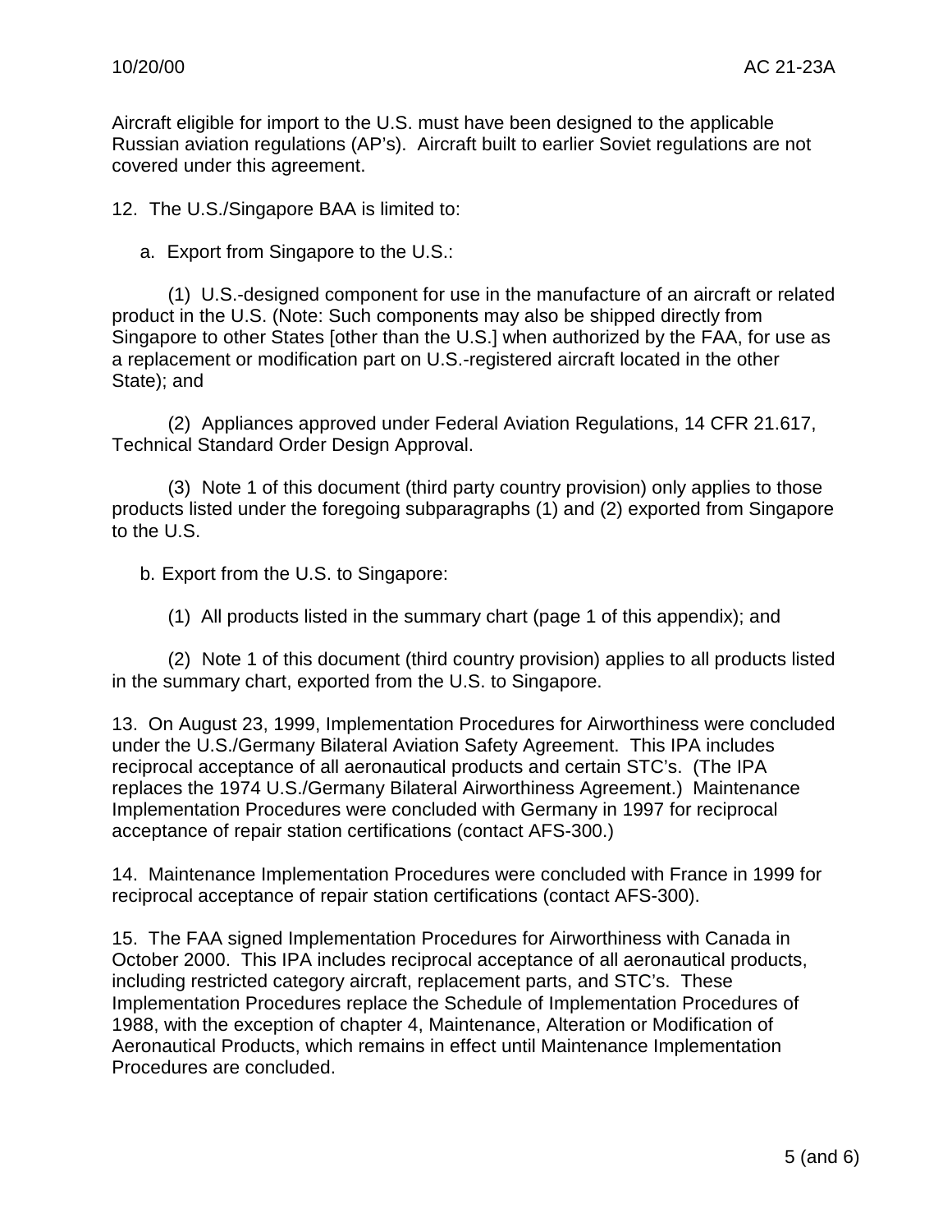Aircraft eligible for import to the U.S. must have been designed to the applicable Russian aviation regulations (AP's). Aircraft built to earlier Soviet regulations are not covered under this agreement.

12. The U.S./Singapore BAA is limited to:

a. Export from Singapore to the U.S.:

(1) U.S.-designed component for use in the manufacture of an aircraft or related product in the U.S. (Note: Such components may also be shipped directly from Singapore to other States [other than the U.S.] when authorized by the FAA, for use as a replacement or modification part on U.S.-registered aircraft located in the other State); and

(2) Appliances approved under Federal Aviation Regulations, 14 CFR 21.617, Technical Standard Order Design Approval.

(3) Note 1 of this document (third party country provision) only applies to those products listed under the foregoing subparagraphs (1) and (2) exported from Singapore to the U.S.

b. Export from the U.S. to Singapore:

(1) All products listed in the summary chart (page 1 of this appendix); and

(2) Note 1 of this document (third country provision) applies to all products listed in the summary chart, exported from the U.S. to Singapore.

13. On August 23, 1999, Implementation Procedures for Airworthiness were concluded under the U.S./Germany Bilateral Aviation Safety Agreement. This IPA includes reciprocal acceptance of all aeronautical products and certain STC's. (The IPA replaces the 1974 U.S./Germany Bilateral Airworthiness Agreement.) Maintenance Implementation Procedures were concluded with Germany in 1997 for reciprocal acceptance of repair station certifications (contact AFS-300.)

14. Maintenance Implementation Procedures were concluded with France in 1999 for reciprocal acceptance of repair station certifications (contact AFS-300).

15. The FAA signed Implementation Procedures for Airworthiness with Canada in October 2000. This IPA includes reciprocal acceptance of all aeronautical products, including restricted category aircraft, replacement parts, and STC's. These Implementation Procedures replace the Schedule of Implementation Procedures of 1988, with the exception of chapter 4, Maintenance, Alteration or Modification of Aeronautical Products, which remains in effect until Maintenance Implementation Procedures are concluded.